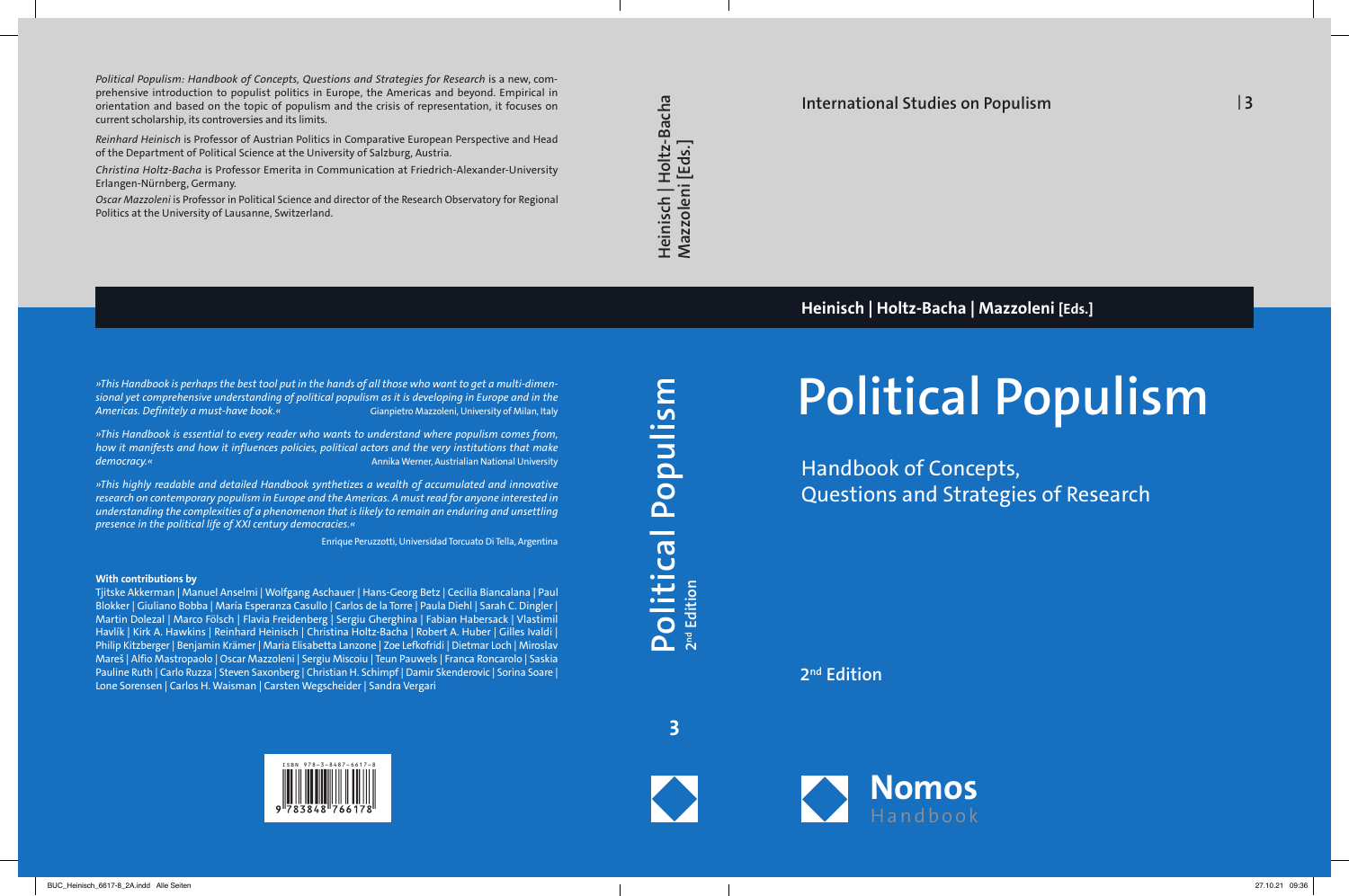International Studies on Populism | 3

Heinisch | Holtz-Bacha | Mazzoleni [Eds.]

# Political Populism

## Handbook of Concepts, Questions and Strategies of Research

**2nd Edition**

**Nomos** Handbook

---

*Political Populism: Handbook of Concepts, Questions and Strategies for Research* is a new, comprehensive introduction to populist politics in Europe, the Americas and beyond. Empirical in orientation and based on the topic of populism and the crisis of representation, it focuses on current scholarship, its controversies and its limits.

*Reinhard Heinisch* is Professor of Austrian Politics in Comparative European Perspective and Head of the Department of Political Science at the University of Salzburg, Austria.

*Christina Holtz-Bacha* is Professor Emerita in Communication at Friedrich-Alexander-University Erlangen-Nürnberg, Germany.

*Oscar Mazzoleni* is Professor in Political Science and director of the Research Observatory for Regional Politics at the University of Lausanne, Switzerland.

*»This Handbook is perhaps the best tool put in the hands of all those who want to get a multi-dimensional yet comprehensive understanding of political populism as it is developing in Europe and in the Americas. Definitely a must-have book.«* Gianpietro Mazzoleni, University of Milan, Italy

*»This Handbook is essential to every reader who wants to understand where populism comes from, how it manifests and how it influences policies, political actors and the very institutions that make democracy.«* Annika Werner, Austrialian National University

*»This highly readable and detailed Handbook synthetizes a wealth of accumulated and innovative research on contemporary populism in Europe and the Americas. A must read for anyone interested in understanding the complexities of a phenomenon that is likely to remain an enduring and unsettling presence in the political life of XXI century democracies.«*

Enrique Peruzzotti, Universidad Torcuato Di Tella, Argentina

**With contributions by**

Tjitske Akkerman | Manuel Anselmi | Wolfgang Aschauer | Hans-Georg Betz | Cecilia Biancalana | Paul Blokker | Giuliano Bobba | María Esperanza Casullo | Carlos de la Torre | Paula Diehl | Sarah C. Dingler | Martin Dolezal | Marco Fölsch | Flavia Freidenberg | Sergiu Gherghina | Fabian Habersack | Vlastimil Havlík | Kirk A. Hawkins | Reinhard Heinisch | Christina Holtz-Bacha | Robert A. Huber | Gilles Ivaldi | Philip Kitzberger | Benjamin Krämer | Maria Elisabetta Lanzone | Zoe Lefkofridi | Dietmar Loch | Miroslav Mareš | Alfio Mastropaolo | Oscar Mazzoleni | Sergiu Miscoiu | Teun Pauwels | Franca Roncarolo | Saskia Pauline Ruth | Carlo Ruzza | Steven Saxonberg | Christian H. Schimpf | Damir Skenderovic | Sorina Soare | Lone Sorensen | Carlos H. Waisman | Carsten Wegscheider | Sandra Vergari

ISBN 978-3-8487-6617-8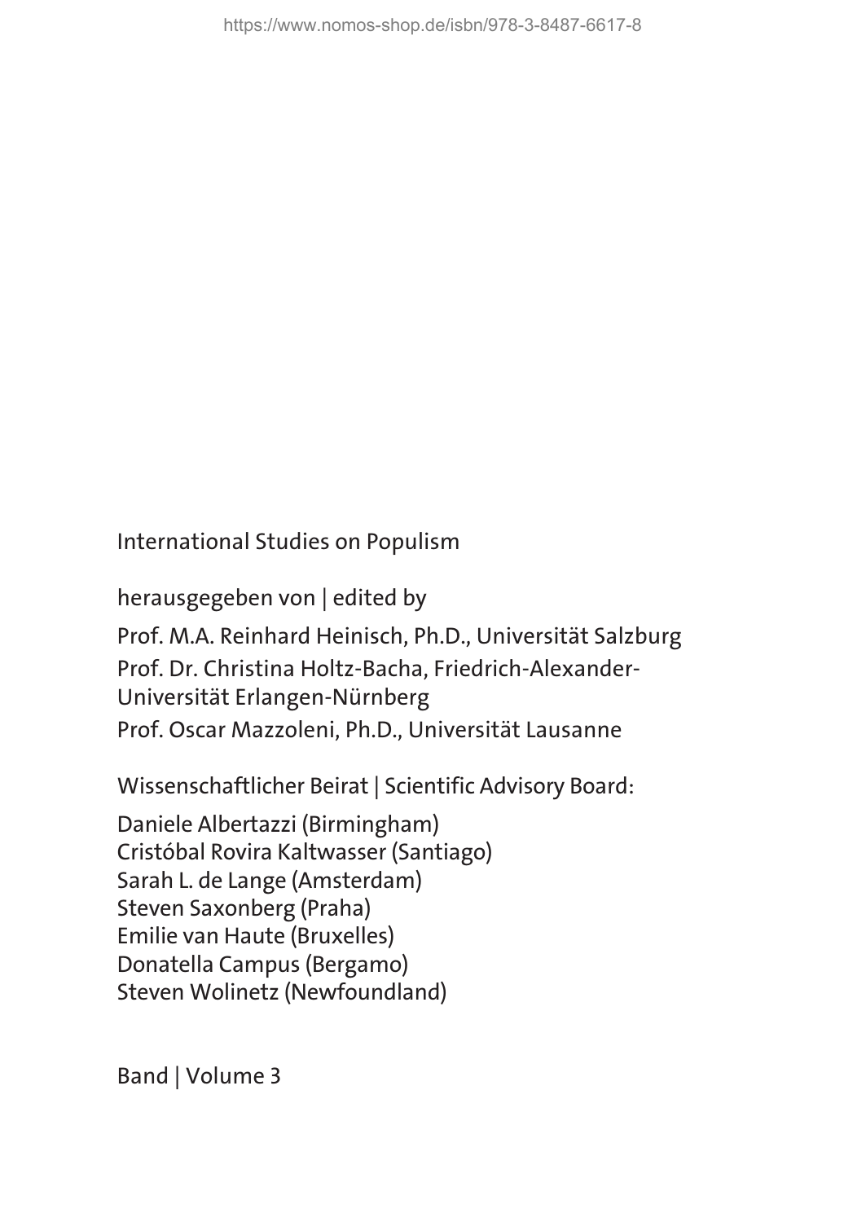International Studies on Populism

herausgegeben von | edited by

Prof. M.A. Reinhard Heinisch, Ph.D., Universität Salzburg

Prof. Dr. Christina Holtz-Bacha, Friedrich-Alexander-Universität Erlangen-Nürnberg

Prof. Oscar Mazzoleni, Ph.D., Universität Lausanne

Wissenschaftlicher Beirat | Scientific Advisory Board:

Daniele Albertazzi (Birmingham)
Cristóbal Rovira Kaltwasser (Santiago)
Sarah L. de Lange (Amsterdam)
Steven Saxonberg (Praha)
Emilie van Haute (Bruxelles)
Donatella Campus (Bergamo)
Steven Wolinetz (Newfoundland)

Band | Volume 3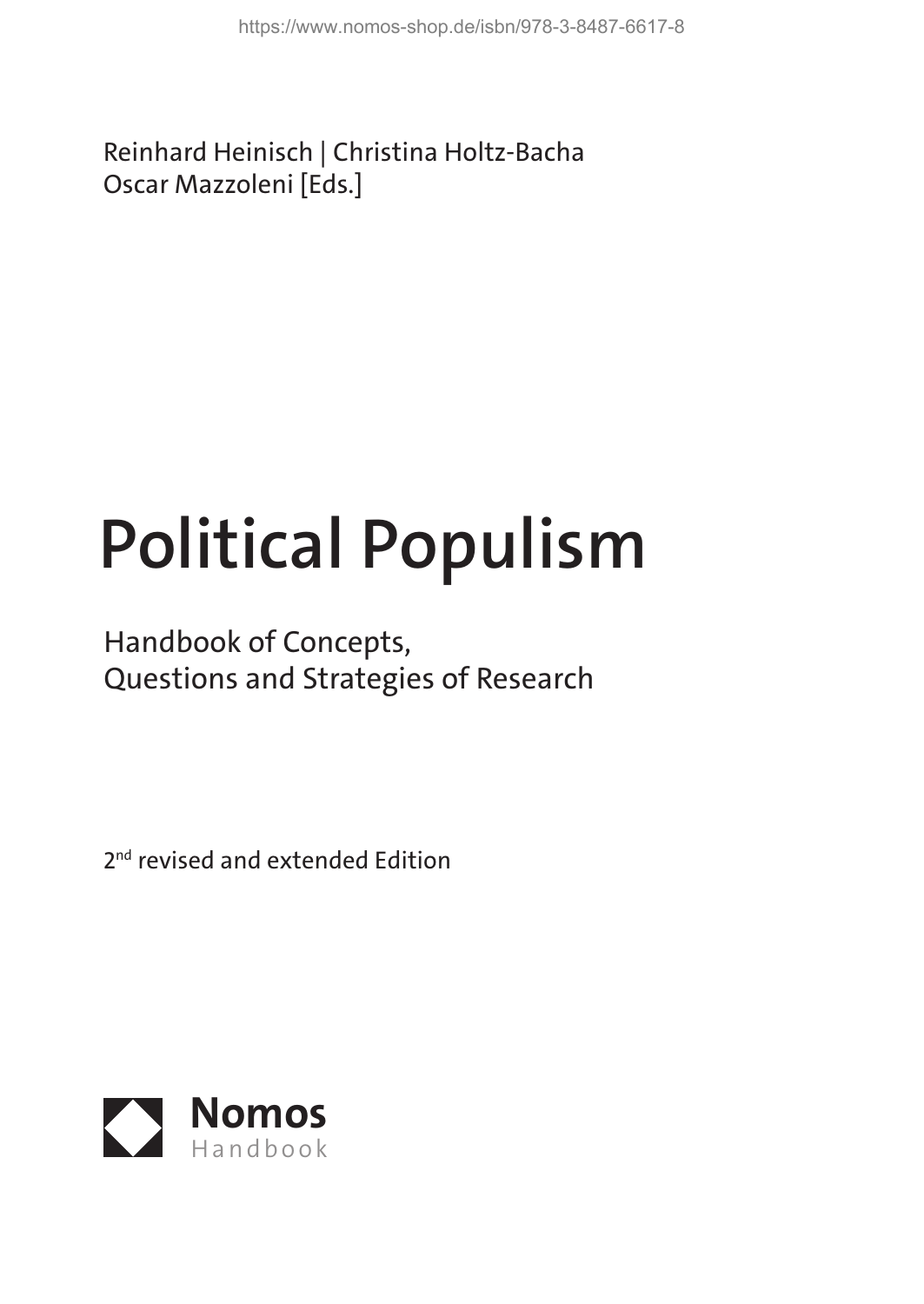Reinhard Heinisch | Christina Holtz-Bacha
Oscar Mazzoleni [Eds.]

# Political Populism

Handbook of Concepts,
Questions and Strategies of Research

2nd revised and extended Edition

**Nomos**
Handbook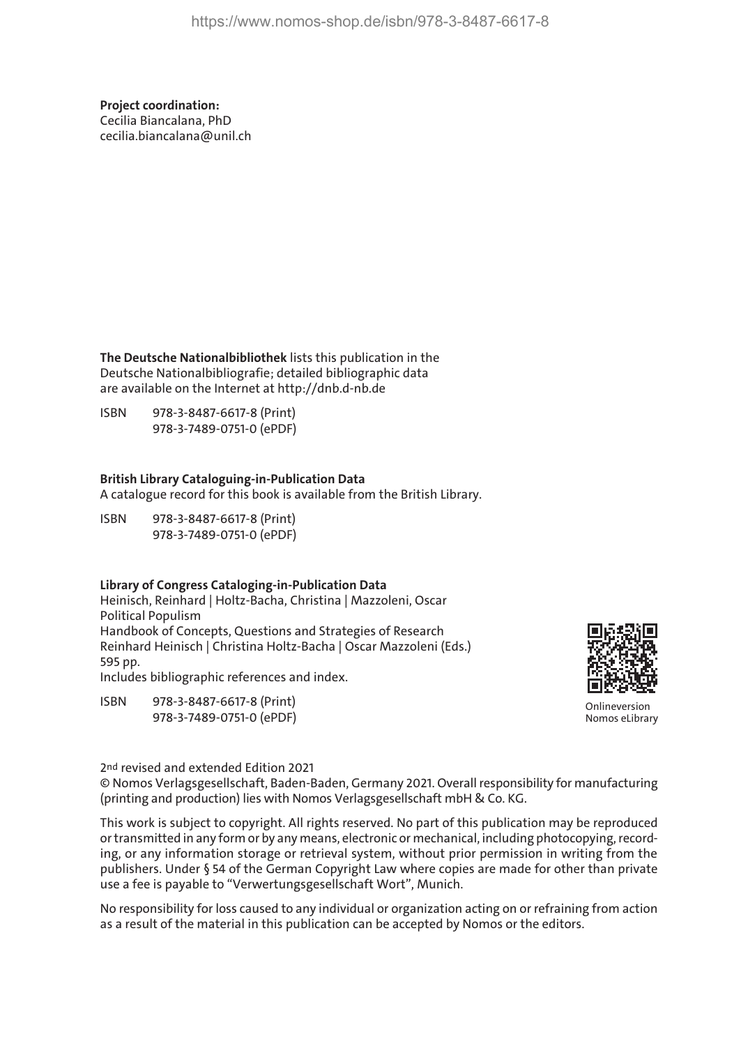**Project coordination:**
Cecilia Biancalana, PhD
cecilia.biancalana@unil.ch

**The Deutsche Nationalbibliothek** lists this publication in the Deutsche Nationalbibliografie; detailed bibliographic data are available on the Internet at http://dnb.d-nb.de

ISBN 978-3-8487-6617-8 (Print)
978-3-7489-0751-0 (ePDF)

**British Library Cataloguing-in-Publication Data**
A catalogue record for this book is available from the British Library.

ISBN 978-3-8487-6617-8 (Print)
978-3-7489-0751-0 (ePDF)

**Library of Congress Cataloging-in-Publication Data**
Heinisch, Reinhard | Holtz-Bacha, Christina | Mazzoleni, Oscar
Political Populism
Handbook of Concepts, Questions and Strategies of Research
Reinhard Heinisch | Christina Holtz-Bacha | Oscar Mazzoleni (Eds.)
595 pp.
Includes bibliographic references and index.

ISBN 978-3-8487-6617-8 (Print)
978-3-7489-0751-0 (ePDF)

Onlineversion
Nomos eLibrary

2nd revised and extended Edition 2021
© Nomos Verlagsgesellschaft, Baden-Baden, Germany 2021. Overall responsibility for manufacturing (printing and production) lies with Nomos Verlagsgesellschaft mbH & Co. KG.

This work is subject to copyright. All rights reserved. No part of this publication may be reproduced or transmitted in any form or by any means, electronic or mechanical, including photocopying, recording, or any information storage or retrieval system, without prior permission in writing from the publishers. Under § 54 of the German Copyright Law where copies are made for other than private use a fee is payable to "Verwertungsgesellschaft Wort", Munich.

No responsibility for loss caused to any individual or organization acting on or refraining from action as a result of the material in this publication can be accepted by Nomos or the editors.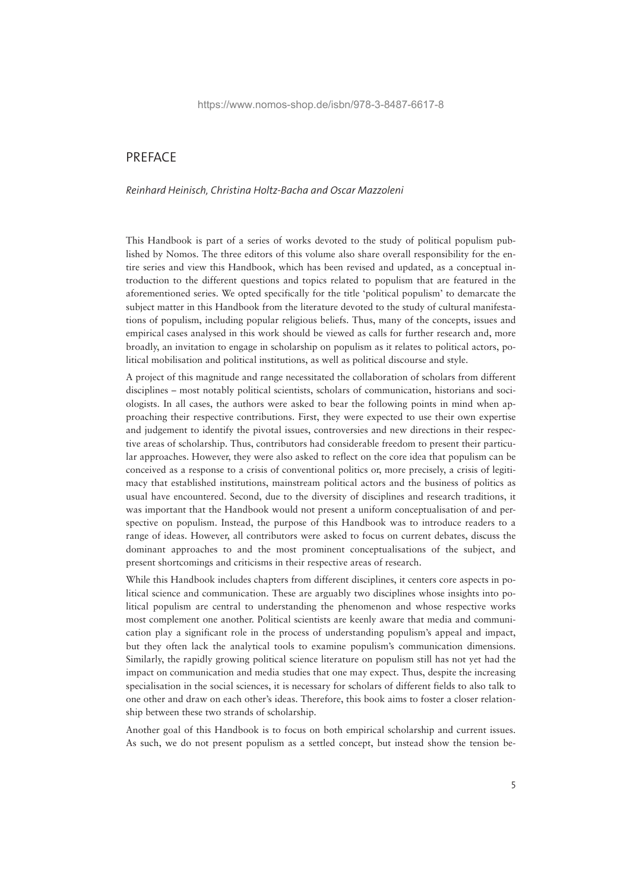# PREFACE

*Reinhard Heinisch, Christina Holtz-Bacha and Oscar Mazzoleni*

This Handbook is part of a series of works devoted to the study of political populism published by Nomos. The three editors of this volume also share overall responsibility for the entire series and view this Handbook, which has been revised and updated, as a conceptual introduction to the different questions and topics related to populism that are featured in the aforementioned series. We opted specifically for the title 'political populism' to demarcate the subject matter in this Handbook from the literature devoted to the study of cultural manifestations of populism, including popular religious beliefs. Thus, many of the concepts, issues and empirical cases analysed in this work should be viewed as calls for further research and, more broadly, an invitation to engage in scholarship on populism as it relates to political actors, political mobilisation and political institutions, as well as political discourse and style.

A project of this magnitude and range necessitated the collaboration of scholars from different disciplines – most notably political scientists, scholars of communication, historians and sociologists. In all cases, the authors were asked to bear the following points in mind when approaching their respective contributions. First, they were expected to use their own expertise and judgement to identify the pivotal issues, controversies and new directions in their respective areas of scholarship. Thus, contributors had considerable freedom to present their particular approaches. However, they were also asked to reflect on the core idea that populism can be conceived as a response to a crisis of conventional politics or, more precisely, a crisis of legitimacy that established institutions, mainstream political actors and the business of politics as usual have encountered. Second, due to the diversity of disciplines and research traditions, it was important that the Handbook would not present a uniform conceptualisation of and perspective on populism. Instead, the purpose of this Handbook was to introduce readers to a range of ideas. However, all contributors were asked to focus on current debates, discuss the dominant approaches to and the most prominent conceptualisations of the subject, and present shortcomings and criticisms in their respective areas of research.

While this Handbook includes chapters from different disciplines, it centers core aspects in political science and communication. These are arguably two disciplines whose insights into political populism are central to understanding the phenomenon and whose respective works most complement one another. Political scientists are keenly aware that media and communication play a significant role in the process of understanding populism's appeal and impact, but they often lack the analytical tools to examine populism's communication dimensions. Similarly, the rapidly growing political science literature on populism still has not yet had the impact on communication and media studies that one may expect. Thus, despite the increasing specialisation in the social sciences, it is necessary for scholars of different fields to also talk to one other and draw on each other's ideas. Therefore, this book aims to foster a closer relationship between these two strands of scholarship.

Another goal of this Handbook is to focus on both empirical scholarship and current issues. As such, we do not present populism as a settled concept, but instead show the tension be-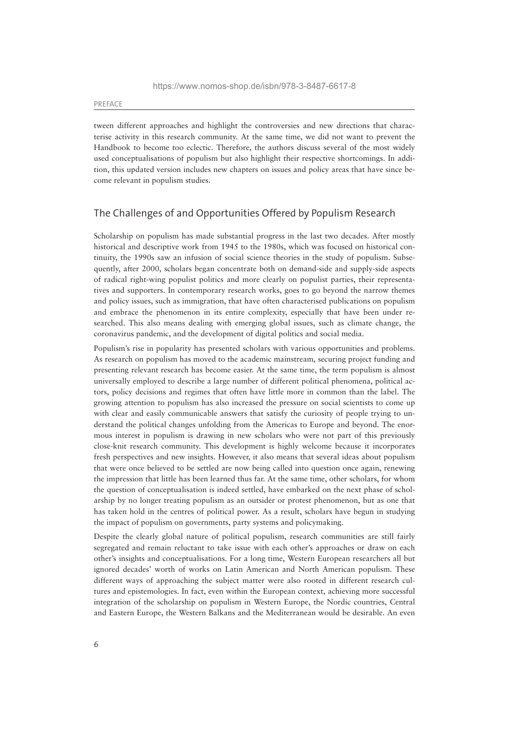tween different approaches and highlight the controversies and new directions that characterise activity in this research community. At the same time, we did not want to prevent the Handbook to become too eclectic. Therefore, the authors discuss several of the most widely used conceptualisations of populism but also highlight their respective shortcomings. In addition, this updated version includes new chapters on issues and policy areas that have since become relevant in populism studies.

## The Challenges of and Opportunities Offered by Populism Research

Scholarship on populism has made substantial progress in the last two decades. After mostly historical and descriptive work from 1945 to the 1980s, which was focused on historical continuity, the 1990s saw an infusion of social science theories in the study of populism. Subsequently, after 2000, scholars began concentrate both on demand-side and supply-side aspects of radical right-wing populist politics and more clearly on populist parties, their representatives and supporters. In contemporary research works, goes to go beyond the narrow themes and policy issues, such as immigration, that have often characterised publications on populism and embrace the phenomenon in its entire complexity, especially that have been under researched. This also means dealing with emerging global issues, such as climate change, the coronavirus pandemic, and the development of digital politics and social media.

Populism's rise in popularity has presented scholars with various opportunities and problems. As research on populism has moved to the academic mainstream, securing project funding and presenting relevant research has become easier. At the same time, the term populism is almost universally employed to describe a large number of different political phenomena, political actors, policy decisions and regimes that often have little more in common than the label. The growing attention to populism has also increased the pressure on social scientists to come up with clear and easily communicable answers that satisfy the curiosity of people trying to understand the political changes unfolding from the Americas to Europe and beyond. The enormous interest in populism is drawing in new scholars who were not part of this previously close-knit research community. This development is highly welcome because it incorporates fresh perspectives and new insights. However, it also means that several ideas about populism that were once believed to be settled are now being called into question once again, renewing the impression that little has been learned thus far. At the same time, other scholars, for whom the question of conceptualisation is indeed settled, have embarked on the next phase of scholarship by no longer treating populism as an outsider or protest phenomenon, but as one that has taken hold in the centres of political power. As a result, scholars have begun in studying the impact of populism on governments, party systems and policymaking.

Despite the clearly global nature of political populism, research communities are still fairly segregated and remain reluctant to take issue with each other's approaches or draw on each other's insights and conceptualisations. For a long time, Western European researchers all but ignored decades' worth of works on Latin American and North American populism. These different ways of approaching the subject matter were also rooted in different research cultures and epistemologies. In fact, even within the European context, achieving more successful integration of the scholarship on populism in Western Europe, the Nordic countries, Central and Eastern Europe, the Western Balkans and the Mediterranean would be desirable. An even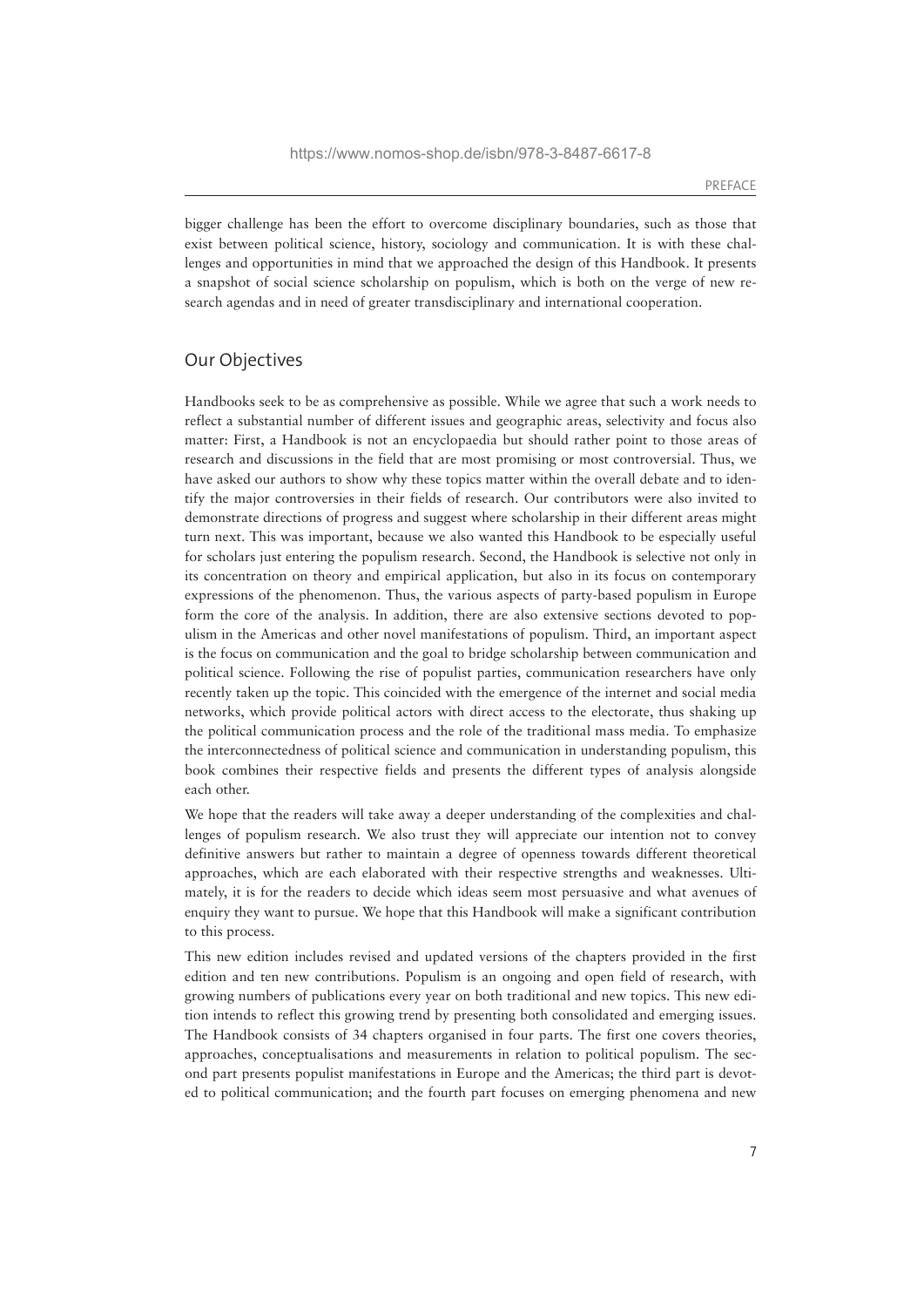bigger challenge has been the effort to overcome disciplinary boundaries, such as those that exist between political science, history, sociology and communication. It is with these challenges and opportunities in mind that we approached the design of this Handbook. It presents a snapshot of social science scholarship on populism, which is both on the verge of new research agendas and in need of greater transdisciplinary and international cooperation.

## Our Objectives

Handbooks seek to be as comprehensive as possible. While we agree that such a work needs to reflect a substantial number of different issues and geographic areas, selectivity and focus also matter: First, a Handbook is not an encyclopaedia but should rather point to those areas of research and discussions in the field that are most promising or most controversial. Thus, we have asked our authors to show why these topics matter within the overall debate and to identify the major controversies in their fields of research. Our contributors were also invited to demonstrate directions of progress and suggest where scholarship in their different areas might turn next. This was important, because we also wanted this Handbook to be especially useful for scholars just entering the populism research. Second, the Handbook is selective not only in its concentration on theory and empirical application, but also in its focus on contemporary expressions of the phenomenon. Thus, the various aspects of party-based populism in Europe form the core of the analysis. In addition, there are also extensive sections devoted to populism in the Americas and other novel manifestations of populism. Third, an important aspect is the focus on communication and the goal to bridge scholarship between communication and political science. Following the rise of populist parties, communication researchers have only recently taken up the topic. This coincided with the emergence of the internet and social media networks, which provide political actors with direct access to the electorate, thus shaking up the political communication process and the role of the traditional mass media. To emphasize the interconnectedness of political science and communication in understanding populism, this book combines their respective fields and presents the different types of analysis alongside each other.

We hope that the readers will take away a deeper understanding of the complexities and challenges of populism research. We also trust they will appreciate our intention not to convey definitive answers but rather to maintain a degree of openness towards different theoretical approaches, which are each elaborated with their respective strengths and weaknesses. Ultimately, it is for the readers to decide which ideas seem most persuasive and what avenues of enquiry they want to pursue. We hope that this Handbook will make a significant contribution to this process.

This new edition includes revised and updated versions of the chapters provided in the first edition and ten new contributions. Populism is an ongoing and open field of research, with growing numbers of publications every year on both traditional and new topics. This new edition intends to reflect this growing trend by presenting both consolidated and emerging issues. The Handbook consists of 34 chapters organised in four parts. The first one covers theories, approaches, conceptualisations and measurements in relation to political populism. The second part presents populist manifestations in Europe and the Americas; the third part is devoted to political communication; and the fourth part focuses on emerging phenomena and new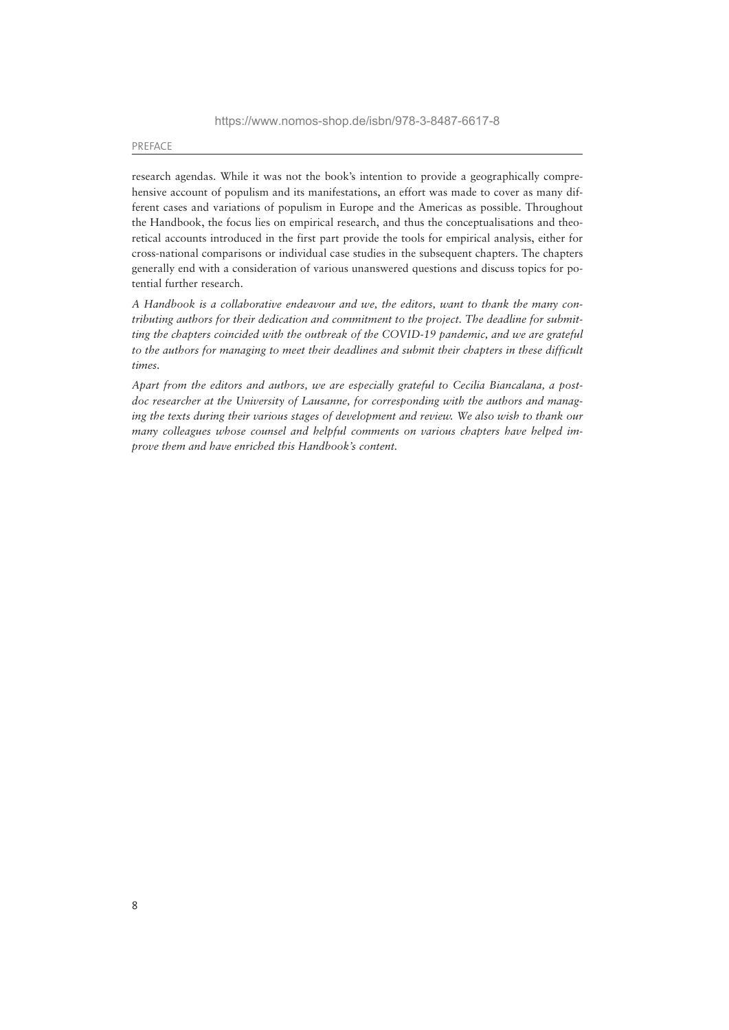research agendas. While it was not the book's intention to provide a geographically comprehensive account of populism and its manifestations, an effort was made to cover as many different cases and variations of populism in Europe and the Americas as possible. Throughout the Handbook, the focus lies on empirical research, and thus the conceptualisations and theoretical accounts introduced in the first part provide the tools for empirical analysis, either for cross-national comparisons or individual case studies in the subsequent chapters. The chapters generally end with a consideration of various unanswered questions and discuss topics for potential further research.

*A Handbook is a collaborative endeavour and we, the editors, want to thank the many contributing authors for their dedication and commitment to the project. The deadline for submitting the chapters coincided with the outbreak of the COVID-19 pandemic, and we are grateful to the authors for managing to meet their deadlines and submit their chapters in these difficult times.*

*Apart from the editors and authors, we are especially grateful to Cecilia Biancalana, a postdoc researcher at the University of Lausanne, for corresponding with the authors and managing the texts during their various stages of development and review. We also wish to thank our many colleagues whose counsel and helpful comments on various chapters have helped improve them and have enriched this Handbook's content.*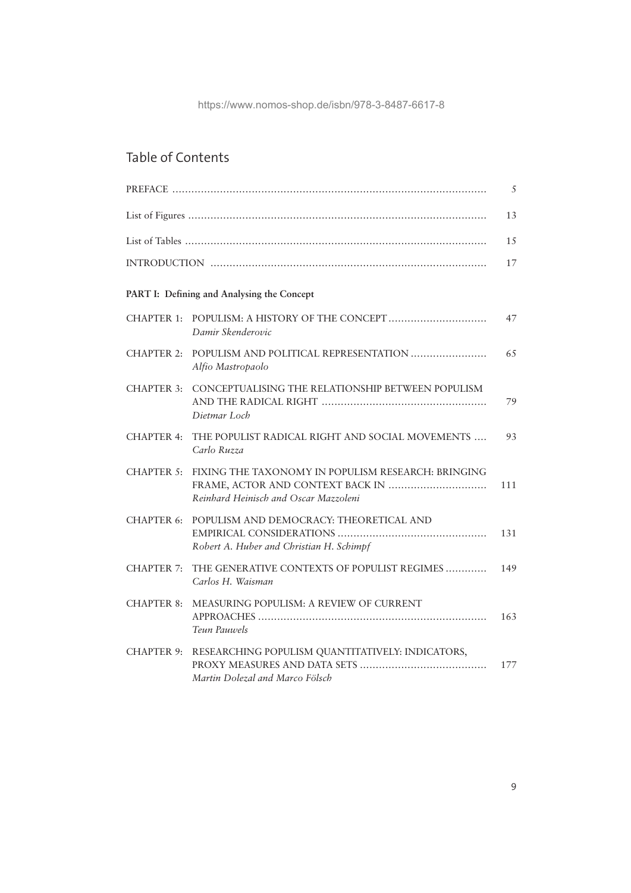# Table of Contents

| | | |
|---|---|---|
| PREFACE | | 5 |
| List of Figures | | 13 |
| List of Tables | | 15 |
| INTRODUCTION | | 17 |

**PART I: Defining and Analysing the Concept**

| | | |
|---|---|---|
| CHAPTER 1: | POPULISM: A HISTORY OF THE CONCEPT<br>*Damir Skenderovic* | 47 |
| CHAPTER 2: | POPULISM AND POLITICAL REPRESENTATION<br>*Alfio Mastropaolo* | 65 |
| CHAPTER 3: | CONCEPTUALISING THE RELATIONSHIP BETWEEN POPULISM AND THE RADICAL RIGHT<br>*Dietmar Loch* | 79 |
| CHAPTER 4: | THE POPULIST RADICAL RIGHT AND SOCIAL MOVEMENTS<br>*Carlo Ruzza* | 93 |
| CHAPTER 5: | FIXING THE TAXONOMY IN POPULISM RESEARCH: BRINGING FRAME, ACTOR AND CONTEXT BACK IN<br>*Reinhard Heinisch and Oscar Mazzoleni* | 111 |
| CHAPTER 6: | POPULISM AND DEMOCRACY: THEORETICAL AND EMPIRICAL CONSIDERATIONS<br>*Robert A. Huber and Christian H. Schimpf* | 131 |
| CHAPTER 7: | THE GENERATIVE CONTEXTS OF POPULIST REGIMES<br>*Carlos H. Waisman* | 149 |
| CHAPTER 8: | MEASURING POPULISM: A REVIEW OF CURRENT APPROACHES<br>*Teun Pauwels* | 163 |
| CHAPTER 9: | RESEARCHING POPULISM QUANTITATIVELY: INDICATORS, PROXY MEASURES AND DATA SETS<br>*Martin Dolezal and Marco Fölsch* | 177 |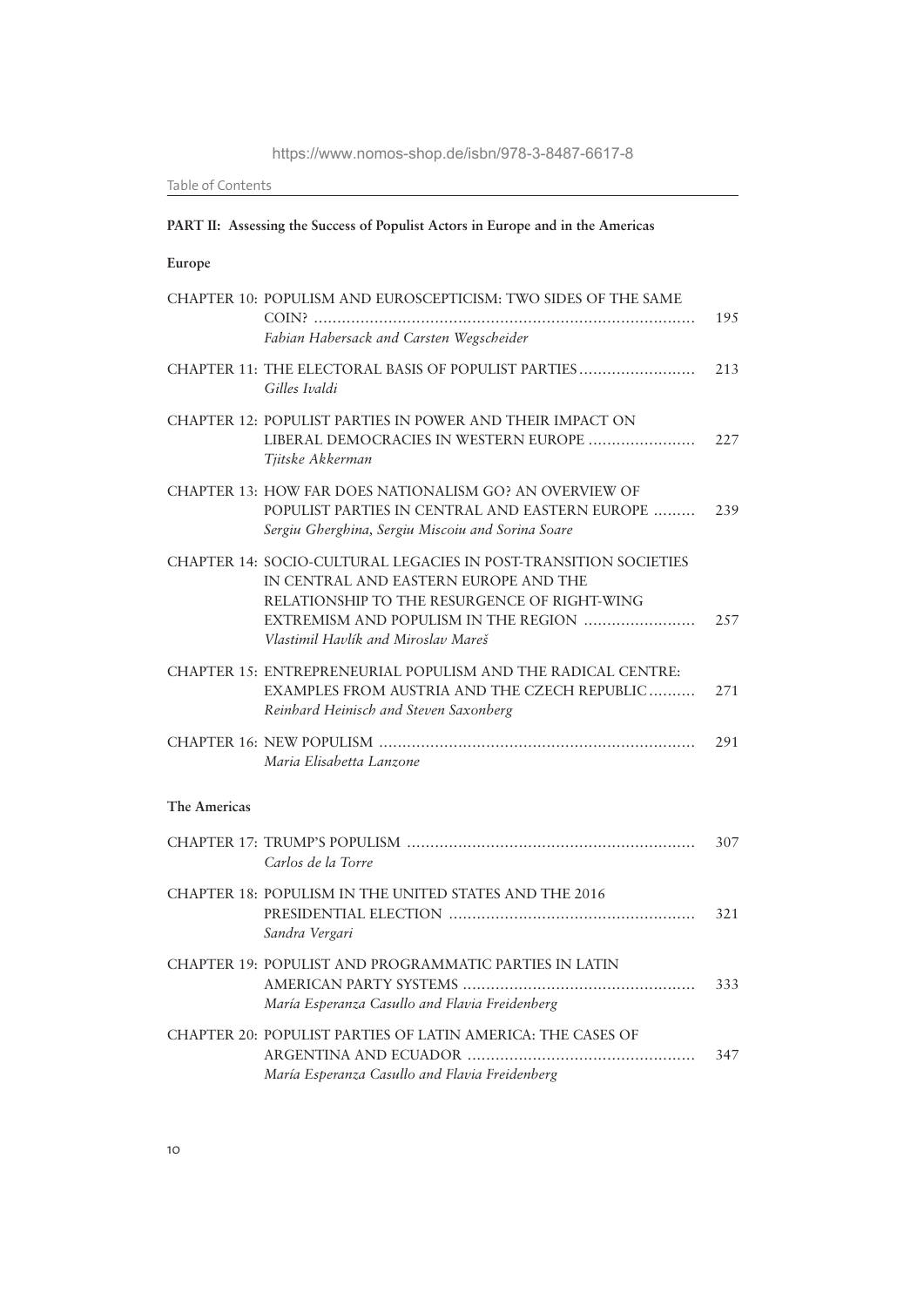**PART II: Assessing the Success of Populist Actors in Europe and in the Americas**

**Europe**

| | |
|---|---|
| CHAPTER 10: POPULISM AND EUROSCEPTICISM: TWO SIDES OF THE SAME COIN? <br> *Fabian Habersack and Carsten Wegscheider* | 195 |
| CHAPTER 11: THE ELECTORAL BASIS OF POPULIST PARTIES <br> *Gilles Ivaldi* | 213 |
| CHAPTER 12: POPULIST PARTIES IN POWER AND THEIR IMPACT ON LIBERAL DEMOCRACIES IN WESTERN EUROPE <br> *Tjitske Akkerman* | 227 |
| CHAPTER 13: HOW FAR DOES NATIONALISM GO? AN OVERVIEW OF POPULIST PARTIES IN CENTRAL AND EASTERN EUROPE <br> *Sergiu Gherghina, Sergiu Miscoiu and Sorina Soare* | 239 |
| CHAPTER 14: SOCIO-CULTURAL LEGACIES IN POST-TRANSITION SOCIETIES IN CENTRAL AND EASTERN EUROPE AND THE RELATIONSHIP TO THE RESURGENCE OF RIGHT-WING EXTREMISM AND POPULISM IN THE REGION <br> *Vlastimil Havlík and Miroslav Mareš* | 257 |
| CHAPTER 15: ENTREPRENEURIAL POPULISM AND THE RADICAL CENTRE: EXAMPLES FROM AUSTRIA AND THE CZECH REPUBLIC <br> *Reinhard Heinisch and Steven Saxonberg* | 271 |
| CHAPTER 16: NEW POPULISM <br> *Maria Elisabetta Lanzone* | 291 |

**The Americas**

| | |
|---|---|
| CHAPTER 17: TRUMP'S POPULISM <br> *Carlos de la Torre* | 307 |
| CHAPTER 18: POPULISM IN THE UNITED STATES AND THE 2016 PRESIDENTIAL ELECTION <br> *Sandra Vergari* | 321 |
| CHAPTER 19: POPULIST AND PROGRAMMATIC PARTIES IN LATIN AMERICAN PARTY SYSTEMS <br> *María Esperanza Casullo and Flavia Freidenberg* | 333 |
| CHAPTER 20: POPULIST PARTIES OF LATIN AMERICA: THE CASES OF ARGENTINA AND ECUADOR <br> *María Esperanza Casullo and Flavia Freidenberg* | 347 |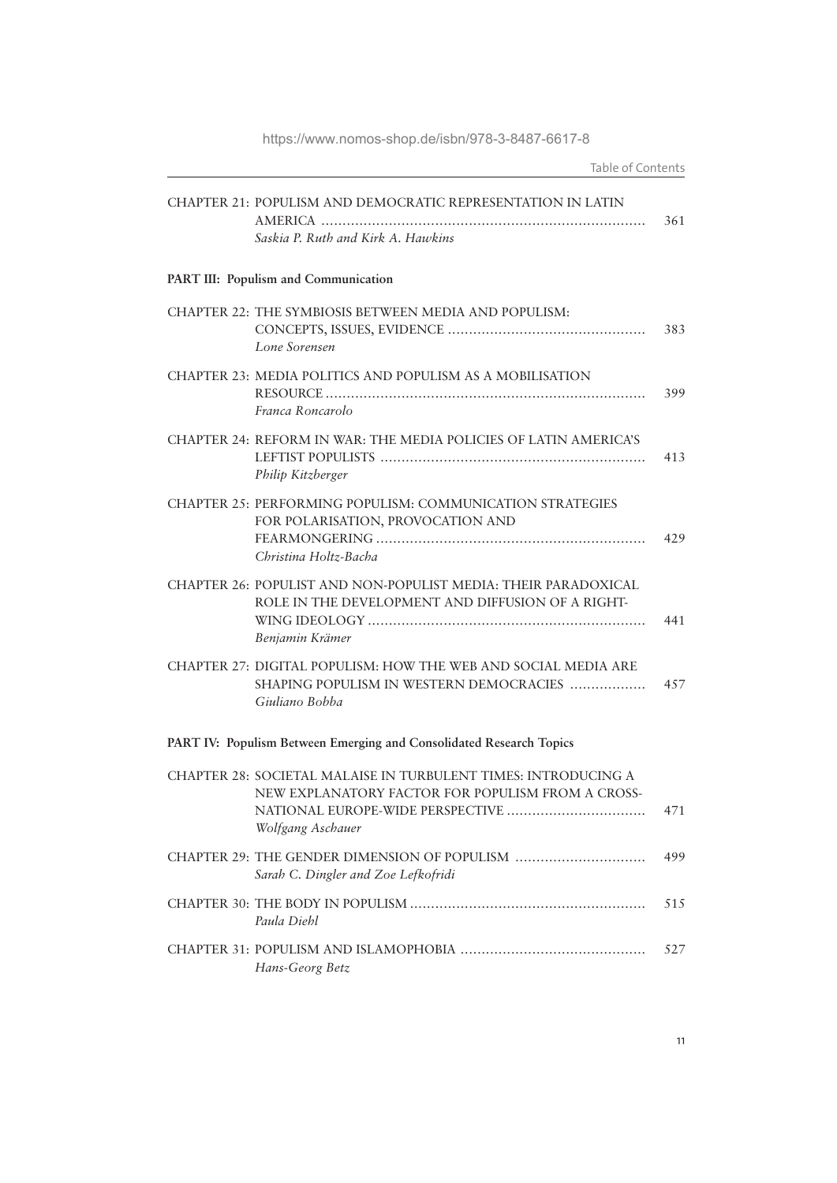CHAPTER 21: POPULISM AND DEMOCRATIC REPRESENTATION IN LATIN AMERICA ............................................................................ 361
*Saskia P. Ruth and Kirk A. Hawkins*

**PART III: Populism and Communication**

CHAPTER 22: THE SYMBIOSIS BETWEEN MEDIA AND POPULISM: CONCEPTS, ISSUES, EVIDENCE .............................................. 383
*Lone Sorensen*

CHAPTER 23: MEDIA POLITICS AND POPULISM AS A MOBILISATION RESOURCE ........................................................................... 399
*Franca Roncarolo*

CHAPTER 24: REFORM IN WAR: THE MEDIA POLICIES OF LATIN AMERICA'S LEFTIST POPULISTS .............................................................. 413
*Philip Kitzberger*

CHAPTER 25: PERFORMING POPULISM: COMMUNICATION STRATEGIES FOR POLARISATION, PROVOCATION AND FEARMONGERING ............................................................... 429
*Christina Holtz-Bacha*

CHAPTER 26: POPULIST AND NON-POPULIST MEDIA: THEIR PARADOXICAL ROLE IN THE DEVELOPMENT AND DIFFUSION OF A RIGHT-WING IDEOLOGY ................................................................. 441
*Benjamin Krämer*

CHAPTER 27: DIGITAL POPULISM: HOW THE WEB AND SOCIAL MEDIA ARE SHAPING POPULISM IN WESTERN DEMOCRACIES ................. 457
*Giuliano Bobba*

**PART IV: Populism Between Emerging and Consolidated Research Topics**

CHAPTER 28: SOCIETAL MALAISE IN TURBULENT TIMES: INTRODUCING A NEW EXPLANATORY FACTOR FOR POPULISM FROM A CROSS-NATIONAL EUROPE-WIDE PERSPECTIVE ................................ 471
*Wolfgang Aschauer*

CHAPTER 29: THE GENDER DIMENSION OF POPULISM .............................. 499
*Sarah C. Dingler and Zoe Lefkofridi*

CHAPTER 30: THE BODY IN POPULISM ....................................................... 515
*Paula Diehl*

CHAPTER 31: POPULISM AND ISLAMOPHOBIA ........................................... 527
*Hans-Georg Betz*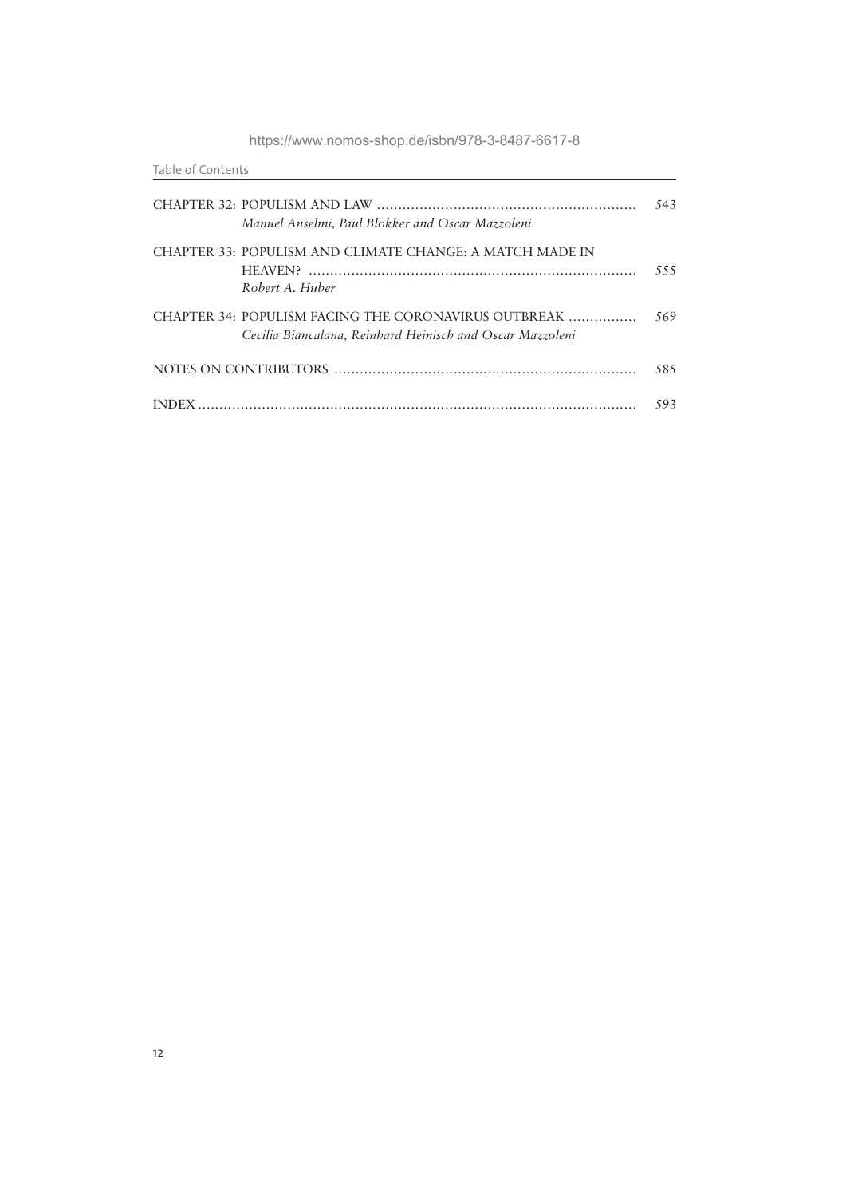CHAPTER 32: POPULISM AND LAW ............................................................ 543
*Manuel Anselmi, Paul Blokker and Oscar Mazzoleni*

CHAPTER 33: POPULISM AND CLIMATE CHANGE: A MATCH MADE IN HEAVEN? ............................................................ 555
*Robert A. Huber*

CHAPTER 34: POPULISM FACING THE CORONAVIRUS OUTBREAK ................ 569
*Cecilia Biancalana, Reinhard Heinisch and Oscar Mazzoleni*

NOTES ON CONTRIBUTORS ...................................................................... 585

INDEX ..................................................................................................... 593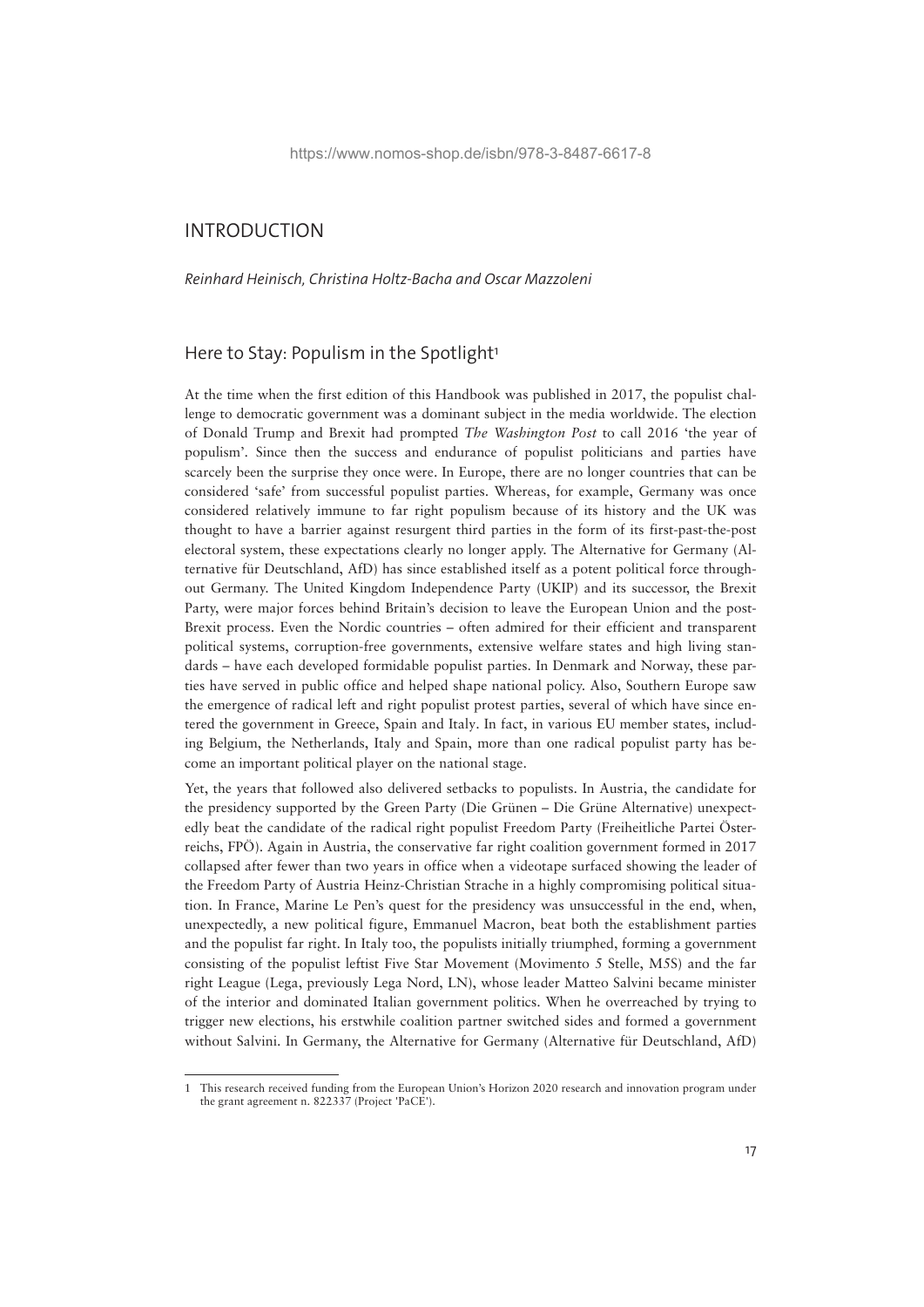# INTRODUCTION

*Reinhard Heinisch, Christina Holtz-Bacha and Oscar Mazzoleni*

## Here to Stay: Populism in the Spotlight[1]

At the time when the first edition of this Handbook was published in 2017, the populist challenge to democratic government was a dominant subject in the media worldwide. The election of Donald Trump and Brexit had prompted *The Washington Post* to call 2016 'the year of populism'. Since then the success and endurance of populist politicians and parties have scarcely been the surprise they once were. In Europe, there are no longer countries that can be considered 'safe' from successful populist parties. Whereas, for example, Germany was once considered relatively immune to far right populism because of its history and the UK was thought to have a barrier against resurgent third parties in the form of its first-past-the-post electoral system, these expectations clearly no longer apply. The Alternative for Germany (Alternative für Deutschland, AfD) has since established itself as a potent political force throughout Germany. The United Kingdom Independence Party (UKIP) and its successor, the Brexit Party, were major forces behind Britain's decision to leave the European Union and the post-Brexit process. Even the Nordic countries – often admired for their efficient and transparent political systems, corruption-free governments, extensive welfare states and high living standards – have each developed formidable populist parties. In Denmark and Norway, these parties have served in public office and helped shape national policy. Also, Southern Europe saw the emergence of radical left and right populist protest parties, several of which have since entered the government in Greece, Spain and Italy. In fact, in various EU member states, including Belgium, the Netherlands, Italy and Spain, more than one radical populist party has become an important political player on the national stage.

Yet, the years that followed also delivered setbacks to populists. In Austria, the candidate for the presidency supported by the Green Party (Die Grünen – Die Grüne Alternative) unexpectedly beat the candidate of the radical right populist Freedom Party (Freiheitliche Partei Österreichs, FPÖ). Again in Austria, the conservative far right coalition government formed in 2017 collapsed after fewer than two years in office when a videotape surfaced showing the leader of the Freedom Party of Austria Heinz-Christian Strache in a highly compromising political situation. In France, Marine Le Pen's quest for the presidency was unsuccessful in the end, when, unexpectedly, a new political figure, Emmanuel Macron, beat both the establishment parties and the populist far right. In Italy too, the populists initially triumphed, forming a government consisting of the populist leftist Five Star Movement (Movimento 5 Stelle, M5S) and the far right League (Lega, previously Lega Nord, LN), whose leader Matteo Salvini became minister of the interior and dominated Italian government politics. When he overreached by trying to trigger new elections, his erstwhile coalition partner switched sides and formed a government without Salvini. In Germany, the Alternative for Germany (Alternative für Deutschland, AfD)

1 This research received funding from the European Union's Horizon 2020 research and innovation program under the grant agreement n. 822337 (Project 'PaCE').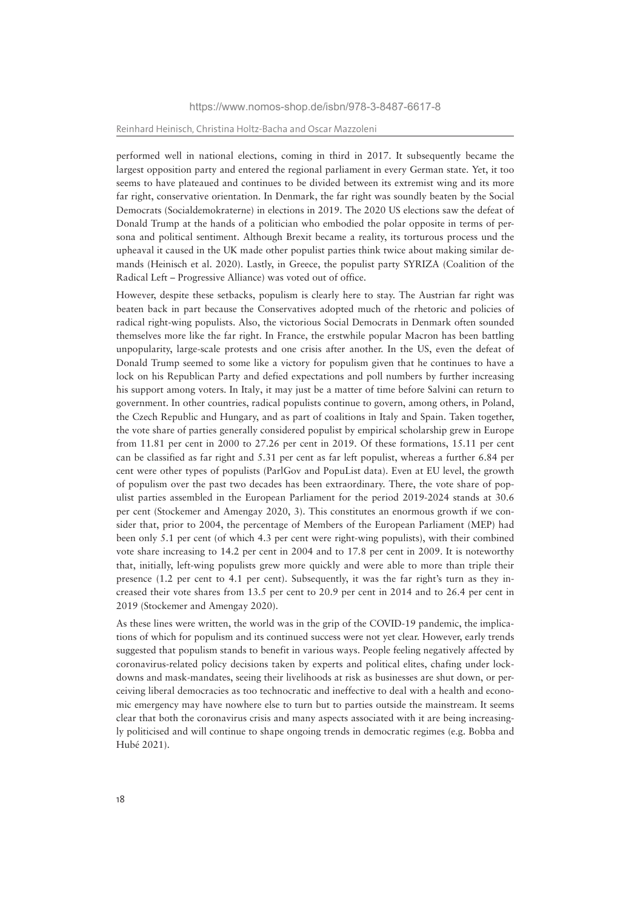performed well in national elections, coming in third in 2017. It subsequently became the largest opposition party and entered the regional parliament in every German state. Yet, it too seems to have plateaued and continues to be divided between its extremist wing and its more far right, conservative orientation. In Denmark, the far right was soundly beaten by the Social Democrats (Socialdemokraterne) in elections in 2019. The 2020 US elections saw the defeat of Donald Trump at the hands of a politician who embodied the polar opposite in terms of persona and political sentiment. Although Brexit became a reality, its torturous process und the upheaval it caused in the UK made other populist parties think twice about making similar demands (Heinisch et al. 2020). Lastly, in Greece, the populist party SYRIZA (Coalition of the Radical Left – Progressive Alliance) was voted out of office.

However, despite these setbacks, populism is clearly here to stay. The Austrian far right was beaten back in part because the Conservatives adopted much of the rhetoric and policies of radical right-wing populists. Also, the victorious Social Democrats in Denmark often sounded themselves more like the far right. In France, the erstwhile popular Macron has been battling unpopularity, large-scale protests and one crisis after another. In the US, even the defeat of Donald Trump seemed to some like a victory for populism given that he continues to have a lock on his Republican Party and defied expectations and poll numbers by further increasing his support among voters. In Italy, it may just be a matter of time before Salvini can return to government. In other countries, radical populists continue to govern, among others, in Poland, the Czech Republic and Hungary, and as part of coalitions in Italy and Spain. Taken together, the vote share of parties generally considered populist by empirical scholarship grew in Europe from 11.81 per cent in 2000 to 27.26 per cent in 2019. Of these formations, 15.11 per cent can be classified as far right and 5.31 per cent as far left populist, whereas a further 6.84 per cent were other types of populists (ParlGov and PopuList data). Even at EU level, the growth of populism over the past two decades has been extraordinary. There, the vote share of populist parties assembled in the European Parliament for the period 2019-2024 stands at 30.6 per cent (Stockemer and Amengay 2020, 3). This constitutes an enormous growth if we consider that, prior to 2004, the percentage of Members of the European Parliament (MEP) had been only 5.1 per cent (of which 4.3 per cent were right-wing populists), with their combined vote share increasing to 14.2 per cent in 2004 and to 17.8 per cent in 2009. It is noteworthy that, initially, left-wing populists grew more quickly and were able to more than triple their presence (1.2 per cent to 4.1 per cent). Subsequently, it was the far right's turn as they increased their vote shares from 13.5 per cent to 20.9 per cent in 2014 and to 26.4 per cent in 2019 (Stockemer and Amengay 2020).

As these lines were written, the world was in the grip of the COVID-19 pandemic, the implications of which for populism and its continued success were not yet clear. However, early trends suggested that populism stands to benefit in various ways. People feeling negatively affected by coronavirus-related policy decisions taken by experts and political elites, chafing under lockdowns and mask-mandates, seeing their livelihoods at risk as businesses are shut down, or perceiving liberal democracies as too technocratic and ineffective to deal with a health and economic emergency may have nowhere else to turn but to parties outside the mainstream. It seems clear that both the coronavirus crisis and many aspects associated with it are being increasingly politicised and will continue to shape ongoing trends in democratic regimes (e.g. Bobba and Hubé 2021).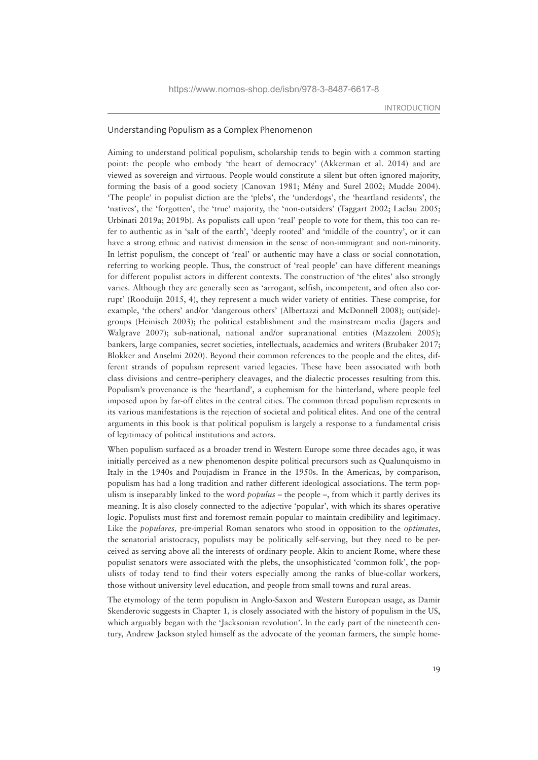## Understanding Populism as a Complex Phenomenon

Aiming to understand political populism, scholarship tends to begin with a common starting point: the people who embody 'the heart of democracy' (Akkerman et al. 2014) and are viewed as sovereign and virtuous. People would constitute a silent but often ignored majority, forming the basis of a good society (Canovan 1981; Mény and Surel 2002; Mudde 2004). 'The people' in populist diction are the 'plebs', the 'underdogs', the 'heartland residents', the 'natives', the 'forgotten', the 'true' majority, the 'non-outsiders' (Taggart 2002; Laclau 2005; Urbinati 2019a; 2019b). As populists call upon 'real' people to vote for them, this too can refer to authentic as in 'salt of the earth', 'deeply rooted' and 'middle of the country', or it can have a strong ethnic and nativist dimension in the sense of non-immigrant and non-minority. In leftist populism, the concept of 'real' or authentic may have a class or social connotation, referring to working people. Thus, the construct of 'real people' can have different meanings for different populist actors in different contexts. The construction of 'the elites' also strongly varies. Although they are generally seen as 'arrogant, selfish, incompetent, and often also corrupt' (Rooduijn 2015, 4), they represent a much wider variety of entities. These comprise, for example, 'the others' and/or 'dangerous others' (Albertazzi and McDonnell 2008); out(side)-groups (Heinisch 2003); the political establishment and the mainstream media (Jagers and Walgrave 2007); sub-national, national and/or supranational entities (Mazzoleni 2005); bankers, large companies, secret societies, intellectuals, academics and writers (Brubaker 2017; Blokker and Anselmi 2020). Beyond their common references to the people and the elites, different strands of populism represent varied legacies. These have been associated with both class divisions and centre–periphery cleavages, and the dialectic processes resulting from this. Populism's provenance is the 'heartland', a euphemism for the hinterland, where people feel imposed upon by far-off elites in the central cities. The common thread populism represents in its various manifestations is the rejection of societal and political elites. And one of the central arguments in this book is that political populism is largely a response to a fundamental crisis of legitimacy of political institutions and actors.

When populism surfaced as a broader trend in Western Europe some three decades ago, it was initially perceived as a new phenomenon despite political precursors such as Qualunquismo in Italy in the 1940s and Poujadism in France in the 1950s. In the Americas, by comparison, populism has had a long tradition and rather different ideological associations. The term populism is inseparably linked to the word *populus* – the people –, from which it partly derives its meaning. It is also closely connected to the adjective 'popular', with which its shares operative logic. Populists must first and foremost remain popular to maintain credibility and legitimacy. Like the *populares,* pre-imperial Roman senators who stood in opposition to the *optimates*, the senatorial aristocracy, populists may be politically self-serving, but they need to be perceived as serving above all the interests of ordinary people. Akin to ancient Rome, where these populist senators were associated with the plebs, the unsophisticated 'common folk', the populists of today tend to find their voters especially among the ranks of blue-collar workers, those without university level education, and people from small towns and rural areas.

The etymology of the term populism in Anglo-Saxon and Western European usage, as Damir Skenderovic suggests in Chapter 1, is closely associated with the history of populism in the US, which arguably began with the 'Jacksonian revolution'. In the early part of the nineteenth century, Andrew Jackson styled himself as the advocate of the yeoman farmers, the simple home-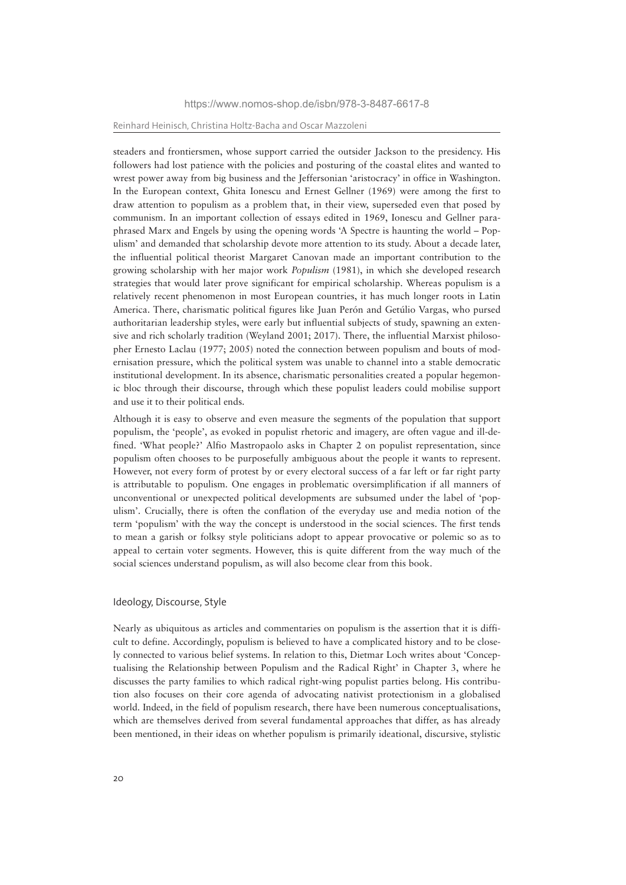steaders and frontiersmen, whose support carried the outsider Jackson to the presidency. His followers had lost patience with the policies and posturing of the coastal elites and wanted to wrest power away from big business and the Jeffersonian 'aristocracy' in office in Washington. In the European context, Ghita Ionescu and Ernest Gellner (1969) were among the first to draw attention to populism as a problem that, in their view, superseded even that posed by communism. In an important collection of essays edited in 1969, Ionescu and Gellner paraphrased Marx and Engels by using the opening words 'A Spectre is haunting the world – Populism' and demanded that scholarship devote more attention to its study. About a decade later, the influential political theorist Margaret Canovan made an important contribution to the growing scholarship with her major work *Populism* (1981), in which she developed research strategies that would later prove significant for empirical scholarship. Whereas populism is a relatively recent phenomenon in most European countries, it has much longer roots in Latin America. There, charismatic political figures like Juan Perón and Getúlio Vargas, who pursed authoritarian leadership styles, were early but influential subjects of study, spawning an extensive and rich scholarly tradition (Weyland 2001; 2017). There, the influential Marxist philosopher Ernesto Laclau (1977; 2005) noted the connection between populism and bouts of modernisation pressure, which the political system was unable to channel into a stable democratic institutional development. In its absence, charismatic personalities created a popular hegemonic bloc through their discourse, through which these populist leaders could mobilise support and use it to their political ends.

Although it is easy to observe and even measure the segments of the population that support populism, the 'people', as evoked in populist rhetoric and imagery, are often vague and ill-defined. 'What people?' Alfio Mastropaolo asks in Chapter 2 on populist representation, since populism often chooses to be purposefully ambiguous about the people it wants to represent. However, not every form of protest by or every electoral success of a far left or far right party is attributable to populism. One engages in problematic oversimplification if all manners of unconventional or unexpected political developments are subsumed under the label of 'populism'. Crucially, there is often the conflation of the everyday use and media notion of the term 'populism' with the way the concept is understood in the social sciences. The first tends to mean a garish or folksy style politicians adopt to appear provocative or polemic so as to appeal to certain voter segments. However, this is quite different from the way much of the social sciences understand populism, as will also become clear from this book.

## Ideology, Discourse, Style

Nearly as ubiquitous as articles and commentaries on populism is the assertion that it is difficult to define. Accordingly, populism is believed to have a complicated history and to be closely connected to various belief systems. In relation to this, Dietmar Loch writes about 'Conceptualising the Relationship between Populism and the Radical Right' in Chapter 3, where he discusses the party families to which radical right-wing populist parties belong. His contribution also focuses on their core agenda of advocating nativist protectionism in a globalised world. Indeed, in the field of populism research, there have been numerous conceptualisations, which are themselves derived from several fundamental approaches that differ, as has already been mentioned, in their ideas on whether populism is primarily ideational, discursive, stylistic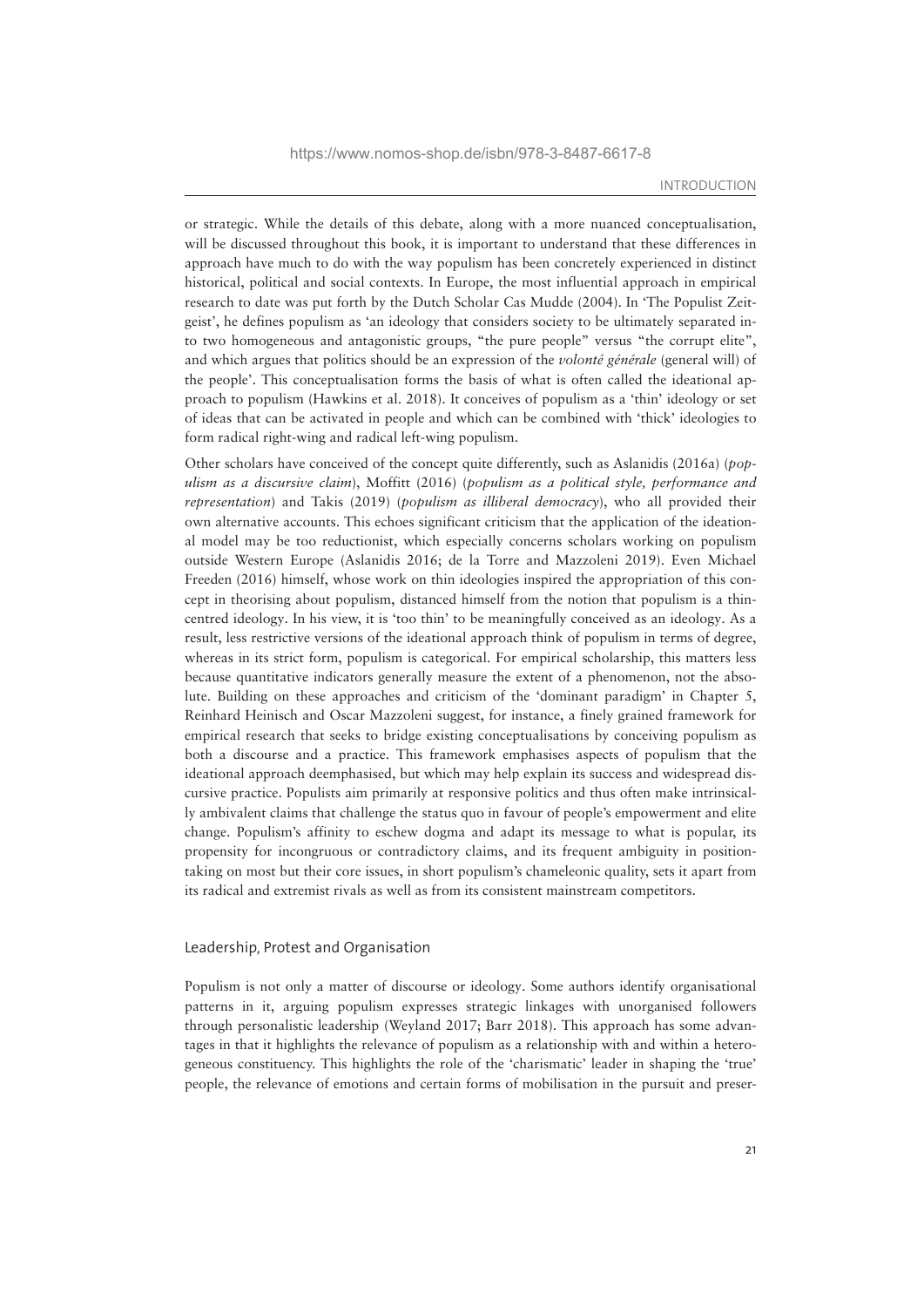or strategic. While the details of this debate, along with a more nuanced conceptualisation, will be discussed throughout this book, it is important to understand that these differences in approach have much to do with the way populism has been concretely experienced in distinct historical, political and social contexts. In Europe, the most influential approach in empirical research to date was put forth by the Dutch Scholar Cas Mudde (2004). In 'The Populist Zeitgeist', he defines populism as 'an ideology that considers society to be ultimately separated into two homogeneous and antagonistic groups, "the pure people" versus "the corrupt elite", and which argues that politics should be an expression of the *volonté générale* (general will) of the people'. This conceptualisation forms the basis of what is often called the ideational approach to populism (Hawkins et al. 2018). It conceives of populism as a 'thin' ideology or set of ideas that can be activated in people and which can be combined with 'thick' ideologies to form radical right-wing and radical left-wing populism.

Other scholars have conceived of the concept quite differently, such as Aslanidis (2016a) (*populism as a discursive claim*), Moffitt (2016) (*populism as a political style, performance and representation*) and Takis (2019) (*populism as illiberal democracy*), who all provided their own alternative accounts. This echoes significant criticism that the application of the ideational model may be too reductionist, which especially concerns scholars working on populism outside Western Europe (Aslanidis 2016; de la Torre and Mazzoleni 2019). Even Michael Freeden (2016) himself, whose work on thin ideologies inspired the appropriation of this concept in theorising about populism, distanced himself from the notion that populism is a thin-centred ideology. In his view, it is 'too thin' to be meaningfully conceived as an ideology. As a result, less restrictive versions of the ideational approach think of populism in terms of degree, whereas in its strict form, populism is categorical. For empirical scholarship, this matters less because quantitative indicators generally measure the extent of a phenomenon, not the absolute. Building on these approaches and criticism of the 'dominant paradigm' in Chapter 5, Reinhard Heinisch and Oscar Mazzoleni suggest, for instance, a finely grained framework for empirical research that seeks to bridge existing conceptualisations by conceiving populism as both a discourse and a practice. This framework emphasises aspects of populism that the ideational approach deemphasised, but which may help explain its success and widespread discursive practice. Populists aim primarily at responsive politics and thus often make intrinsically ambivalent claims that challenge the status quo in favour of people's empowerment and elite change. Populism's affinity to eschew dogma and adapt its message to what is popular, its propensity for incongruous or contradictory claims, and its frequent ambiguity in position-taking on most but their core issues, in short populism's chameleonic quality, sets it apart from its radical and extremist rivals as well as from its consistent mainstream competitors.

## Leadership, Protest and Organisation

Populism is not only a matter of discourse or ideology. Some authors identify organisational patterns in it, arguing populism expresses strategic linkages with unorganised followers through personalistic leadership (Weyland 2017; Barr 2018). This approach has some advantages in that it highlights the relevance of populism as a relationship with and within a heterogeneous constituency. This highlights the role of the 'charismatic' leader in shaping the 'true' people, the relevance of emotions and certain forms of mobilisation in the pursuit and preser-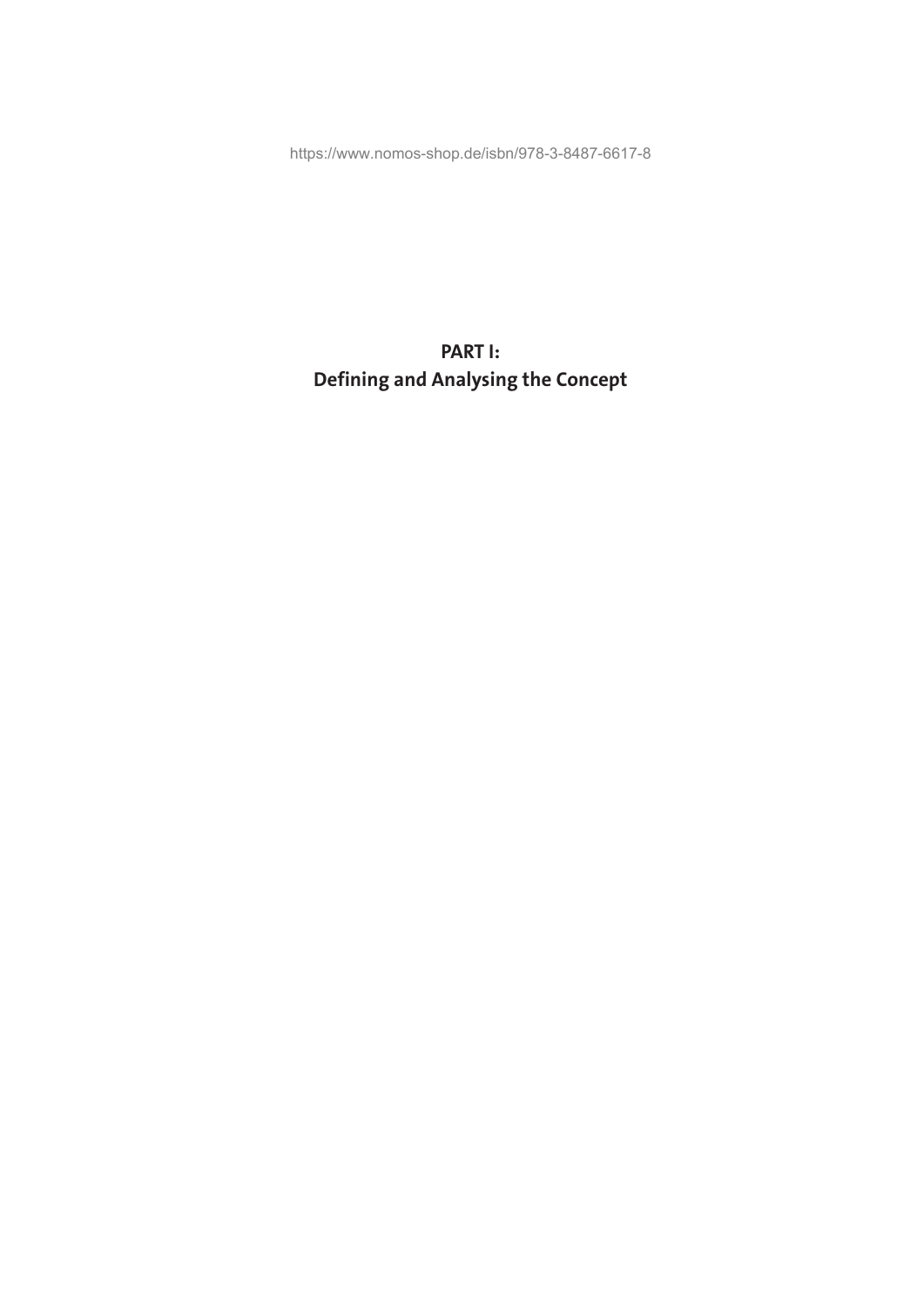# PART I:
# Defining and Analysing the Concept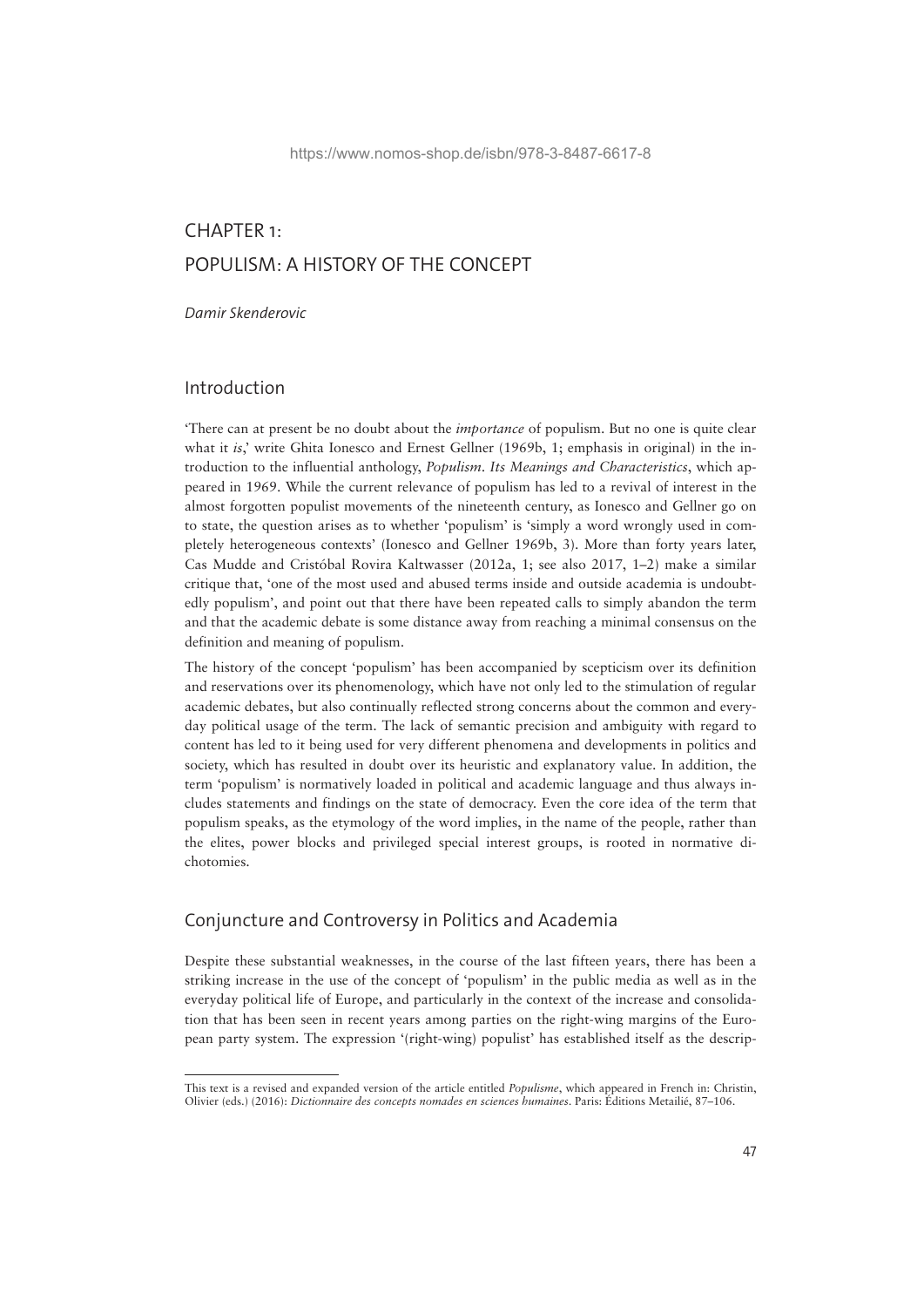# CHAPTER 1: POPULISM: A HISTORY OF THE CONCEPT

*Damir Skenderovic*

## Introduction

'There can at present be no doubt about the *importance* of populism. But no one is quite clear what it *is*,' write Ghita Ionesco and Ernest Gellner (1969b, 1; emphasis in original) in the introduction to the influential anthology, *Populism. Its Meanings and Characteristics*, which appeared in 1969. While the current relevance of populism has led to a revival of interest in the almost forgotten populist movements of the nineteenth century, as Ionesco and Gellner go on to state, the question arises as to whether 'populism' is 'simply a word wrongly used in completely heterogeneous contexts' (Ionesco and Gellner 1969b, 3). More than forty years later, Cas Mudde and Cristóbal Rovira Kaltwasser (2012a, 1; see also 2017, 1–2) make a similar critique that, 'one of the most used and abused terms inside and outside academia is undoubtedly populism', and point out that there have been repeated calls to simply abandon the term and that the academic debate is some distance away from reaching a minimal consensus on the definition and meaning of populism.

The history of the concept 'populism' has been accompanied by scepticism over its definition and reservations over its phenomenology, which have not only led to the stimulation of regular academic debates, but also continually reflected strong concerns about the common and everyday political usage of the term. The lack of semantic precision and ambiguity with regard to content has led to it being used for very different phenomena and developments in politics and society, which has resulted in doubt over its heuristic and explanatory value. In addition, the term 'populism' is normatively loaded in political and academic language and thus always includes statements and findings on the state of democracy. Even the core idea of the term that populism speaks, as the etymology of the word implies, in the name of the people, rather than the elites, power blocks and privileged special interest groups, is rooted in normative dichotomies.

## Conjuncture and Controversy in Politics and Academia

Despite these substantial weaknesses, in the course of the last fifteen years, there has been a striking increase in the use of the concept of 'populism' in the public media as well as in the everyday political life of Europe, and particularly in the context of the increase and consolidation that has been seen in recent years among parties on the right-wing margins of the European party system. The expression '(right-wing) populist' has established itself as the descrip-

---

This text is a revised and expanded version of the article entitled *Populisme*, which appeared in French in: Christin, Olivier (eds.) (2016): *Dictionnaire des concepts nomades en sciences humaines*. Paris: Éditions Metailié, 87–106.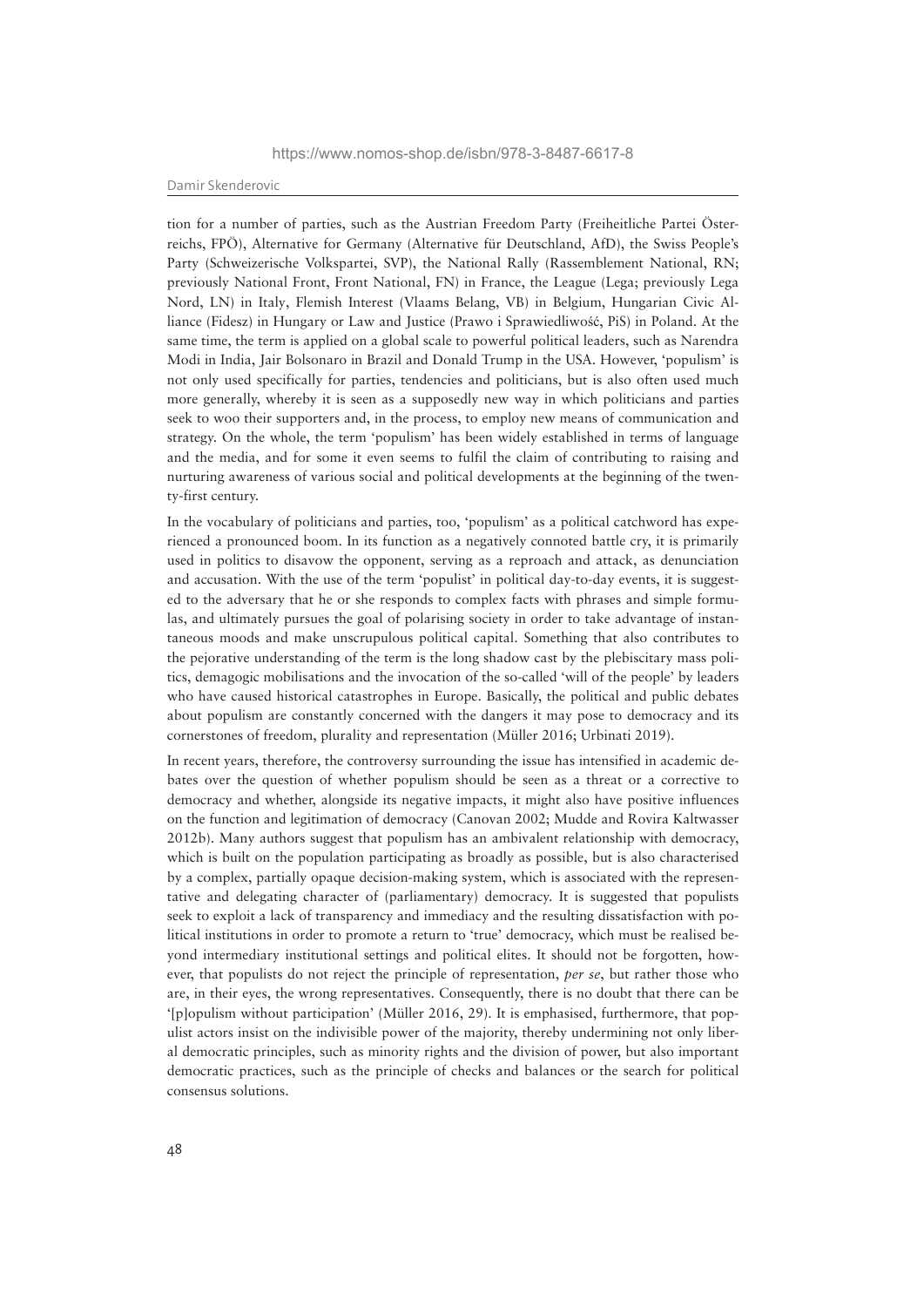tion for a number of parties, such as the Austrian Freedom Party (Freiheitliche Partei Österreichs, FPÖ), Alternative for Germany (Alternative für Deutschland, AfD), the Swiss People's Party (Schweizerische Volkspartei, SVP), the National Rally (Rassemblement National, RN; previously National Front, Front National, FN) in France, the League (Lega; previously Lega Nord, LN) in Italy, Flemish Interest (Vlaams Belang, VB) in Belgium, Hungarian Civic Alliance (Fidesz) in Hungary or Law and Justice (Prawo i Sprawiedliwość, PiS) in Poland. At the same time, the term is applied on a global scale to powerful political leaders, such as Narendra Modi in India, Jair Bolsonaro in Brazil and Donald Trump in the USA. However, 'populism' is not only used specifically for parties, tendencies and politicians, but is also often used much more generally, whereby it is seen as a supposedly new way in which politicians and parties seek to woo their supporters and, in the process, to employ new means of communication and strategy. On the whole, the term 'populism' has been widely established in terms of language and the media, and for some it even seems to fulfil the claim of contributing to raising and nurturing awareness of various social and political developments at the beginning of the twenty-first century.

In the vocabulary of politicians and parties, too, 'populism' as a political catchword has experienced a pronounced boom. In its function as a negatively connoted battle cry, it is primarily used in politics to disavow the opponent, serving as a reproach and attack, as denunciation and accusation. With the use of the term 'populist' in political day-to-day events, it is suggested to the adversary that he or she responds to complex facts with phrases and simple formulas, and ultimately pursues the goal of polarising society in order to take advantage of instantaneous moods and make unscrupulous political capital. Something that also contributes to the pejorative understanding of the term is the long shadow cast by the plebiscitary mass politics, demagogic mobilisations and the invocation of the so-called 'will of the people' by leaders who have caused historical catastrophes in Europe. Basically, the political and public debates about populism are constantly concerned with the dangers it may pose to democracy and its cornerstones of freedom, plurality and representation (Müller 2016; Urbinati 2019).

In recent years, therefore, the controversy surrounding the issue has intensified in academic debates over the question of whether populism should be seen as a threat or a corrective to democracy and whether, alongside its negative impacts, it might also have positive influences on the function and legitimation of democracy (Canovan 2002; Mudde and Rovira Kaltwasser 2012b). Many authors suggest that populism has an ambivalent relationship with democracy, which is built on the population participating as broadly as possible, but is also characterised by a complex, partially opaque decision-making system, which is associated with the representative and delegating character of (parliamentary) democracy. It is suggested that populists seek to exploit a lack of transparency and immediacy and the resulting dissatisfaction with political institutions in order to promote a return to 'true' democracy, which must be realised beyond intermediary institutional settings and political elites. It should not be forgotten, however, that populists do not reject the principle of representation, *per se*, but rather those who are, in their eyes, the wrong representatives. Consequently, there is no doubt that there can be '[p]opulism without participation' (Müller 2016, 29). It is emphasised, furthermore, that populist actors insist on the indivisible power of the majority, thereby undermining not only liberal democratic principles, such as minority rights and the division of power, but also important democratic practices, such as the principle of checks and balances or the search for political consensus solutions.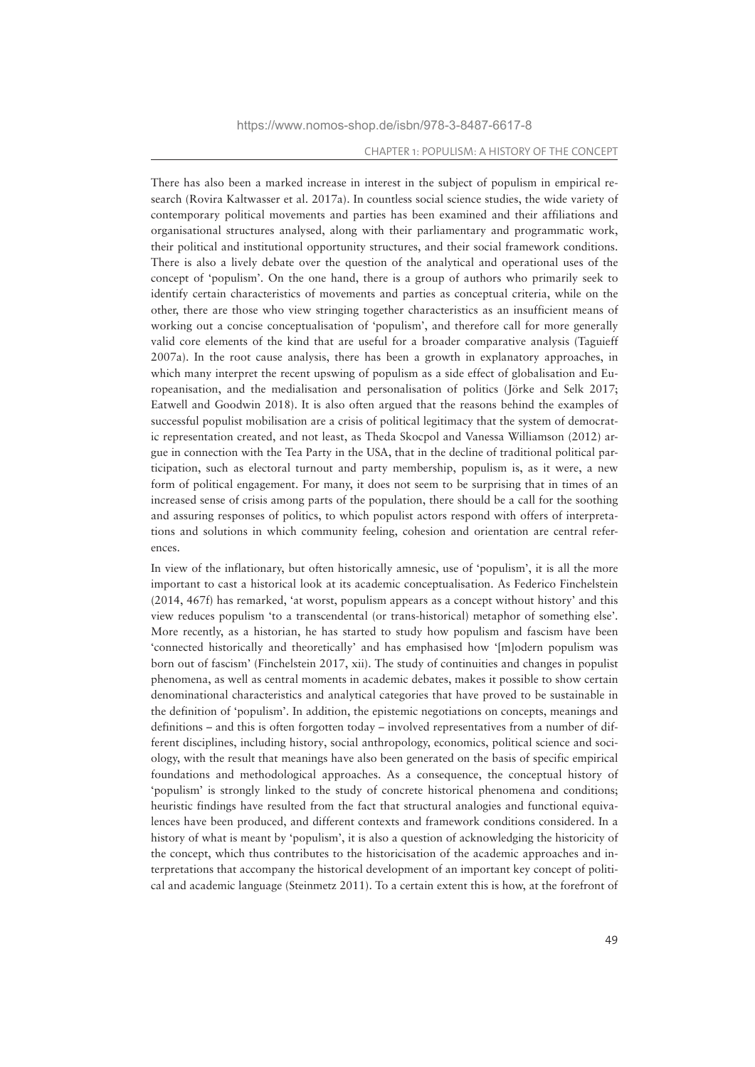There has also been a marked increase in interest in the subject of populism in empirical research (Rovira Kaltwasser et al. 2017a). In countless social science studies, the wide variety of contemporary political movements and parties has been examined and their affiliations and organisational structures analysed, along with their parliamentary and programmatic work, their political and institutional opportunity structures, and their social framework conditions. There is also a lively debate over the question of the analytical and operational uses of the concept of 'populism'. On the one hand, there is a group of authors who primarily seek to identify certain characteristics of movements and parties as conceptual criteria, while on the other, there are those who view stringing together characteristics as an insufficient means of working out a concise conceptualisation of 'populism', and therefore call for more generally valid core elements of the kind that are useful for a broader comparative analysis (Taguieff 2007a). In the root cause analysis, there has been a growth in explanatory approaches, in which many interpret the recent upswing of populism as a side effect of globalisation and Europeanisation, and the medialisation and personalisation of politics (Jörke and Selk 2017; Eatwell and Goodwin 2018). It is also often argued that the reasons behind the examples of successful populist mobilisation are a crisis of political legitimacy that the system of democratic representation created, and not least, as Theda Skocpol and Vanessa Williamson (2012) argue in connection with the Tea Party in the USA, that in the decline of traditional political participation, such as electoral turnout and party membership, populism is, as it were, a new form of political engagement. For many, it does not seem to be surprising that in times of an increased sense of crisis among parts of the population, there should be a call for the soothing and assuring responses of politics, to which populist actors respond with offers of interpretations and solutions in which community feeling, cohesion and orientation are central references.

In view of the inflationary, but often historically amnesic, use of 'populism', it is all the more important to cast a historical look at its academic conceptualisation. As Federico Finchelstein (2014, 467f) has remarked, 'at worst, populism appears as a concept without history' and this view reduces populism 'to a transcendental (or trans-historical) metaphor of something else'. More recently, as a historian, he has started to study how populism and fascism have been 'connected historically and theoretically' and has emphasised how '[m]odern populism was born out of fascism' (Finchelstein 2017, xii). The study of continuities and changes in populist phenomena, as well as central moments in academic debates, makes it possible to show certain denominational characteristics and analytical categories that have proved to be sustainable in the definition of 'populism'. In addition, the epistemic negotiations on concepts, meanings and definitions – and this is often forgotten today – involved representatives from a number of different disciplines, including history, social anthropology, economics, political science and sociology, with the result that meanings have also been generated on the basis of specific empirical foundations and methodological approaches. As a consequence, the conceptual history of 'populism' is strongly linked to the study of concrete historical phenomena and conditions; heuristic findings have resulted from the fact that structural analogies and functional equivalences have been produced, and different contexts and framework conditions considered. In a history of what is meant by 'populism', it is also a question of acknowledging the historicity of the concept, which thus contributes to the historicisation of the academic approaches and interpretations that accompany the historical development of an important key concept of political and academic language (Steinmetz 2011). To a certain extent this is how, at the forefront of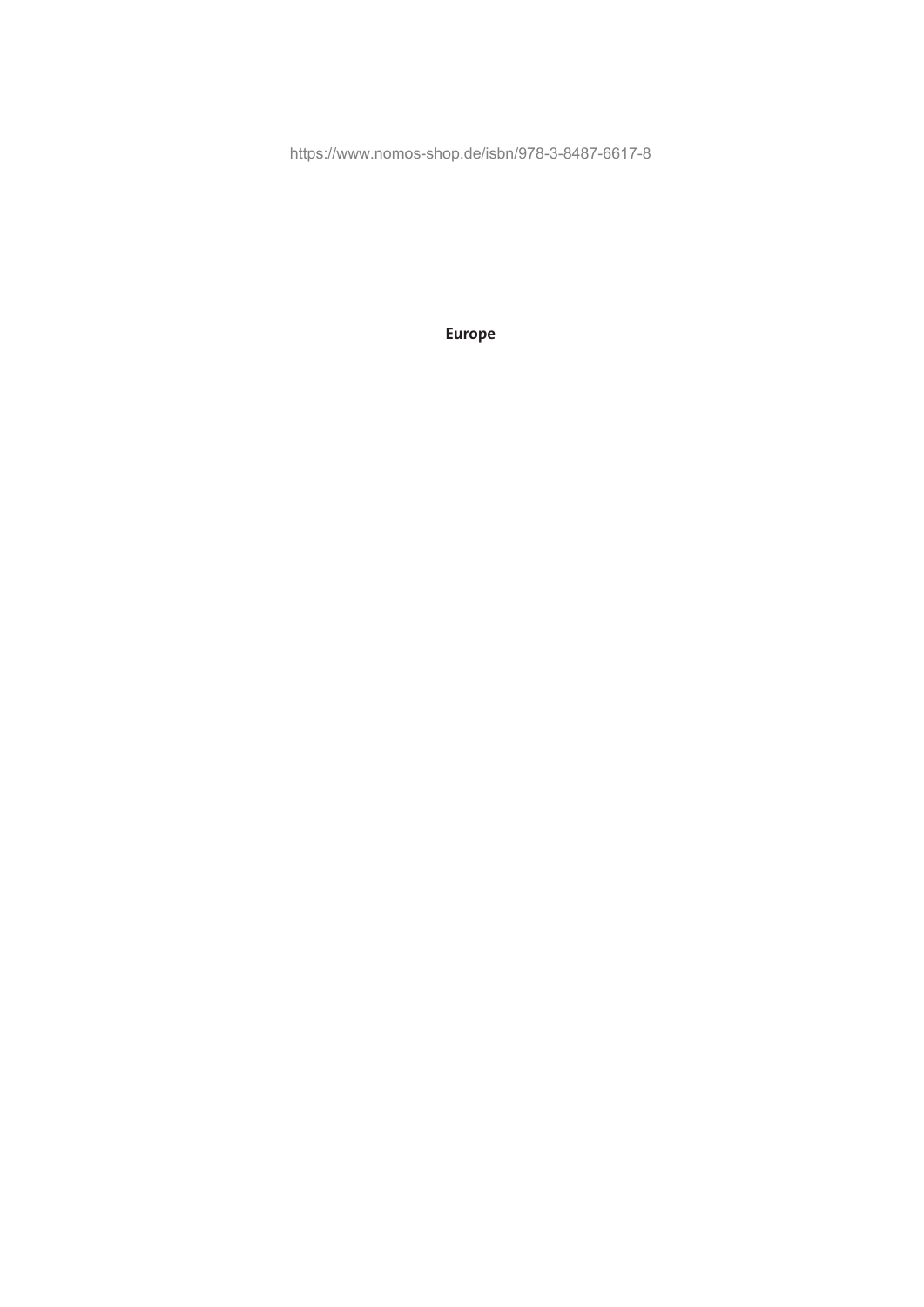# Europe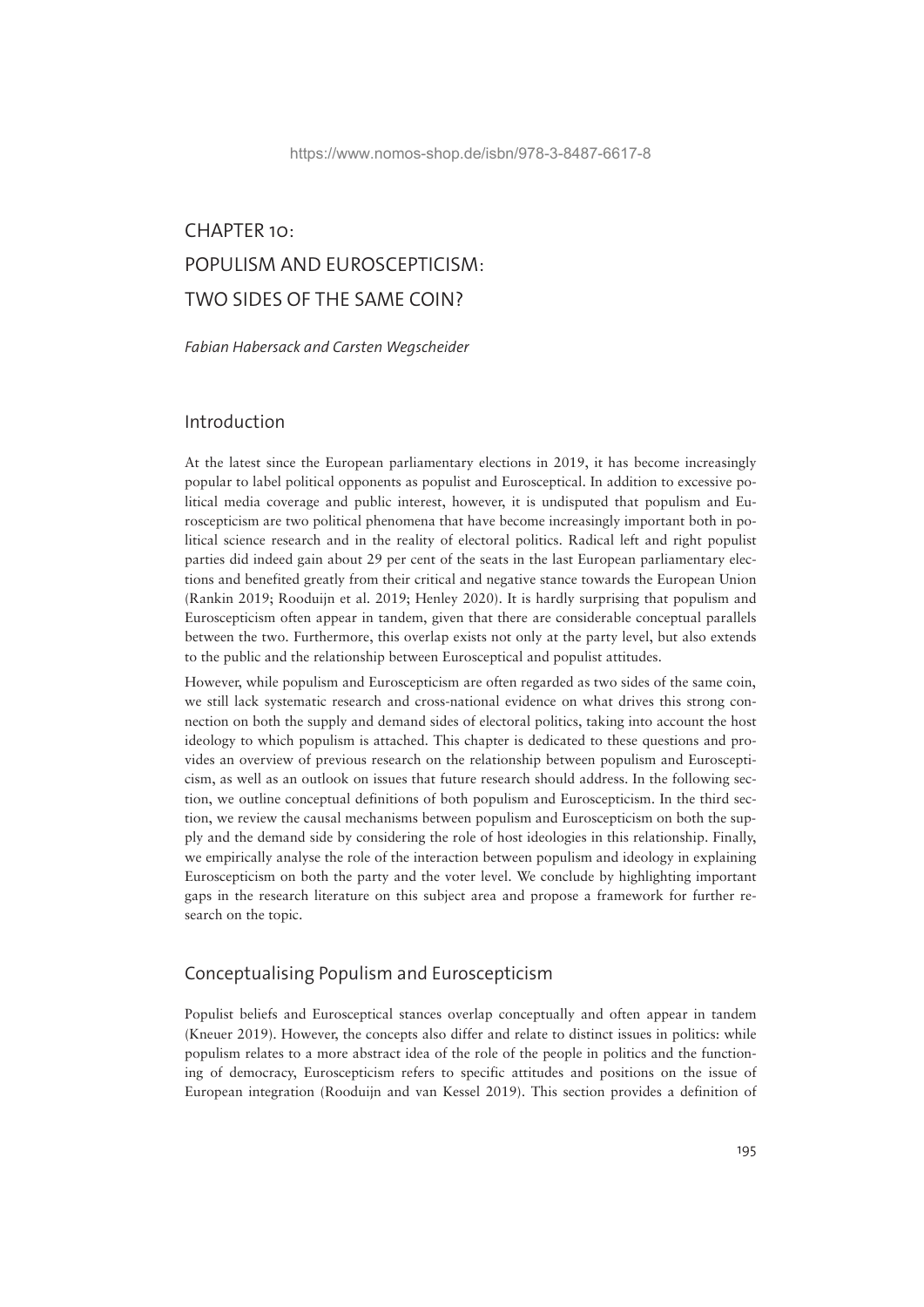# CHAPTER 10: POPULISM AND EUROSCEPTICISM: TWO SIDES OF THE SAME COIN?

*Fabian Habersack and Carsten Wegscheider*

## Introduction

At the latest since the European parliamentary elections in 2019, it has become increasingly popular to label political opponents as populist and Eurosceptical. In addition to excessive political media coverage and public interest, however, it is undisputed that populism and Euroscepticism are two political phenomena that have become increasingly important both in political science research and in the reality of electoral politics. Radical left and right populist parties did indeed gain about 29 per cent of the seats in the last European parliamentary elections and benefited greatly from their critical and negative stance towards the European Union (Rankin 2019; Rooduijn et al. 2019; Henley 2020). It is hardly surprising that populism and Euroscepticism often appear in tandem, given that there are considerable conceptual parallels between the two. Furthermore, this overlap exists not only at the party level, but also extends to the public and the relationship between Eurosceptical and populist attitudes.

However, while populism and Euroscepticism are often regarded as two sides of the same coin, we still lack systematic research and cross-national evidence on what drives this strong connection on both the supply and demand sides of electoral politics, taking into account the host ideology to which populism is attached. This chapter is dedicated to these questions and provides an overview of previous research on the relationship between populism and Euroscepticism, as well as an outlook on issues that future research should address. In the following section, we outline conceptual definitions of both populism and Euroscepticism. In the third section, we review the causal mechanisms between populism and Euroscepticism on both the supply and the demand side by considering the role of host ideologies in this relationship. Finally, we empirically analyse the role of the interaction between populism and ideology in explaining Euroscepticism on both the party and the voter level. We conclude by highlighting important gaps in the research literature on this subject area and propose a framework for further research on the topic.

## Conceptualising Populism and Euroscepticism

Populist beliefs and Eurosceptical stances overlap conceptually and often appear in tandem (Kneuer 2019). However, the concepts also differ and relate to distinct issues in politics: while populism relates to a more abstract idea of the role of the people in politics and the functioning of democracy, Euroscepticism refers to specific attitudes and positions on the issue of European integration (Rooduijn and van Kessel 2019). This section provides a definition of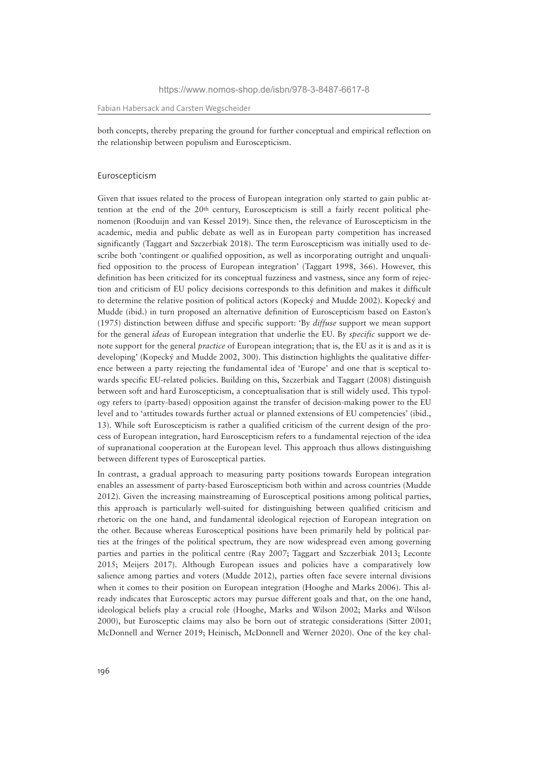both concepts, thereby preparing the ground for further conceptual and empirical reflection on the relationship between populism and Euroscepticism.

## Euroscepticism

Given that issues related to the process of European integration only started to gain public attention at the end of the 20th century, Euroscepticism is still a fairly recent political phenomenon (Rooduijn and van Kessel 2019). Since then, the relevance of Euroscepticism in the academic, media and public debate as well as in European party competition has increased significantly (Taggart and Szczerbiak 2018). The term Euroscepticism was initially used to describe both 'contingent or qualified opposition, as well as incorporating outright and unqualified opposition to the process of European integration' (Taggart 1998, 366). However, this definition has been criticized for its conceptual fuzziness and vastness, since any form of rejection and criticism of EU policy decisions corresponds to this definition and makes it difficult to determine the relative position of political actors (Kopecký and Mudde 2002). Kopecký and Mudde (ibid.) in turn proposed an alternative definition of Euroscepticism based on Easton's (1975) distinction between diffuse and specific support: 'By *diffuse* support we mean support for the general *ideas* of European integration that underlie the EU. By *specific* support we denote support for the general *practice* of European integration; that is, the EU as it is and as it is developing' (Kopecký and Mudde 2002, 300). This distinction highlights the qualitative difference between a party rejecting the fundamental idea of 'Europe' and one that is sceptical towards specific EU-related policies. Building on this, Szczerbiak and Taggart (2008) distinguish between soft and hard Euroscepticism, a conceptualisation that is still widely used. This typology refers to (party-based) opposition against the transfer of decision-making power to the EU level and to 'attitudes towards further actual or planned extensions of EU competencies' (ibid., 13). While soft Euroscepticism is rather a qualified criticism of the current design of the process of European integration, hard Euroscepticism refers to a fundamental rejection of the idea of supranational cooperation at the European level. This approach thus allows distinguishing between different types of Eurosceptical parties.

In contrast, a gradual approach to measuring party positions towards European integration enables an assessment of party-based Euroscepticism both within and across countries (Mudde 2012). Given the increasing mainstreaming of Eurosceptical positions among political parties, this approach is particularly well-suited for distinguishing between qualified criticism and rhetoric on the one hand, and fundamental ideological rejection of European integration on the other. Because whereas Eurosceptical positions have been primarily held by political parties at the fringes of the political spectrum, they are now widespread even among governing parties and parties in the political centre (Ray 2007; Taggart and Szczerbiak 2013; Leconte 2015; Meijers 2017). Although European issues and policies have a comparatively low salience among parties and voters (Mudde 2012), parties often face severe internal divisions when it comes to their position on European integration (Hooghe and Marks 2006). This already indicates that Eurosceptic actors may pursue different goals and that, on the one hand, ideological beliefs play a crucial role (Hooghe, Marks and Wilson 2002; Marks and Wilson 2000), but Eurosceptic claims may also be born out of strategic considerations (Sitter 2001; McDonnell and Werner 2019; Heinisch, McDonnell and Werner 2020). One of the key chal-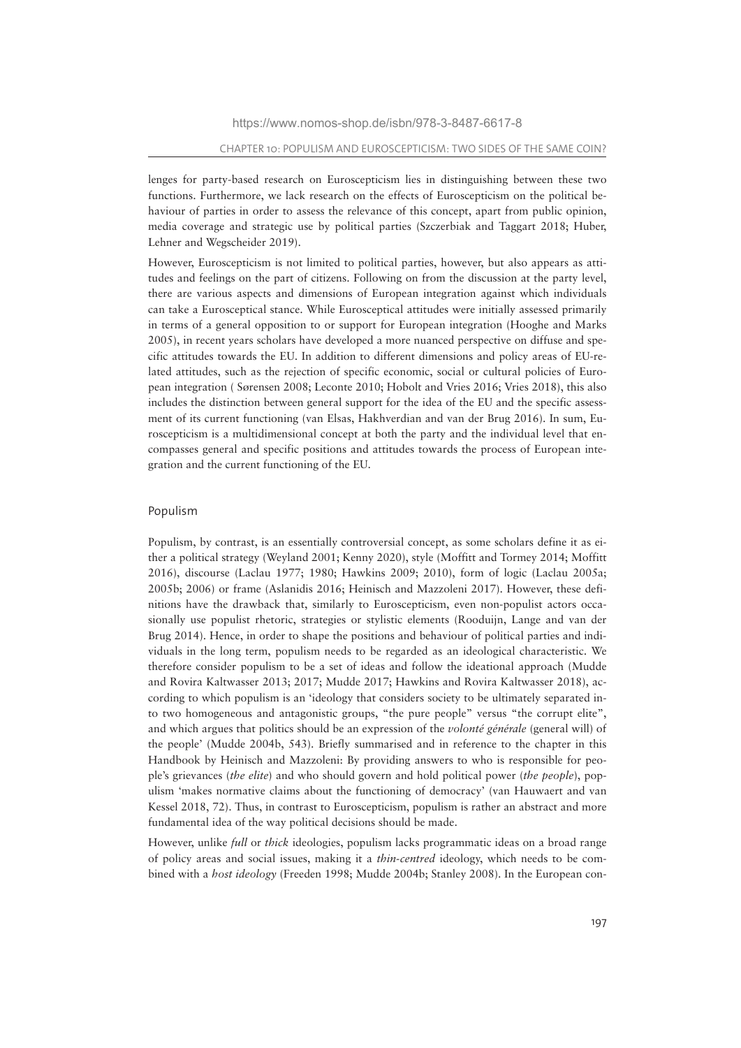lenges for party-based research on Euroscepticism lies in distinguishing between these two functions. Furthermore, we lack research on the effects of Euroscepticism on the political behaviour of parties in order to assess the relevance of this concept, apart from public opinion, media coverage and strategic use by political parties (Szczerbiak and Taggart 2018; Huber, Lehner and Wegscheider 2019).

However, Euroscepticism is not limited to political parties, however, but also appears as attitudes and feelings on the part of citizens. Following on from the discussion at the party level, there are various aspects and dimensions of European integration against which individuals can take a Eurosceptical stance. While Eurosceptical attitudes were initially assessed primarily in terms of a general opposition to or support for European integration (Hooghe and Marks 2005), in recent years scholars have developed a more nuanced perspective on diffuse and specific attitudes towards the EU. In addition to different dimensions and policy areas of EU-related attitudes, such as the rejection of specific economic, social or cultural policies of European integration ( Sørensen 2008; Leconte 2010; Hobolt and Vries 2016; Vries 2018), this also includes the distinction between general support for the idea of the EU and the specific assessment of its current functioning (van Elsas, Hakhverdian and van der Brug 2016). In sum, Euroscepticism is a multidimensional concept at both the party and the individual level that encompasses general and specific positions and attitudes towards the process of European integration and the current functioning of the EU.

## Populism

Populism, by contrast, is an essentially controversial concept, as some scholars define it as either a political strategy (Weyland 2001; Kenny 2020), style (Moffitt and Tormey 2014; Moffitt 2016), discourse (Laclau 1977; 1980; Hawkins 2009; 2010), form of logic (Laclau 2005a; 2005b; 2006) or frame (Aslanidis 2016; Heinisch and Mazzoleni 2017). However, these definitions have the drawback that, similarly to Euroscepticism, even non-populist actors occasionally use populist rhetoric, strategies or stylistic elements (Rooduijn, Lange and van der Brug 2014). Hence, in order to shape the positions and behaviour of political parties and individuals in the long term, populism needs to be regarded as an ideological characteristic. We therefore consider populism to be a set of ideas and follow the ideational approach (Mudde and Rovira Kaltwasser 2013; 2017; Mudde 2017; Hawkins and Rovira Kaltwasser 2018), according to which populism is an 'ideology that considers society to be ultimately separated into two homogeneous and antagonistic groups, "the pure people" versus "the corrupt elite", and which argues that politics should be an expression of the *volonté générale* (general will) of the people' (Mudde 2004b, 543). Briefly summarised and in reference to the chapter in this Handbook by Heinisch and Mazzoleni: By providing answers to who is responsible for people's grievances (*the elite*) and who should govern and hold political power (*the people*), populism 'makes normative claims about the functioning of democracy' (van Hauwaert and van Kessel 2018, 72). Thus, in contrast to Euroscepticism, populism is rather an abstract and more fundamental idea of the way political decisions should be made.

However, unlike *full* or *thick* ideologies, populism lacks programmatic ideas on a broad range of policy areas and social issues, making it a *thin-centred* ideology, which needs to be combined with a *host ideology* (Freeden 1998; Mudde 2004b; Stanley 2008). In the European con-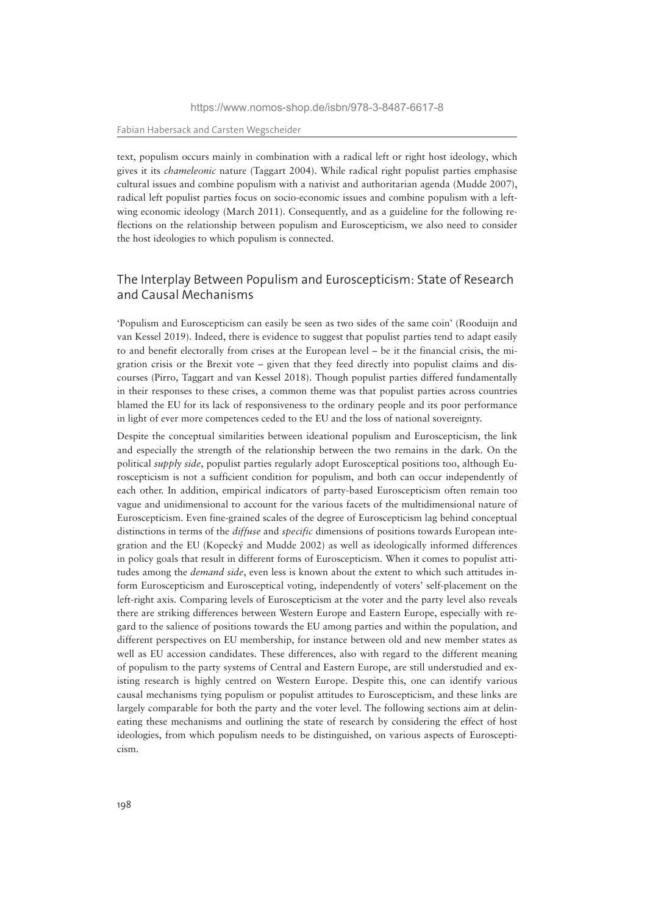text, populism occurs mainly in combination with a radical left or right host ideology, which gives it its *chameleonic* nature (Taggart 2004). While radical right populist parties emphasise cultural issues and combine populism with a nativist and authoritarian agenda (Mudde 2007), radical left populist parties focus on socio-economic issues and combine populism with a left-wing economic ideology (March 2011). Consequently, and as a guideline for the following reflections on the relationship between populism and Euroscepticism, we also need to consider the host ideologies to which populism is connected.

## The Interplay Between Populism and Euroscepticism: State of Research and Causal Mechanisms

'Populism and Euroscepticism can easily be seen as two sides of the same coin' (Rooduijn and van Kessel 2019). Indeed, there is evidence to suggest that populist parties tend to adapt easily to and benefit electorally from crises at the European level – be it the financial crisis, the migration crisis or the Brexit vote – given that they feed directly into populist claims and discourses (Pirro, Taggart and van Kessel 2018). Though populist parties differed fundamentally in their responses to these crises, a common theme was that populist parties across countries blamed the EU for its lack of responsiveness to the ordinary people and its poor performance in light of ever more competences ceded to the EU and the loss of national sovereignty.

Despite the conceptual similarities between ideational populism and Euroscepticism, the link and especially the strength of the relationship between the two remains in the dark. On the political *supply side*, populist parties regularly adopt Eurosceptical positions too, although Euroscepticism is not a sufficient condition for populism, and both can occur independently of each other. In addition, empirical indicators of party-based Euroscepticism often remain too vague and unidimensional to account for the various facets of the multidimensional nature of Euroscepticism. Even fine-grained scales of the degree of Euroscepticism lag behind conceptual distinctions in terms of the *diffuse* and *specific* dimensions of positions towards European integration and the EU (Kopecký and Mudde 2002) as well as ideologically informed differences in policy goals that result in different forms of Euroscepticism. When it comes to populist attitudes among the *demand side*, even less is known about the extent to which such attitudes inform Euroscepticism and Eurosceptical voting, independently of voters' self-placement on the left-right axis. Comparing levels of Euroscepticism at the voter and the party level also reveals there are striking differences between Western Europe and Eastern Europe, especially with regard to the salience of positions towards the EU among parties and within the population, and different perspectives on EU membership, for instance between old and new member states as well as EU accession candidates. These differences, also with regard to the different meaning of populism to the party systems of Central and Eastern Europe, are still understudied and existing research is highly centred on Western Europe. Despite this, one can identify various causal mechanisms tying populism or populist attitudes to Euroscepticism, and these links are largely comparable for both the party and the voter level. The following sections aim at delineating these mechanisms and outlining the state of research by considering the effect of host ideologies, from which populism needs to be distinguished, on various aspects of Euroscepticism.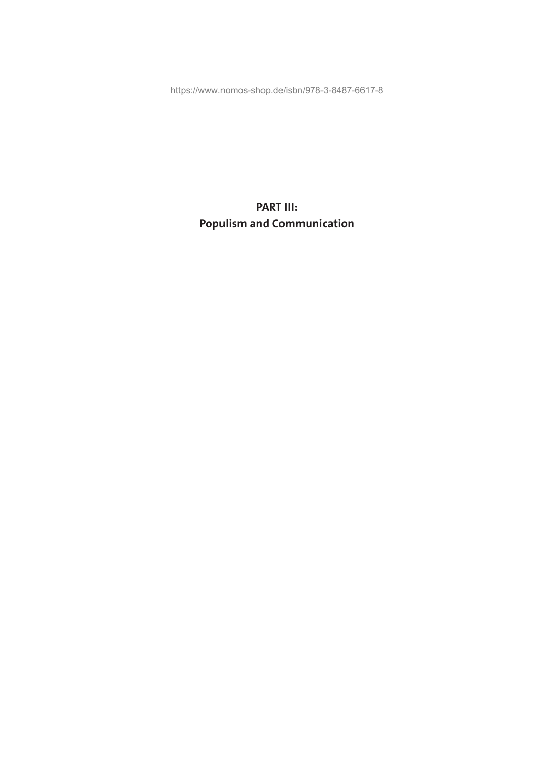# PART III:
# Populism and Communication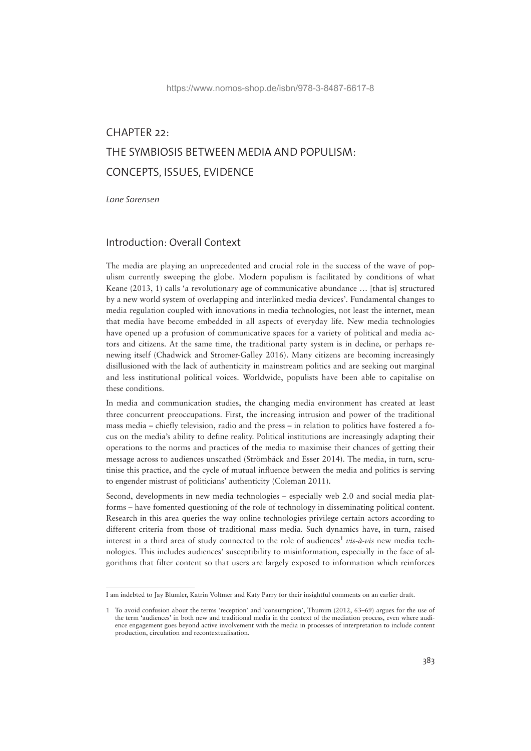# CHAPTER 22: THE SYMBIOSIS BETWEEN MEDIA AND POPULISM: CONCEPTS, ISSUES, EVIDENCE

*Lone Sorensen*

## Introduction: Overall Context

The media are playing an unprecedented and crucial role in the success of the wave of populism currently sweeping the globe. Modern populism is facilitated by conditions of what Keane (2013, 1) calls 'a revolutionary age of communicative abundance … [that is] structured by a new world system of overlapping and interlinked media devices'. Fundamental changes to media regulation coupled with innovations in media technologies, not least the internet, mean that media have become embedded in all aspects of everyday life. New media technologies have opened up a profusion of communicative spaces for a variety of political and media actors and citizens. At the same time, the traditional party system is in decline, or perhaps renewing itself (Chadwick and Stromer-Galley 2016). Many citizens are becoming increasingly disillusioned with the lack of authenticity in mainstream politics and are seeking out marginal and less institutional political voices. Worldwide, populists have been able to capitalise on these conditions.

In media and communication studies, the changing media environment has created at least three concurrent preoccupations. First, the increasing intrusion and power of the traditional mass media – chiefly television, radio and the press – in relation to politics have fostered a focus on the media's ability to define reality. Political institutions are increasingly adapting their operations to the norms and practices of the media to maximise their chances of getting their message across to audiences unscathed (Strömbäck and Esser 2014). The media, in turn, scrutinise this practice, and the cycle of mutual influence between the media and politics is serving to engender mistrust of politicians' authenticity (Coleman 2011).

Second, developments in new media technologies – especially web 2.0 and social media platforms – have fomented questioning of the role of technology in disseminating political content. Research in this area queries the way online technologies privilege certain actors according to different criteria from those of traditional mass media. Such dynamics have, in turn, raised interest in a third area of study connected to the role of audiences[1] *vis-à-vis* new media technologies. This includes audiences' susceptibility to misinformation, especially in the face of algorithms that filter content so that users are largely exposed to information which reinforces

---

I am indebted to Jay Blumler, Katrin Voltmer and Katy Parry for their insightful comments on an earlier draft.

1 To avoid confusion about the terms 'reception' and 'consumption', Thumim (2012, 63–69) argues for the use of the term 'audiences' in both new and traditional media in the context of the mediation process, even where audience engagement goes beyond active involvement with the media in processes of interpretation to include content production, circulation and recontextualisation.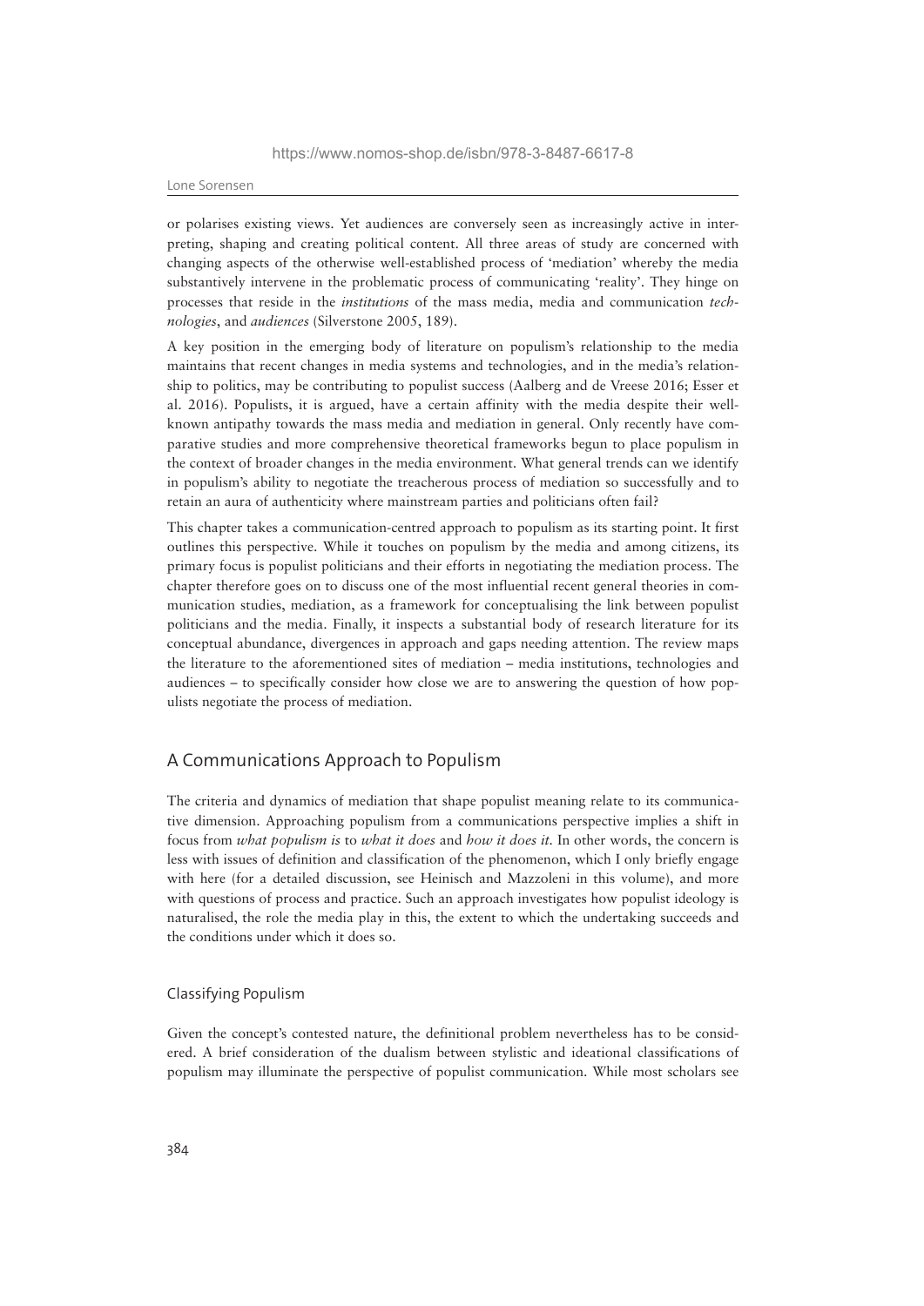or polarises existing views. Yet audiences are conversely seen as increasingly active in interpreting, shaping and creating political content. All three areas of study are concerned with changing aspects of the otherwise well-established process of 'mediation' whereby the media substantively intervene in the problematic process of communicating 'reality'. They hinge on processes that reside in the *institutions* of the mass media, media and communication *technologies*, and *audiences* (Silverstone 2005, 189).

A key position in the emerging body of literature on populism's relationship to the media maintains that recent changes in media systems and technologies, and in the media's relationship to politics, may be contributing to populist success (Aalberg and de Vreese 2016; Esser et al. 2016). Populists, it is argued, have a certain affinity with the media despite their well-known antipathy towards the mass media and mediation in general. Only recently have comparative studies and more comprehensive theoretical frameworks begun to place populism in the context of broader changes in the media environment. What general trends can we identify in populism's ability to negotiate the treacherous process of mediation so successfully and to retain an aura of authenticity where mainstream parties and politicians often fail?

This chapter takes a communication-centred approach to populism as its starting point. It first outlines this perspective. While it touches on populism by the media and among citizens, its primary focus is populist politicians and their efforts in negotiating the mediation process. The chapter therefore goes on to discuss one of the most influential recent general theories in communication studies, mediation, as a framework for conceptualising the link between populist politicians and the media. Finally, it inspects a substantial body of research literature for its conceptual abundance, divergences in approach and gaps needing attention. The review maps the literature to the aforementioned sites of mediation – media institutions, technologies and audiences – to specifically consider how close we are to answering the question of how populists negotiate the process of mediation.

## A Communications Approach to Populism

The criteria and dynamics of mediation that shape populist meaning relate to its communicative dimension. Approaching populism from a communications perspective implies a shift in focus from *what populism is* to *what it does* and *how it does it*. In other words, the concern is less with issues of definition and classification of the phenomenon, which I only briefly engage with here (for a detailed discussion, see Heinisch and Mazzoleni in this volume), and more with questions of process and practice. Such an approach investigates how populist ideology is naturalised, the role the media play in this, the extent to which the undertaking succeeds and the conditions under which it does so.

### Classifying Populism

Given the concept's contested nature, the definitional problem nevertheless has to be considered. A brief consideration of the dualism between stylistic and ideational classifications of populism may illuminate the perspective of populist communication. While most scholars see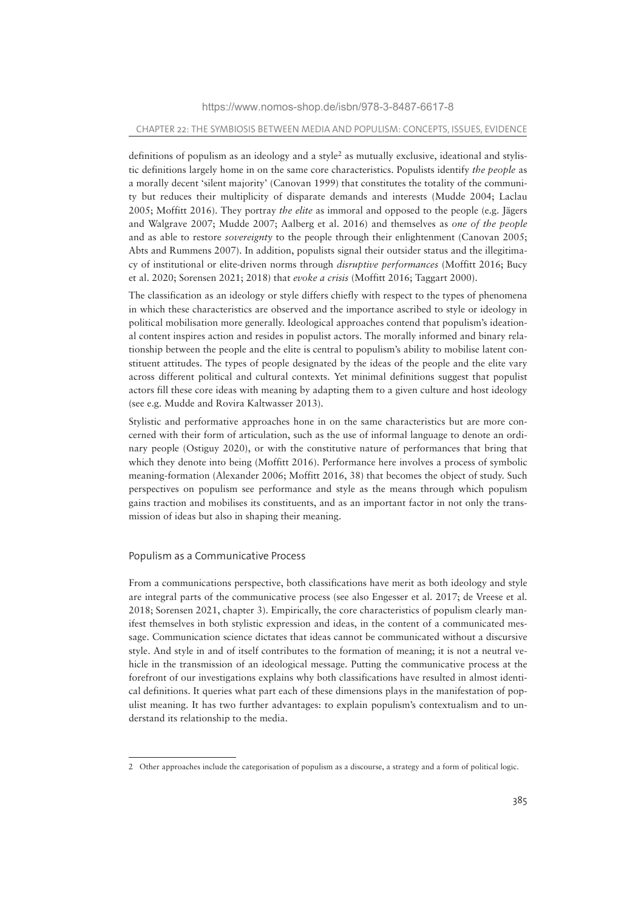definitions of populism as an ideology and a style[2] as mutually exclusive, ideational and stylistic definitions largely home in on the same core characteristics. Populists identify *the people* as a morally decent 'silent majority' (Canovan 1999) that constitutes the totality of the community but reduces their multiplicity of disparate demands and interests (Mudde 2004; Laclau 2005; Moffitt 2016). They portray *the elite* as immoral and opposed to the people (e.g. Jägers and Walgrave 2007; Mudde 2007; Aalberg et al. 2016) and themselves as *one of the people* and as able to restore *sovereignty* to the people through their enlightenment (Canovan 2005; Abts and Rummens 2007). In addition, populists signal their outsider status and the illegitimacy of institutional or elite-driven norms through *disruptive performances* (Moffitt 2016; Bucy et al. 2020; Sorensen 2021; 2018) that *evoke a crisis* (Moffitt 2016; Taggart 2000).

The classification as an ideology or style differs chiefly with respect to the types of phenomena in which these characteristics are observed and the importance ascribed to style or ideology in political mobilisation more generally. Ideological approaches contend that populism's ideational content inspires action and resides in populist actors. The morally informed and binary relationship between the people and the elite is central to populism's ability to mobilise latent constituent attitudes. The types of people designated by the ideas of the people and the elite vary across different political and cultural contexts. Yet minimal definitions suggest that populist actors fill these core ideas with meaning by adapting them to a given culture and host ideology (see e.g. Mudde and Rovira Kaltwasser 2013).

Stylistic and performative approaches hone in on the same characteristics but are more concerned with their form of articulation, such as the use of informal language to denote an ordinary people (Ostiguy 2020), or with the constitutive nature of performances that bring that which they denote into being (Moffitt 2016). Performance here involves a process of symbolic meaning-formation (Alexander 2006; Moffitt 2016, 38) that becomes the object of study. Such perspectives on populism see performance and style as the means through which populism gains traction and mobilises its constituents, and as an important factor in not only the transmission of ideas but also in shaping their meaning.

## Populism as a Communicative Process

From a communications perspective, both classifications have merit as both ideology and style are integral parts of the communicative process (see also Engesser et al. 2017; de Vreese et al. 2018; Sorensen 2021, chapter 3). Empirically, the core characteristics of populism clearly manifest themselves in both stylistic expression and ideas, in the content of a communicated message. Communication science dictates that ideas cannot be communicated without a discursive style. And style in and of itself contributes to the formation of meaning; it is not a neutral vehicle in the transmission of an ideological message. Putting the communicative process at the forefront of our investigations explains why both classifications have resulted in almost identical definitions. It queries what part each of these dimensions plays in the manifestation of populist meaning. It has two further advantages: to explain populism's contextualism and to understand its relationship to the media.

---

2 Other approaches include the categorisation of populism as a discourse, a strategy and a form of political logic.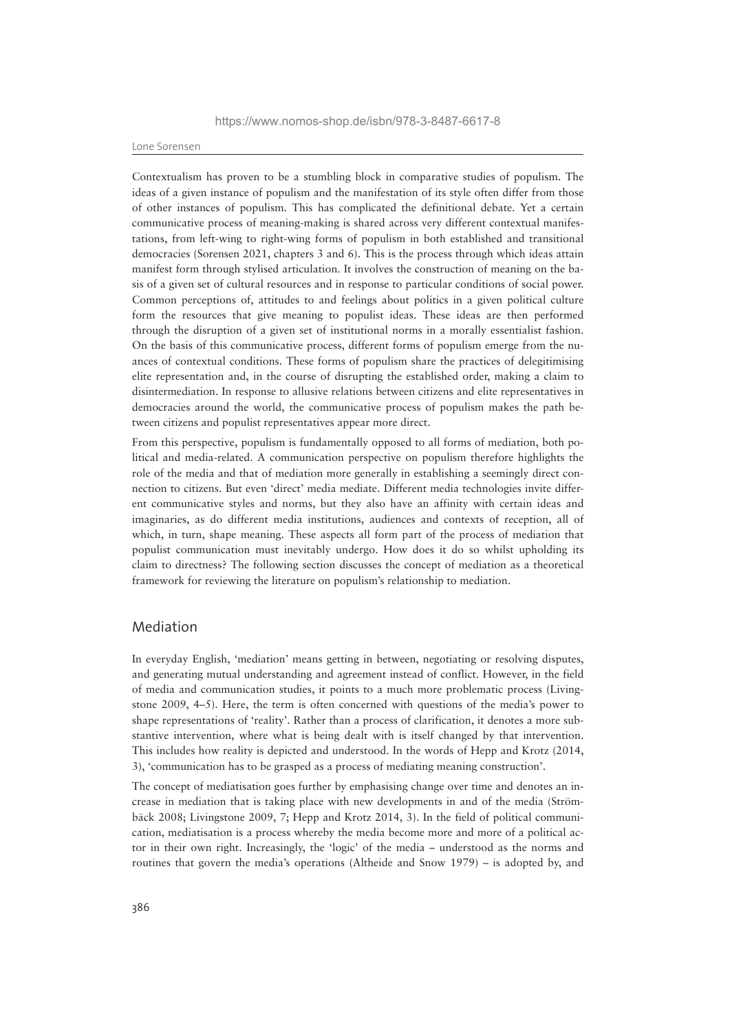Contextualism has proven to be a stumbling block in comparative studies of populism. The ideas of a given instance of populism and the manifestation of its style often differ from those of other instances of populism. This has complicated the definitional debate. Yet a certain communicative process of meaning-making is shared across very different contextual manifestations, from left-wing to right-wing forms of populism in both established and transitional democracies (Sorensen 2021, chapters 3 and 6). This is the process through which ideas attain manifest form through stylised articulation. It involves the construction of meaning on the basis of a given set of cultural resources and in response to particular conditions of social power. Common perceptions of, attitudes to and feelings about politics in a given political culture form the resources that give meaning to populist ideas. These ideas are then performed through the disruption of a given set of institutional norms in a morally essentialist fashion. On the basis of this communicative process, different forms of populism emerge from the nuances of contextual conditions. These forms of populism share the practices of delegitimising elite representation and, in the course of disrupting the established order, making a claim to disintermediation. In response to allusive relations between citizens and elite representatives in democracies around the world, the communicative process of populism makes the path between citizens and populist representatives appear more direct.

From this perspective, populism is fundamentally opposed to all forms of mediation, both political and media-related. A communication perspective on populism therefore highlights the role of the media and that of mediation more generally in establishing a seemingly direct connection to citizens. But even 'direct' media mediate. Different media technologies invite different communicative styles and norms, but they also have an affinity with certain ideas and imaginaries, as do different media institutions, audiences and contexts of reception, all of which, in turn, shape meaning. These aspects all form part of the process of mediation that populist communication must inevitably undergo. How does it do so whilst upholding its claim to directness? The following section discusses the concept of mediation as a theoretical framework for reviewing the literature on populism's relationship to mediation.

## Mediation

In everyday English, 'mediation' means getting in between, negotiating or resolving disputes, and generating mutual understanding and agreement instead of conflict. However, in the field of media and communication studies, it points to a much more problematic process (Livingstone 2009, 4–5). Here, the term is often concerned with questions of the media's power to shape representations of 'reality'. Rather than a process of clarification, it denotes a more substantive intervention, where what is being dealt with is itself changed by that intervention. This includes how reality is depicted and understood. In the words of Hepp and Krotz (2014, 3), 'communication has to be grasped as a process of mediating meaning construction'.

The concept of mediatisation goes further by emphasising change over time and denotes an increase in mediation that is taking place with new developments in and of the media (Strömbäck 2008; Livingstone 2009, 7; Hepp and Krotz 2014, 3). In the field of political communication, mediatisation is a process whereby the media become more and more of a political actor in their own right. Increasingly, the 'logic' of the media – understood as the norms and routines that govern the media's operations (Altheide and Snow 1979) – is adopted by, and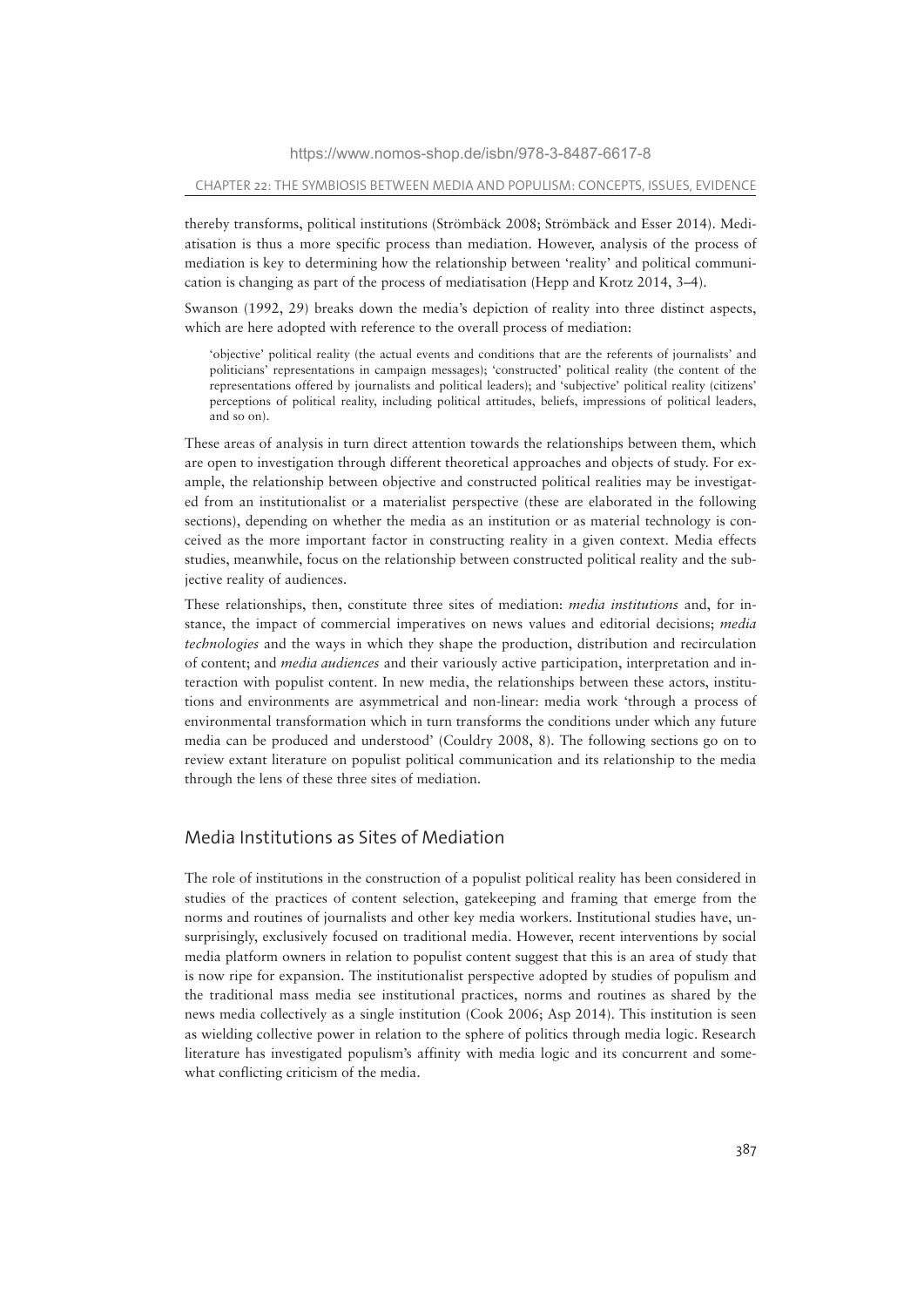thereby transforms, political institutions (Strömbäck 2008; Strömbäck and Esser 2014). Mediatisation is thus a more specific process than mediation. However, analysis of the process of mediation is key to determining how the relationship between 'reality' and political communication is changing as part of the process of mediatisation (Hepp and Krotz 2014, 3–4).

Swanson (1992, 29) breaks down the media's depiction of reality into three distinct aspects, which are here adopted with reference to the overall process of mediation:

> 'objective' political reality (the actual events and conditions that are the referents of journalists' and politicians' representations in campaign messages); 'constructed' political reality (the content of the representations offered by journalists and political leaders); and 'subjective' political reality (citizens' perceptions of political reality, including political attitudes, beliefs, impressions of political leaders, and so on).

These areas of analysis in turn direct attention towards the relationships between them, which are open to investigation through different theoretical approaches and objects of study. For example, the relationship between objective and constructed political realities may be investigated from an institutionalist or a materialist perspective (these are elaborated in the following sections), depending on whether the media as an institution or as material technology is conceived as the more important factor in constructing reality in a given context. Media effects studies, meanwhile, focus on the relationship between constructed political reality and the subjective reality of audiences.

These relationships, then, constitute three sites of mediation: *media institutions* and, for instance, the impact of commercial imperatives on news values and editorial decisions; *media technologies* and the ways in which they shape the production, distribution and recirculation of content; and *media audiences* and their variously active participation, interpretation and interaction with populist content. In new media, the relationships between these actors, institutions and environments are asymmetrical and non-linear: media work 'through a process of environmental transformation which in turn transforms the conditions under which any future media can be produced and understood' (Couldry 2008, 8). The following sections go on to review extant literature on populist political communication and its relationship to the media through the lens of these three sites of mediation.

## Media Institutions as Sites of Mediation

The role of institutions in the construction of a populist political reality has been considered in studies of the practices of content selection, gatekeeping and framing that emerge from the norms and routines of journalists and other key media workers. Institutional studies have, unsurprisingly, exclusively focused on traditional media. However, recent interventions by social media platform owners in relation to populist content suggest that this is an area of study that is now ripe for expansion. The institutionalist perspective adopted by studies of populism and the traditional mass media see institutional practices, norms and routines as shared by the news media collectively as a single institution (Cook 2006; Asp 2014). This institution is seen as wielding collective power in relation to the sphere of politics through media logic. Research literature has investigated populism's affinity with media logic and its concurrent and somewhat conflicting criticism of the media.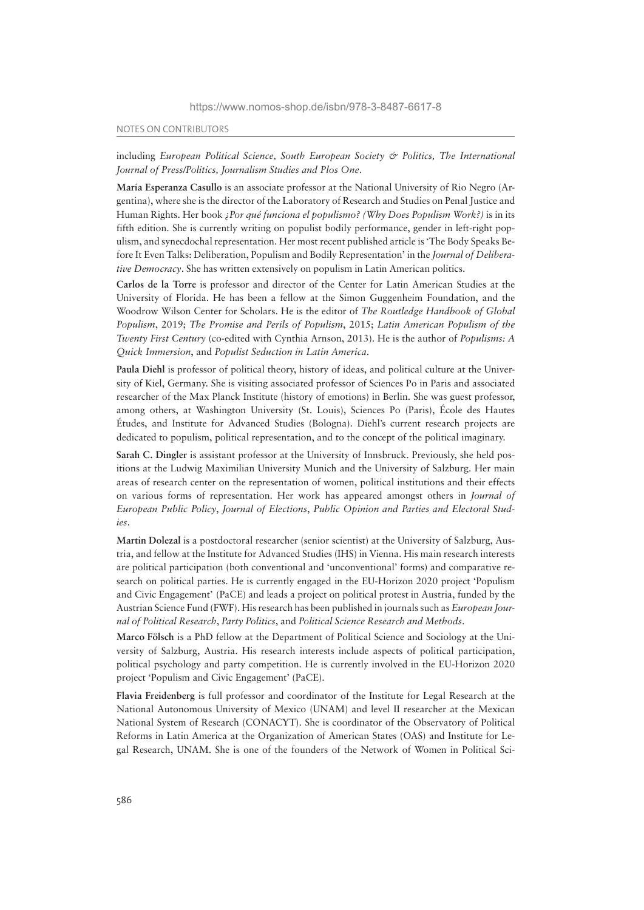including *European Political Science, South European Society & Politics, The International Journal of Press/Politics, Journalism Studies and Plos One*.

**María Esperanza Casullo** is an associate professor at the National University of Rio Negro (Argentina), where she is the director of the Laboratory of Research and Studies on Penal Justice and Human Rights. Her book *¿Por qué funciona el populismo? (Why Does Populism Work?)* is in its fifth edition. She is currently writing on populist bodily performance, gender in left-right populism, and synecdochal representation. Her most recent published article is 'The Body Speaks Before It Even Talks: Deliberation, Populism and Bodily Representation' in the *Journal of Deliberative Democracy*. She has written extensively on populism in Latin American politics.

**Carlos de la Torre** is professor and director of the Center for Latin American Studies at the University of Florida. He has been a fellow at the Simon Guggenheim Foundation, and the Woodrow Wilson Center for Scholars. He is the editor of *The Routledge Handbook of Global Populism*, 2019; *The Promise and Perils of Populism*, 2015; *Latin American Populism of the Twenty First Century* (co-edited with Cynthia Arnson, 2013). He is the author of *Populisms: A Quick Immersion*, and *Populist Seduction in Latin America*.

**Paula Diehl** is professor of political theory, history of ideas, and political culture at the University of Kiel, Germany. She is visiting associated professor of Sciences Po in Paris and associated researcher of the Max Planck Institute (history of emotions) in Berlin. She was guest professor, among others, at Washington University (St. Louis), Sciences Po (Paris), École des Hautes Études, and Institute for Advanced Studies (Bologna). Diehl's current research projects are dedicated to populism, political representation, and to the concept of the political imaginary.

**Sarah C. Dingler** is assistant professor at the University of Innsbruck. Previously, she held positions at the Ludwig Maximilian University Munich and the University of Salzburg. Her main areas of research center on the representation of women, political institutions and their effects on various forms of representation. Her work has appeared amongst others in *Journal of European Public Policy*, *Journal of Elections*, *Public Opinion and Parties and Electoral Studies*.

**Martin Dolezal** is a postdoctoral researcher (senior scientist) at the University of Salzburg, Austria, and fellow at the Institute for Advanced Studies (IHS) in Vienna. His main research interests are political participation (both conventional and 'unconventional' forms) and comparative research on political parties. He is currently engaged in the EU-Horizon 2020 project 'Populism and Civic Engagement' (PaCE) and leads a project on political protest in Austria, funded by the Austrian Science Fund (FWF). His research has been published in journals such as *European Journal of Political Research*, *Party Politics*, and *Political Science Research and Methods*.

**Marco Fölsch** is a PhD fellow at the Department of Political Science and Sociology at the University of Salzburg, Austria. His research interests include aspects of political participation, political psychology and party competition. He is currently involved in the EU-Horizon 2020 project 'Populism and Civic Engagement' (PaCE).

**Flavia Freidenberg** is full professor and coordinator of the Institute for Legal Research at the National Autonomous University of Mexico (UNAM) and level II researcher at the Mexican National System of Research (CONACYT). She is coordinator of the Observatory of Political Reforms in Latin America at the Organization of American States (OAS) and Institute for Legal Research, UNAM. She is one of the founders of the Network of Women in Political Sci-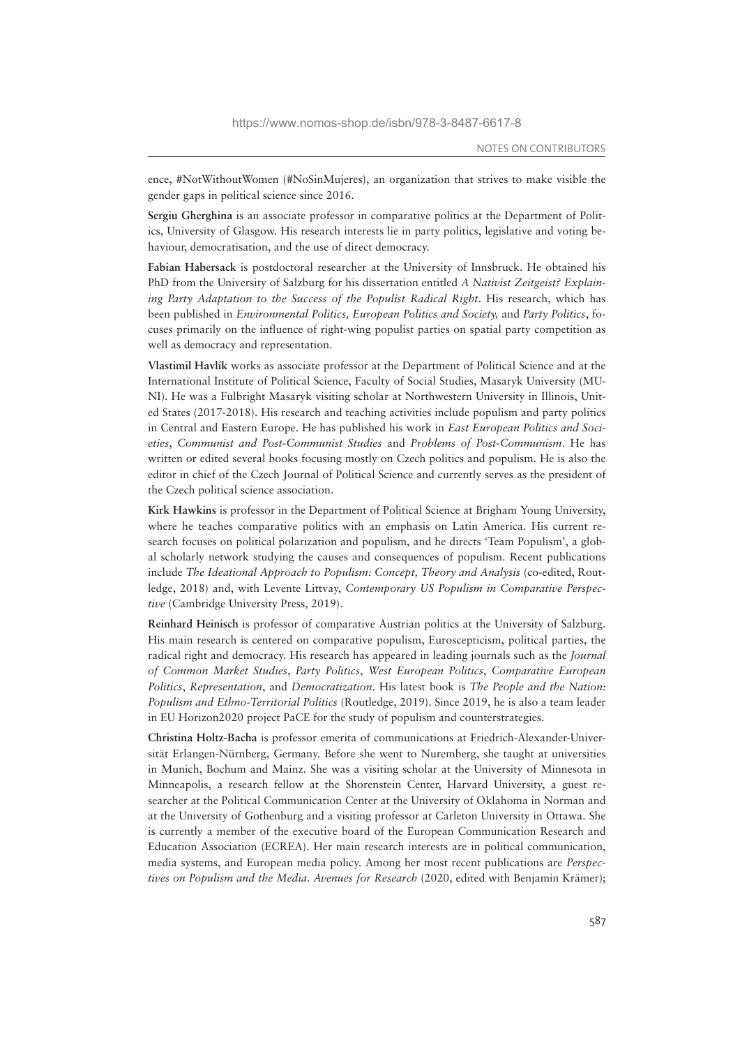ence, #NotWithoutWomen (#NoSinMujeres), an organization that strives to make visible the gender gaps in political science since 2016.

**Sergiu Gherghina** is an associate professor in comparative politics at the Department of Politics, University of Glasgow. His research interests lie in party politics, legislative and voting behaviour, democratisation, and the use of direct democracy.

**Fabian Habersack** is postdoctoral researcher at the University of Innsbruck. He obtained his PhD from the University of Salzburg for his dissertation entitled *A Nativist Zeitgeist? Explaining Party Adaptation to the Success of the Populist Radical Right*. His research, which has been published in *Environmental Politics, European Politics and Society,* and *Party Politics*, focuses primarily on the influence of right-wing populist parties on spatial party competition as well as democracy and representation.

**Vlastimil Havlík** works as associate professor at the Department of Political Science and at the International Institute of Political Science, Faculty of Social Studies, Masaryk University (MUNI). He was a Fulbright Masaryk visiting scholar at Northwestern University in Illinois, United States (2017-2018). His research and teaching activities include populism and party politics in Central and Eastern Europe. He has published his work in *East European Politics and Societies*, *Communist and Post-Communist Studies* and *Problems of Post-Communism*. He has written or edited several books focusing mostly on Czech politics and populism. He is also the editor in chief of the Czech Journal of Political Science and currently serves as the president of the Czech political science association.

**Kirk Hawkins** is professor in the Department of Political Science at Brigham Young University, where he teaches comparative politics with an emphasis on Latin America. His current research focuses on political polarization and populism, and he directs 'Team Populism', a global scholarly network studying the causes and consequences of populism. Recent publications include *The Ideational Approach to Populism: Concept, Theory and Analysis* (co-edited, Routledge, 2018) and, with Levente Littvay, *Contemporary US Populism in Comparative Perspective* (Cambridge University Press, 2019).

**Reinhard Heinisch** is professor of comparative Austrian politics at the University of Salzburg. His main research is centered on comparative populism, Euroscepticism, political parties, the radical right and democracy. His research has appeared in leading journals such as the *Journal of Common Market Studies*, *Party Politics*, *West European Politics*, *Comparative European Politics*, *Representation*, and *Democratization*. His latest book is *The People and the Nation: Populism and Ethno-Territorial Politics* (Routledge, 2019). Since 2019, he is also a team leader in EU Horizon2020 project PaCE for the study of populism and counterstrategies.

**Christina Holtz-Bacha** is professor emerita of communications at Friedrich-Alexander-Universität Erlangen-Nürnberg, Germany. Before she went to Nuremberg, she taught at universities in Munich, Bochum and Mainz. She was a visiting scholar at the University of Minnesota in Minneapolis, a research fellow at the Shorenstein Center, Harvard University, a guest researcher at the Political Communication Center at the University of Oklahoma in Norman and at the University of Gothenburg and a visiting professor at Carleton University in Ottawa. She is currently a member of the executive board of the European Communication Research and Education Association (ECREA). Her main research interests are in political communication, media systems, and European media policy. Among her most recent publications are *Perspectives on Populism and the Media. Avenues for Research* (2020, edited with Benjamin Krämer);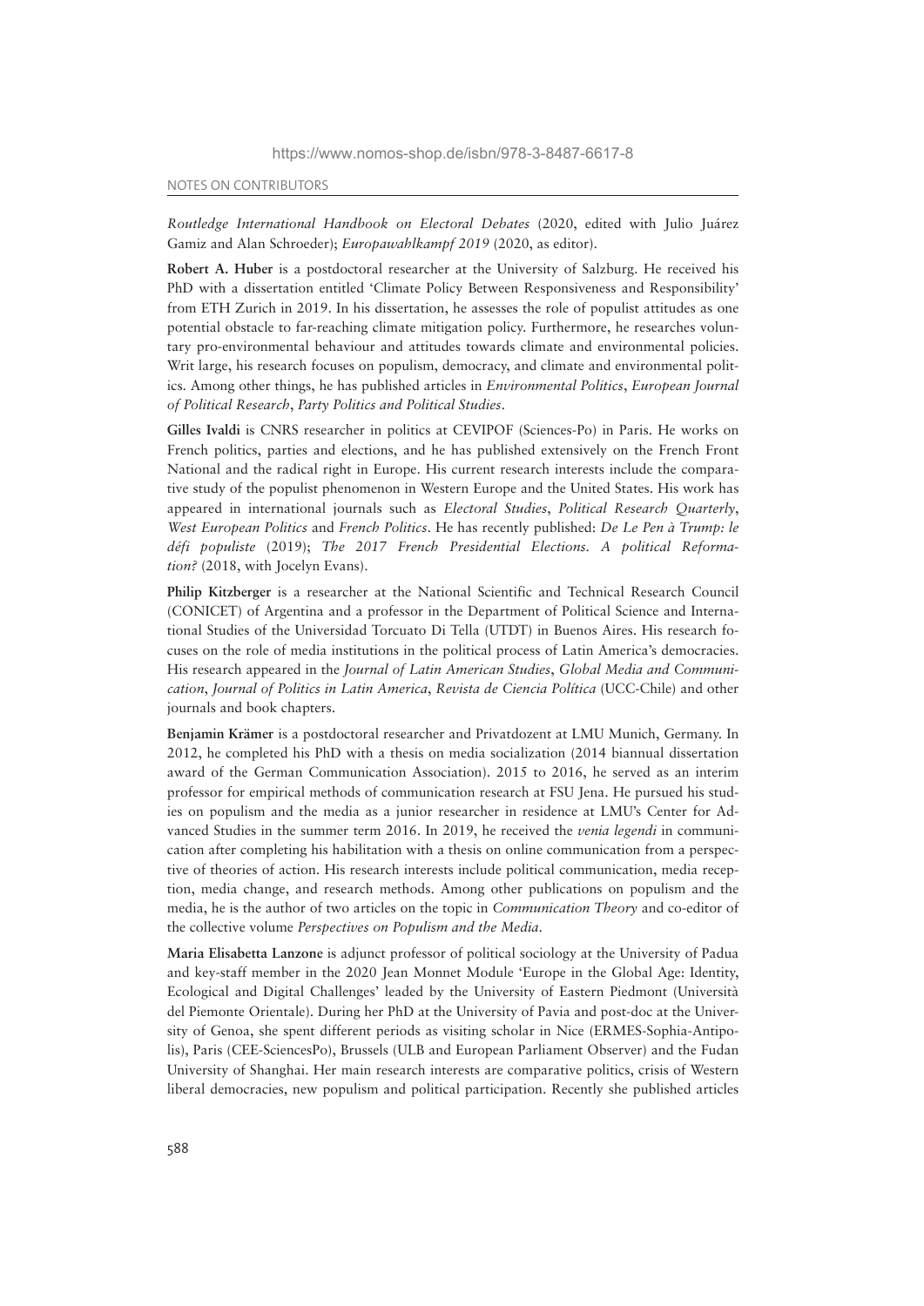*Routledge International Handbook on Electoral Debates* (2020, edited with Julio Juárez Gamiz and Alan Schroeder); *Europawahlkampf 2019* (2020, as editor).

**Robert A. Huber** is a postdoctoral researcher at the University of Salzburg. He received his PhD with a dissertation entitled 'Climate Policy Between Responsiveness and Responsibility' from ETH Zurich in 2019. In his dissertation, he assesses the role of populist attitudes as one potential obstacle to far-reaching climate mitigation policy. Furthermore, he researches voluntary pro-environmental behaviour and attitudes towards climate and environmental policies. Writ large, his research focuses on populism, democracy, and climate and environmental politics. Among other things, he has published articles in *Environmental Politics*, *European Journal of Political Research*, *Party Politics and Political Studies*.

**Gilles Ivaldi** is CNRS researcher in politics at CEVIPOF (Sciences-Po) in Paris. He works on French politics, parties and elections, and he has published extensively on the French Front National and the radical right in Europe. His current research interests include the comparative study of the populist phenomenon in Western Europe and the United States. His work has appeared in international journals such as *Electoral Studies*, *Political Research Quarterly*, *West European Politics* and *French Politics*. He has recently published: *De Le Pen à Trump: le défi populiste* (2019); *The 2017 French Presidential Elections. A political Reformation?* (2018, with Jocelyn Evans).

**Philip Kitzberger** is a researcher at the National Scientific and Technical Research Council (CONICET) of Argentina and a professor in the Department of Political Science and International Studies of the Universidad Torcuato Di Tella (UTDT) in Buenos Aires. His research focuses on the role of media institutions in the political process of Latin America's democracies. His research appeared in the *Journal of Latin American Studies*, *Global Media and Communication*, *Journal of Politics in Latin America*, *Revista de Ciencia Política* (UCC-Chile) and other journals and book chapters.

**Benjamin Krämer** is a postdoctoral researcher and Privatdozent at LMU Munich, Germany. In 2012, he completed his PhD with a thesis on media socialization (2014 biannual dissertation award of the German Communication Association). 2015 to 2016, he served as an interim professor for empirical methods of communication research at FSU Jena. He pursued his studies on populism and the media as a junior researcher in residence at LMU's Center for Advanced Studies in the summer term 2016. In 2019, he received the *venia legendi* in communication after completing his habilitation with a thesis on online communication from a perspective of theories of action. His research interests include political communication, media reception, media change, and research methods. Among other publications on populism and the media, he is the author of two articles on the topic in *Communication Theory* and co-editor of the collective volume *Perspectives on Populism and the Media*.

**Maria Elisabetta Lanzone** is adjunct professor of political sociology at the University of Padua and key-staff member in the 2020 Jean Monnet Module 'Europe in the Global Age: Identity, Ecological and Digital Challenges' leaded by the University of Eastern Piedmont (Università del Piemonte Orientale). During her PhD at the University of Pavia and post-doc at the University of Genoa, she spent different periods as visiting scholar in Nice (ERMES-Sophia-Antipolis), Paris (CEE-SciencesPo), Brussels (ULB and European Parliament Observer) and the Fudan University of Shanghai. Her main research interests are comparative politics, crisis of Western liberal democracies, new populism and political participation. Recently she published articles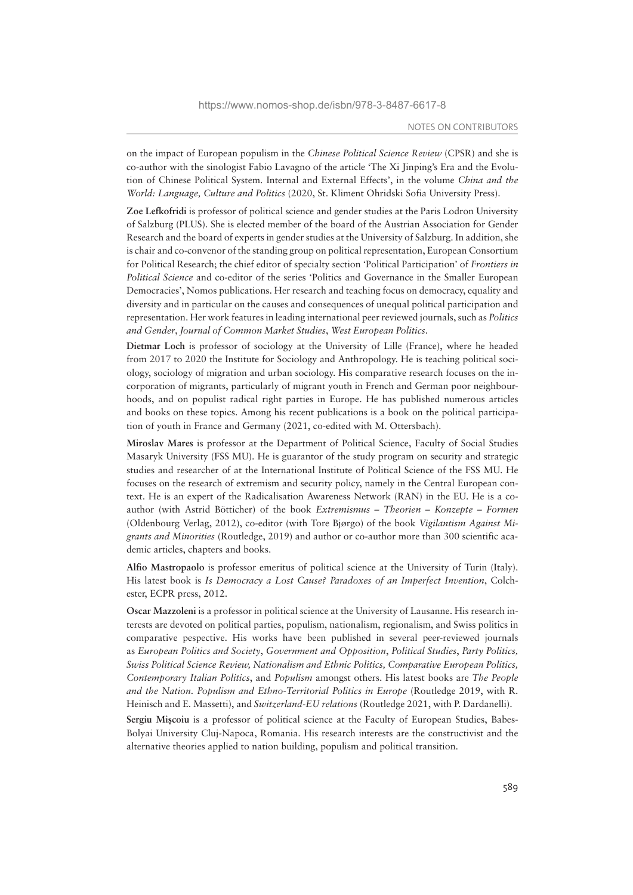on the impact of European populism in the *Chinese Political Science Review* (CPSR) and she is co-author with the sinologist Fabio Lavagno of the article 'The Xi Jinping's Era and the Evolution of Chinese Political System. Internal and External Effects', in the volume *China and the World: Language, Culture and Politics* (2020, St. Kliment Ohridski Sofia University Press).

**Zoe Lefkofridi** is professor of political science and gender studies at the Paris Lodron University of Salzburg (PLUS). She is elected member of the board of the Austrian Association for Gender Research and the board of experts in gender studies at the University of Salzburg. In addition, she is chair and co-convenor of the standing group on political representation, European Consortium for Political Research; the chief editor of specialty section 'Political Participation' of *Frontiers in Political Science* and co-editor of the series 'Politics and Governance in the Smaller European Democracies', Nomos publications. Her research and teaching focus on democracy, equality and diversity and in particular on the causes and consequences of unequal political participation and representation. Her work features in leading international peer reviewed journals, such as *Politics and Gender*, *Journal of Common Market Studies*, *West European Politics*.

**Dietmar Loch** is professor of sociology at the University of Lille (France), where he headed from 2017 to 2020 the Institute for Sociology and Anthropology. He is teaching political sociology, sociology of migration and urban sociology. His comparative research focuses on the incorporation of migrants, particularly of migrant youth in French and German poor neighbourhoods, and on populist radical right parties in Europe. He has published numerous articles and books on these topics. Among his recent publications is a book on the political participation of youth in France and Germany (2021, co-edited with M. Ottersbach).

**Miroslav Mares** is professor at the Department of Political Science, Faculty of Social Studies Masaryk University (FSS MU). He is guarantor of the study program on security and strategic studies and researcher of at the International Institute of Political Science of the FSS MU. He focuses on the research of extremism and security policy, namely in the Central European context. He is an expert of the Radicalisation Awareness Network (RAN) in the EU. He is a co-author (with Astrid Bötticher) of the book *Extremismus – Theorien – Konzepte – Formen* (Oldenbourg Verlag, 2012), co-editor (with Tore Bjørgo) of the book *Vigilantism Against Migrants and Minorities* (Routledge, 2019) and author or co-author more than 300 scientific academic articles, chapters and books.

**Alfio Mastropaolo** is professor emeritus of political science at the University of Turin (Italy). His latest book is *Is Democracy a Lost Cause? Paradoxes of an Imperfect Invention*, Colchester, ECPR press, 2012.

**Oscar Mazzoleni** is a professor in political science at the University of Lausanne. His research interests are devoted on political parties, populism, nationalism, regionalism, and Swiss politics in comparative pespective. His works have been published in several peer-reviewed journals as *European Politics and Society*, *Government and Opposition*, *Political Studies*, *Party Politics, Swiss Political Science Review, Nationalism and Ethnic Politics, Comparative European Politics, Contemporary Italian Politics*, and *Populism* amongst others. His latest books are *The People and the Nation. Populism and Ethno-Territorial Politics in Europe* (Routledge 2019, with R. Heinisch and E. Massetti), and *Switzerland-EU relations* (Routledge 2021, with P. Dardanelli).

**Sergiu Mișcoiu** is a professor of political science at the Faculty of European Studies, Babes-Bolyai University Cluj-Napoca, Romania. His research interests are the constructivist and the alternative theories applied to nation building, populism and political transition.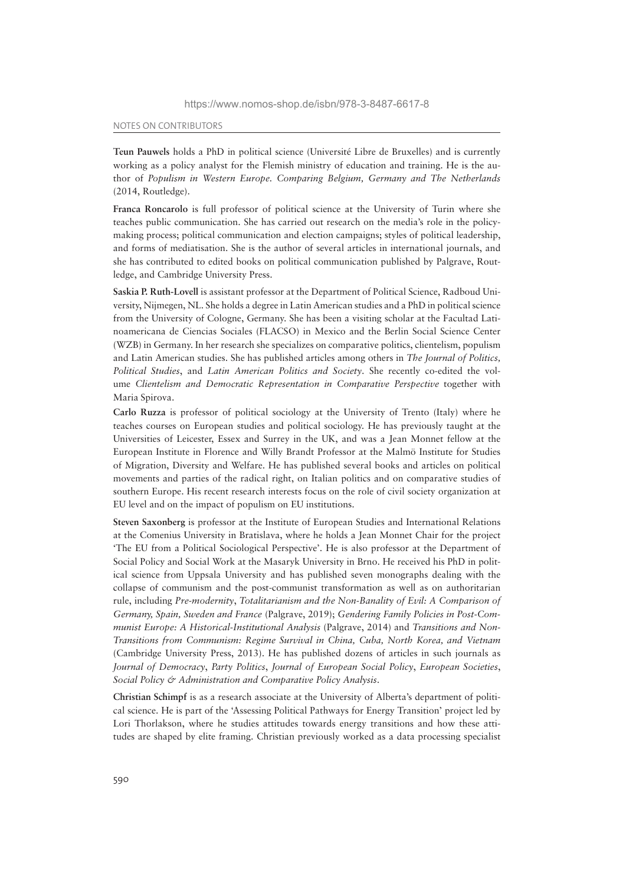**Teun Pauwels** holds a PhD in political science (Université Libre de Bruxelles) and is currently working as a policy analyst for the Flemish ministry of education and training. He is the author of *Populism in Western Europe. Comparing Belgium, Germany and The Netherlands* (2014, Routledge).

**Franca Roncarolo** is full professor of political science at the University of Turin where she teaches public communication. She has carried out research on the media's role in the policy-making process; political communication and election campaigns; styles of political leadership, and forms of mediatisation. She is the author of several articles in international journals, and she has contributed to edited books on political communication published by Palgrave, Routledge, and Cambridge University Press.

**Saskia P. Ruth-Lovell** is assistant professor at the Department of Political Science, Radboud University, Nijmegen, NL. She holds a degree in Latin American studies and a PhD in political science from the University of Cologne, Germany. She has been a visiting scholar at the Facultad Latinoamericana de Ciencias Sociales (FLACSO) in Mexico and the Berlin Social Science Center (WZB) in Germany. In her research she specializes on comparative politics, clientelism, populism and Latin American studies. She has published articles among others in *The Journal of Politics, Political Studies*, and *Latin American Politics and Society*. She recently co-edited the volume *Clientelism and Democratic Representation in Comparative Perspective* together with Maria Spirova.

**Carlo Ruzza** is professor of political sociology at the University of Trento (Italy) where he teaches courses on European studies and political sociology. He has previously taught at the Universities of Leicester, Essex and Surrey in the UK, and was a Jean Monnet fellow at the European Institute in Florence and Willy Brandt Professor at the Malmö Institute for Studies of Migration, Diversity and Welfare. He has published several books and articles on political movements and parties of the radical right, on Italian politics and on comparative studies of southern Europe. His recent research interests focus on the role of civil society organization at EU level and on the impact of populism on EU institutions.

**Steven Saxonberg** is professor at the Institute of European Studies and International Relations at the Comenius University in Bratislava, where he holds a Jean Monnet Chair for the project 'The EU from a Political Sociological Perspective'. He is also professor at the Department of Social Policy and Social Work at the Masaryk University in Brno. He received his PhD in political science from Uppsala University and has published seven monographs dealing with the collapse of communism and the post-communist transformation as well as on authoritarian rule, including *Pre-modernity, Totalitarianism and the Non-Banality of Evil: A Comparison of Germany, Spain, Sweden and France* (Palgrave, 2019); *Gendering Family Policies in Post-Communist Europe: A Historical-Institutional Analysis* (Palgrave, 2014) and *Transitions and Non-Transitions from Communism: Regime Survival in China, Cuba, North Korea, and Vietnam* (Cambridge University Press, 2013). He has published dozens of articles in such journals as *Journal of Democracy*, *Party Politics*, *Journal of European Social Policy*, *European Societies*, *Social Policy & Administration and Comparative Policy Analysis*.

**Christian Schimpf** is as a research associate at the University of Alberta's department of political science. He is part of the 'Assessing Political Pathways for Energy Transition' project led by Lori Thorlakson, where he studies attitudes towards energy transitions and how these attitudes are shaped by elite framing. Christian previously worked as a data processing specialist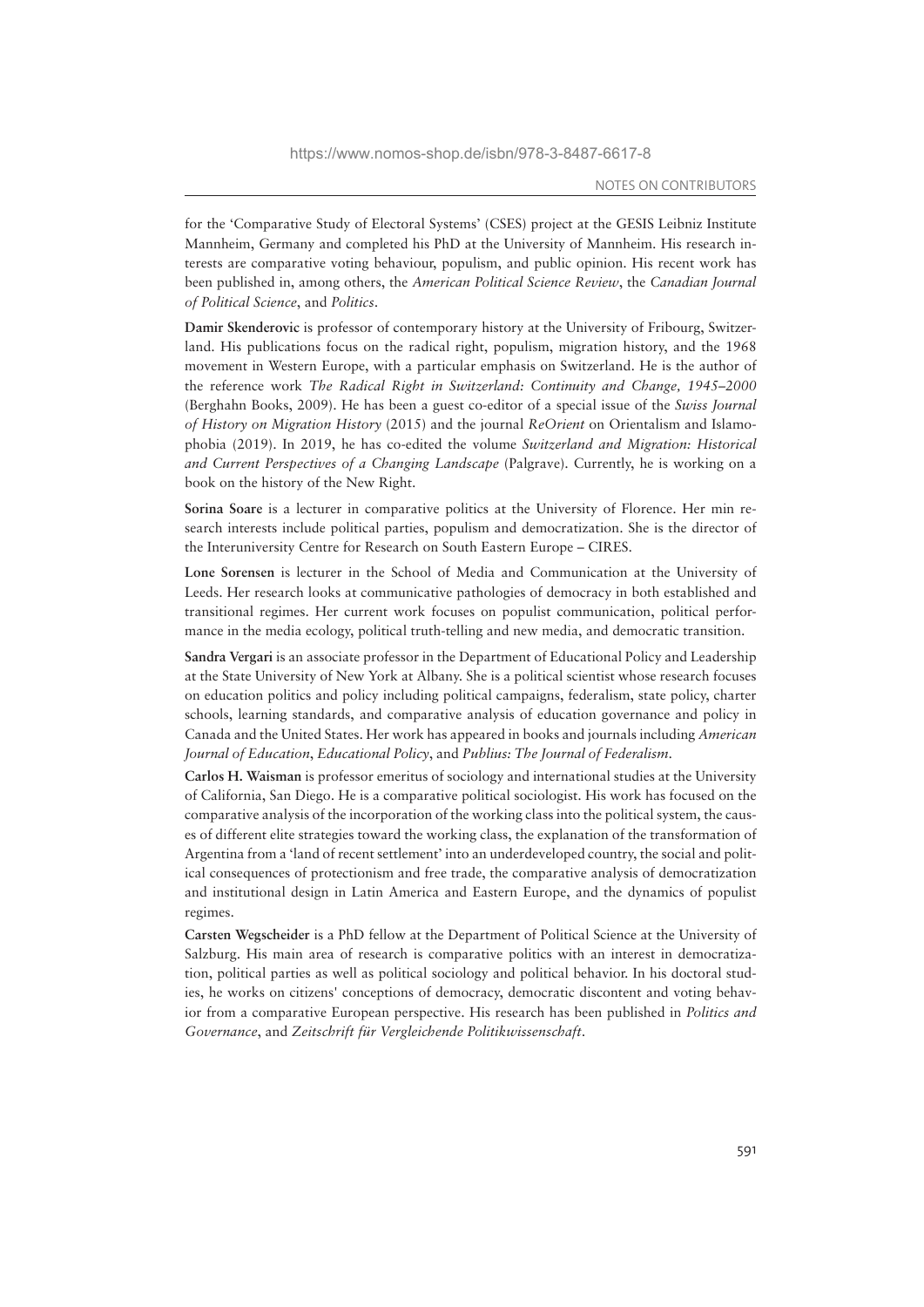for the 'Comparative Study of Electoral Systems' (CSES) project at the GESIS Leibniz Institute Mannheim, Germany and completed his PhD at the University of Mannheim. His research interests are comparative voting behaviour, populism, and public opinion. His recent work has been published in, among others, the *American Political Science Review*, the *Canadian Journal of Political Science*, and *Politics*.

**Damir Skenderovic** is professor of contemporary history at the University of Fribourg, Switzerland. His publications focus on the radical right, populism, migration history, and the 1968 movement in Western Europe, with a particular emphasis on Switzerland. He is the author of the reference work *The Radical Right in Switzerland: Continuity and Change, 1945–2000* (Berghahn Books, 2009). He has been a guest co-editor of a special issue of the *Swiss Journal of History on Migration History* (2015) and the journal *ReOrient* on Orientalism and Islamophobia (2019). In 2019, he has co-edited the volume *Switzerland and Migration: Historical and Current Perspectives of a Changing Landscape* (Palgrave). Currently, he is working on a book on the history of the New Right.

**Sorina Soare** is a lecturer in comparative politics at the University of Florence. Her min research interests include political parties, populism and democratization. She is the director of the Interuniversity Centre for Research on South Eastern Europe – CIRES.

**Lone Sorensen** is lecturer in the School of Media and Communication at the University of Leeds. Her research looks at communicative pathologies of democracy in both established and transitional regimes. Her current work focuses on populist communication, political performance in the media ecology, political truth-telling and new media, and democratic transition.

**Sandra Vergari** is an associate professor in the Department of Educational Policy and Leadership at the State University of New York at Albany. She is a political scientist whose research focuses on education politics and policy including political campaigns, federalism, state policy, charter schools, learning standards, and comparative analysis of education governance and policy in Canada and the United States. Her work has appeared in books and journals including *American Journal of Education*, *Educational Policy*, and *Publius: The Journal of Federalism*.

**Carlos H. Waisman** is professor emeritus of sociology and international studies at the University of California, San Diego. He is a comparative political sociologist. His work has focused on the comparative analysis of the incorporation of the working class into the political system, the causes of different elite strategies toward the working class, the explanation of the transformation of Argentina from a 'land of recent settlement' into an underdeveloped country, the social and political consequences of protectionism and free trade, the comparative analysis of democratization and institutional design in Latin America and Eastern Europe, and the dynamics of populist regimes.

**Carsten Wegscheider** is a PhD fellow at the Department of Political Science at the University of Salzburg. His main area of research is comparative politics with an interest in democratization, political parties as well as political sociology and political behavior. In his doctoral studies, he works on citizens' conceptions of democracy, democratic discontent and voting behavior from a comparative European perspective. His research has been published in *Politics and Governance*, and *Zeitschrift für Vergleichende Politikwissenschaft*.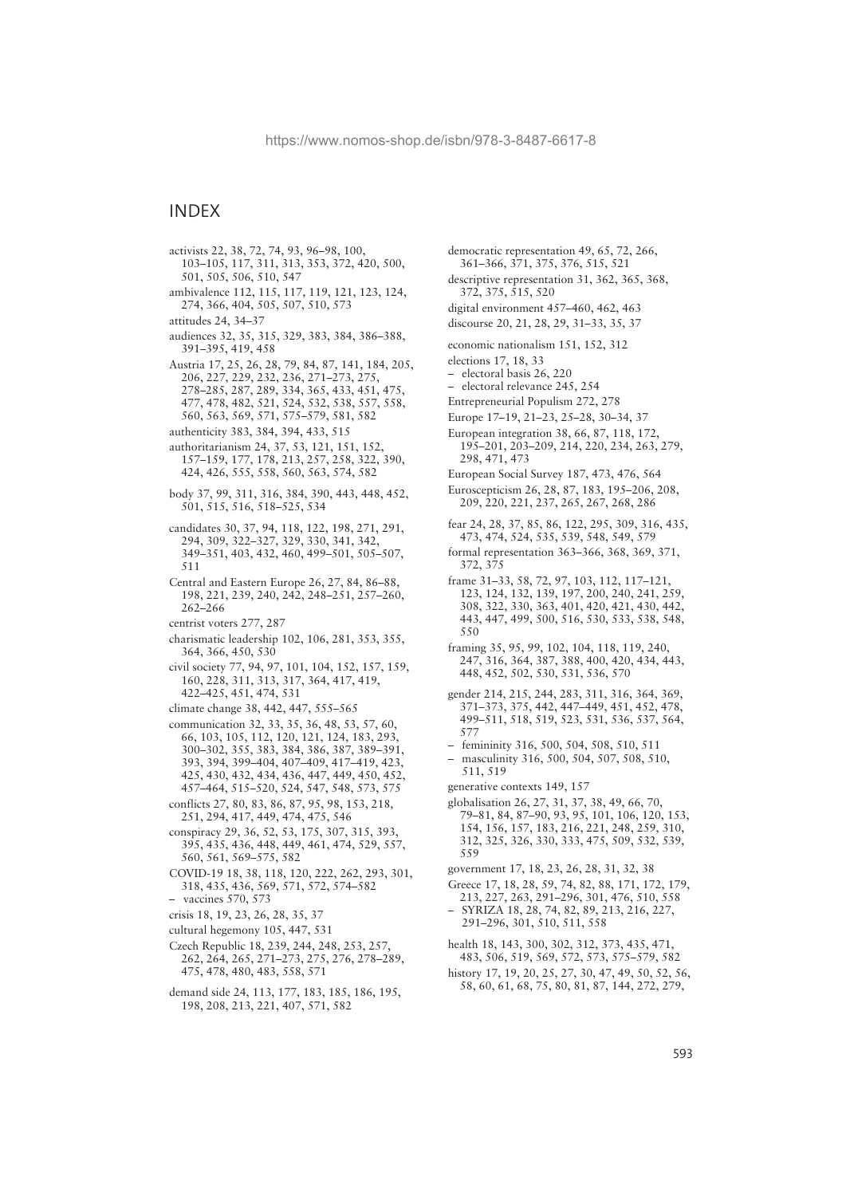# INDEX

activists 22, 38, 72, 74, 93, 96–98, 100, 103–105, 117, 311, 313, 353, 372, 420, 500, 501, 505, 506, 510, 547

ambivalence 112, 115, 117, 119, 121, 123, 124, 274, 366, 404, 505, 507, 510, 573

attitudes 24, 34–37

audiences 32, 35, 315, 329, 383, 384, 386–388, 391–395, 419, 458

Austria 17, 25, 26, 28, 79, 84, 87, 141, 184, 205, 206, 227, 229, 232, 236, 271–273, 275, 278–285, 287, 289, 334, 365, 433, 451, 475, 477, 478, 482, 521, 524, 532, 538, 557, 558, 560, 563, 569, 571, 575–579, 581, 582

authenticity 383, 384, 394, 433, 515

authoritarianism 24, 37, 53, 121, 151, 152, 157–159, 177, 178, 213, 257, 258, 322, 390, 424, 426, 555, 558, 560, 563, 574, 582

body 37, 99, 311, 316, 384, 390, 443, 448, 452, 501, 515, 516, 518–525, 534

candidates 30, 37, 94, 118, 122, 198, 271, 291, 294, 309, 322–327, 329, 330, 341, 342, 349–351, 403, 432, 460, 499–501, 505–507, 511

Central and Eastern Europe 26, 27, 84, 86–88, 198, 221, 239, 240, 242, 248–251, 257–260, 262–266

centrist voters 277, 287

charismatic leadership 102, 106, 281, 353, 355, 364, 366, 450, 530

civil society 77, 94, 97, 101, 104, 152, 157, 159, 160, 228, 311, 313, 317, 364, 417, 419, 422–425, 451, 474, 531

climate change 38, 442, 447, 555–565

communication 32, 33, 35, 36, 48, 53, 57, 60, 66, 103, 105, 112, 120, 121, 124, 183, 293, 300–302, 355, 383, 384, 386, 387, 389–391, 393, 394, 399–404, 407–409, 417–419, 423, 425, 430, 432, 434, 436, 447, 449, 450, 452, 457–464, 515–520, 524, 547, 548, 573, 575

conflicts 27, 80, 83, 86, 87, 95, 98, 153, 218, 251, 294, 417, 449, 474, 475, 546

conspiracy 29, 36, 52, 53, 175, 307, 315, 393, 395, 435, 436, 448, 449, 461, 474, 529, 557, 560, 561, 569–575, 582

COVID-19 18, 38, 118, 120, 222, 262, 293, 301, 318, 435, 436, 569, 571, 572, 574–582
– vaccines 570, 573

crisis 18, 19, 23, 26, 28, 35, 37

cultural hegemony 105, 447, 531

Czech Republic 18, 239, 244, 248, 253, 257, 262, 264, 265, 271–273, 275, 276, 278–289, 475, 478, 480, 483, 558, 571

demand side 24, 113, 177, 183, 185, 186, 195, 198, 208, 213, 221, 407, 571, 582

democratic representation 49, 65, 72, 266, 361–366, 371, 375, 376, 515, 521

descriptive representation 31, 362, 365, 368, 372, 375, 515, 520

digital environment 457–460, 462, 463

discourse 20, 21, 28, 29, 31–33, 35, 37

economic nationalism 151, 152, 312

elections 17, 18, 33
– electoral basis 26, 220
– electoral relevance 245, 254

Entrepreneurial Populism 272, 278

Europe 17–19, 21–23, 25–28, 30–34, 37

European integration 38, 66, 87, 118, 172, 195–201, 203–209, 214, 220, 234, 263, 279, 298, 471, 473

European Social Survey 187, 473, 476, 564

Euroscepticism 26, 28, 87, 183, 195–206, 208, 209, 220, 221, 237, 265, 267, 268, 286

fear 24, 28, 37, 85, 86, 122, 295, 309, 316, 435, 473, 474, 524, 535, 539, 548, 549, 579

formal representation 363–366, 368, 369, 371, 372, 375

frame 31–33, 58, 72, 97, 103, 112, 117–121, 123, 124, 132, 139, 197, 200, 240, 241, 259, 308, 322, 330, 363, 401, 420, 421, 430, 442, 443, 447, 499, 500, 516, 530, 533, 538, 548, 550

framing 35, 95, 99, 102, 104, 118, 119, 240, 247, 316, 364, 387, 388, 400, 420, 434, 443, 448, 452, 502, 530, 531, 536, 570

gender 214, 215, 244, 283, 311, 316, 364, 369, 371–373, 375, 442, 447–449, 451, 452, 478, 499–511, 518, 519, 523, 531, 536, 537, 564, 577
– femininity 316, 500, 504, 508, 510, 511
– masculinity 316, 500, 504, 507, 508, 510, 511, 519

generative contexts 149, 157

globalisation 26, 27, 31, 37, 38, 49, 66, 70, 79–81, 84, 87–90, 93, 95, 101, 106, 120, 153, 154, 156, 157, 183, 216, 221, 248, 259, 310, 312, 325, 326, 330, 333, 475, 509, 532, 539, 559

government 17, 18, 23, 26, 28, 31, 32, 38

Greece 17, 18, 28, 59, 74, 82, 88, 171, 172, 179, 213, 227, 263, 291–296, 301, 476, 510, 558
– SYRIZA 18, 28, 74, 82, 89, 213, 216, 227, 291–296, 301, 510, 511, 558

health 18, 143, 300, 302, 312, 373, 435, 471, 483, 506, 519, 569, 572, 573, 575–579, 582

history 17, 19, 20, 25, 27, 30, 47, 49, 50, 52, 56, 58, 60, 61, 68, 75, 80, 81, 87, 144, 272, 279,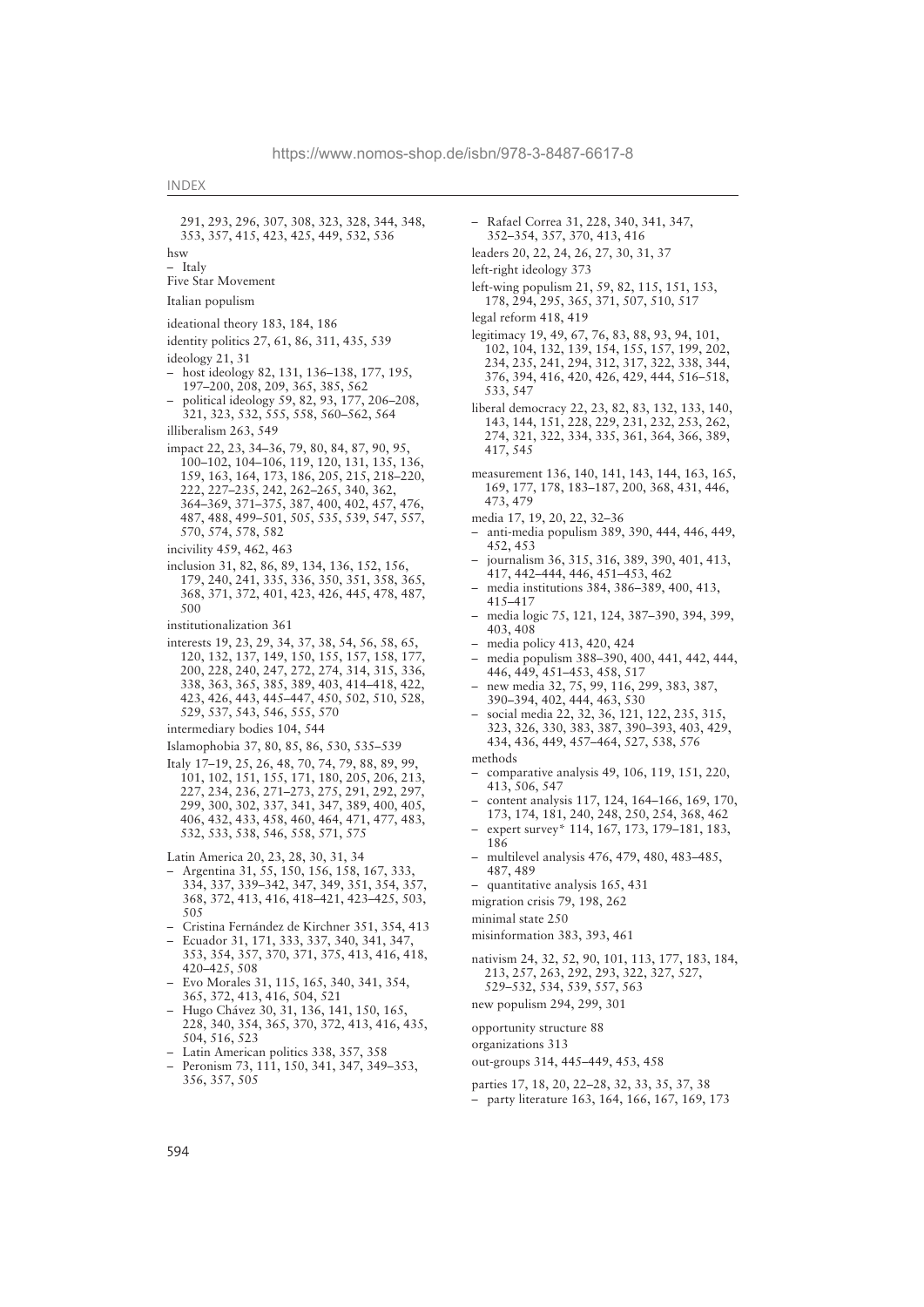291, 293, 296, 307, 308, 323, 328, 344, 348, 353, 357, 415, 423, 425, 449, 532, 536

hsw
– Italy
Five Star Movement

Italian populism

ideational theory 183, 184, 186

identity politics 27, 61, 86, 311, 435, 539

ideology 21, 31
– host ideology 82, 131, 136–138, 177, 195, 197–200, 208, 209, 365, 385, 562
– political ideology 59, 82, 93, 177, 206–208, 321, 323, 532, 555, 558, 560–562, 564

illiberalism 263, 549

impact 22, 23, 34–36, 79, 80, 84, 87, 90, 95, 100–102, 104–106, 119, 120, 131, 135, 136, 159, 163, 164, 173, 186, 205, 215, 218–220, 222, 227–235, 242, 262–265, 340, 362, 364–369, 371–375, 387, 400, 402, 457, 476, 487, 488, 499–501, 505, 535, 539, 547, 557, 570, 574, 578, 582

incivility 459, 462, 463

inclusion 31, 82, 86, 89, 134, 136, 152, 156, 179, 240, 241, 335, 336, 350, 351, 358, 365, 368, 371, 372, 401, 423, 426, 445, 478, 487, 500

institutionalization 361

interests 19, 23, 29, 34, 37, 38, 54, 56, 58, 65, 120, 132, 137, 149, 150, 155, 157, 158, 177, 200, 228, 240, 247, 272, 274, 314, 315, 336, 338, 363, 365, 385, 389, 403, 414–418, 422, 423, 426, 443, 445–447, 450, 502, 510, 528, 529, 537, 543, 546, 555, 570

intermediary bodies 104, 544

Islamophobia 37, 80, 85, 86, 530, 535–539

Italy 17–19, 25, 26, 48, 70, 74, 79, 88, 89, 99, 101, 102, 151, 155, 171, 180, 205, 206, 213, 227, 234, 236, 271–273, 275, 291, 292, 297, 299, 300, 302, 337, 341, 347, 389, 400, 405, 406, 432, 433, 458, 460, 464, 471, 477, 483, 532, 533, 538, 546, 558, 571, 575

Latin America 20, 23, 28, 30, 31, 34
– Argentina 31, 55, 150, 156, 158, 167, 333, 334, 337, 339–342, 347, 349, 351, 354, 357, 368, 372, 413, 416, 418–421, 423–425, 503, 505
– Cristina Fernández de Kirchner 351, 354, 413
– Ecuador 31, 171, 333, 337, 340, 341, 347, 353, 354, 357, 370, 371, 375, 413, 416, 418, 420–425, 508
– Evo Morales 31, 115, 165, 340, 341, 354, 365, 372, 413, 416, 504, 521
– Hugo Chávez 30, 31, 136, 141, 150, 165, 228, 340, 354, 365, 370, 372, 413, 416, 435, 504, 516, 523
– Latin American politics 338, 357, 358
– Peronism 73, 111, 150, 341, 347, 349–353, 356, 357, 505
– Rafael Correa 31, 228, 340, 341, 347, 352–354, 357, 370, 413, 416

leaders 20, 22, 24, 26, 27, 30, 31, 37

left-right ideology 373

left-wing populism 21, 59, 82, 115, 151, 153, 178, 294, 295, 365, 371, 507, 510, 517

legal reform 418, 419

legitimacy 19, 49, 67, 76, 83, 88, 93, 94, 101, 102, 104, 132, 139, 154, 155, 157, 199, 202, 234, 235, 241, 294, 312, 317, 322, 338, 344, 376, 394, 416, 420, 426, 429, 444, 516–518, 533, 547

liberal democracy 22, 23, 82, 83, 132, 133, 140, 143, 144, 151, 228, 229, 231, 232, 253, 262, 274, 321, 322, 334, 335, 361, 364, 366, 389, 417, 545

measurement 136, 140, 141, 143, 144, 163, 165, 169, 177, 178, 183–187, 200, 368, 431, 446, 473, 479

media 17, 19, 20, 22, 32–36
– anti-media populism 389, 390, 444, 446, 449, 452, 453
– journalism 36, 315, 316, 389, 390, 401, 413, 417, 442–444, 446, 451–453, 462
– media institutions 384, 386–389, 400, 413, 415–417
– media logic 75, 121, 124, 387–390, 394, 399, 403, 408
– media policy 413, 420, 424
– media populism 388–390, 400, 441, 442, 444, 446, 449, 451–453, 458, 517
– new media 32, 75, 99, 116, 299, 383, 387, 390–394, 402, 444, 463, 530
– social media 22, 32, 36, 121, 122, 235, 315, 323, 326, 330, 383, 387, 390–393, 403, 429, 434, 436, 449, 457–464, 527, 538, 576

methods
– comparative analysis 49, 106, 119, 151, 220, 413, 506, 547
– content analysis 117, 124, 164–166, 169, 170, 173, 174, 181, 240, 248, 250, 254, 368, 462
– expert survey* 114, 167, 173, 179–181, 183, 186
– multilevel analysis 476, 479, 480, 483–485, 487, 489
– quantitative analysis 165, 431

migration crisis 79, 198, 262

minimal state 250

misinformation 383, 393, 461

nativism 24, 32, 52, 90, 101, 113, 177, 183, 184, 213, 257, 263, 292, 293, 322, 327, 527, 529–532, 534, 539, 557, 563

new populism 294, 299, 301

opportunity structure 88

organizations 313

out-groups 314, 445–449, 453, 458

parties 17, 18, 20, 22–28, 32, 33, 35, 37, 38
– party literature 163, 164, 166, 167, 169, 173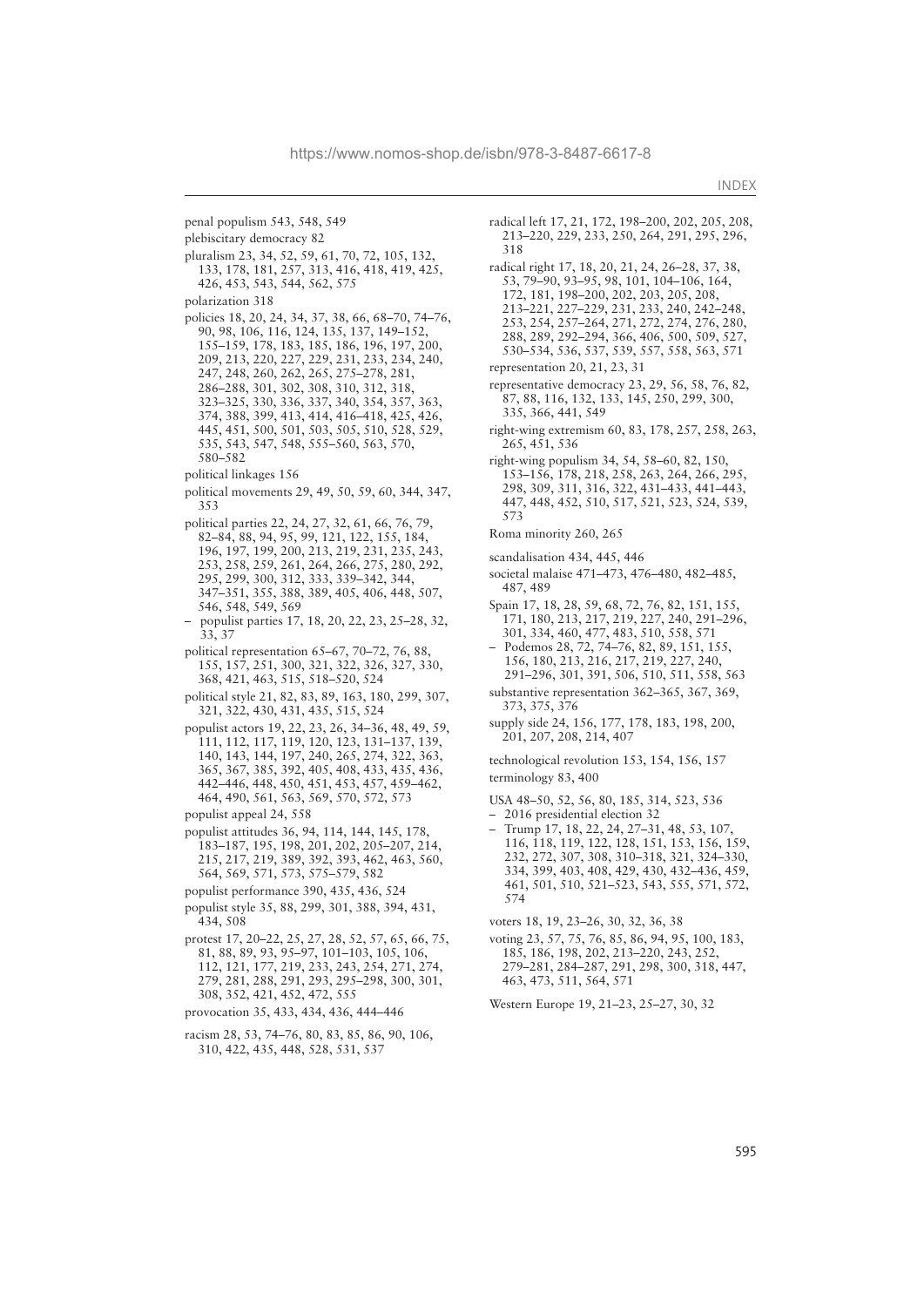penal populism 543, 548, 549

plebiscitary democracy 82

pluralism 23, 34, 52, 59, 61, 70, 72, 105, 132, 133, 178, 181, 257, 313, 416, 418, 419, 425, 426, 453, 543, 544, 562, 575

polarization 318

policies 18, 20, 24, 34, 37, 38, 66, 68–70, 74–76, 90, 98, 106, 116, 124, 135, 137, 149–152, 155–159, 178, 183, 185, 186, 196, 197, 200, 209, 213, 220, 227, 229, 231, 233, 234, 240, 247, 248, 260, 262, 265, 275–278, 281, 286–288, 301, 302, 308, 310, 312, 318, 323–325, 330, 336, 337, 340, 354, 357, 363, 374, 388, 399, 413, 414, 416–418, 425, 426, 445, 451, 500, 501, 503, 505, 510, 528, 529, 535, 543, 547, 548, 555–560, 563, 570, 580–582

political linkages 156

political movements 29, 49, 50, 59, 60, 344, 347, 353

political parties 22, 24, 27, 32, 61, 66, 76, 79, 82–84, 88, 94, 95, 99, 121, 122, 155, 184, 196, 197, 199, 200, 213, 219, 231, 235, 243, 253, 258, 259, 261, 264, 266, 275, 280, 292, 295, 299, 300, 312, 333, 339–342, 344, 347–351, 355, 388, 389, 405, 406, 448, 507, 546, 548, 549, 569

– populist parties 17, 18, 20, 22, 23, 25–28, 32, 33, 37

political representation 65–67, 70–72, 76, 88, 155, 157, 251, 300, 321, 322, 326, 327, 330, 368, 421, 463, 515, 518–520, 524

political style 21, 82, 83, 89, 163, 180, 299, 307, 321, 322, 430, 431, 435, 515, 524

populist actors 19, 22, 23, 26, 34–36, 48, 49, 59, 111, 112, 117, 119, 120, 123, 131–137, 139, 140, 143, 144, 197, 240, 265, 274, 322, 363, 365, 367, 385, 392, 405, 408, 433, 435, 436, 442–446, 448, 450, 451, 453, 457, 459–462, 464, 490, 561, 563, 569, 570, 572, 573

populist appeal 24, 558

populist attitudes 36, 94, 114, 144, 145, 178, 183–187, 195, 198, 201, 202, 205–207, 214, 215, 217, 219, 389, 392, 393, 462, 463, 560, 564, 569, 571, 573, 575–579, 582

populist performance 390, 435, 436, 524

populist style 35, 88, 299, 301, 388, 394, 431, 434, 508

protest 17, 20–22, 25, 27, 28, 52, 57, 65, 66, 75, 81, 88, 89, 93, 95–97, 101–103, 105, 106, 112, 121, 177, 219, 233, 243, 254, 271, 274, 279, 281, 288, 291, 293, 295–298, 300, 301, 308, 352, 421, 452, 472, 555

provocation 35, 433, 434, 436, 444–446

racism 28, 53, 74–76, 80, 83, 85, 86, 90, 106, 310, 422, 435, 448, 528, 531, 537

radical left 17, 21, 172, 198–200, 202, 205, 208, 213–220, 229, 233, 250, 264, 291, 295, 296, 318

radical right 17, 18, 20, 21, 24, 26–28, 37, 38, 53, 79–90, 93–95, 98, 101, 104–106, 164, 172, 181, 198–200, 202, 203, 205, 208, 213–221, 227–229, 231, 233, 240, 242–248, 253, 254, 257–264, 271, 272, 274, 276, 280, 288, 289, 292–294, 366, 406, 500, 509, 527, 530–534, 536, 537, 539, 557, 558, 563, 571

representation 20, 21, 23, 31

representative democracy 23, 29, 56, 58, 76, 82, 87, 88, 116, 132, 133, 145, 250, 299, 300, 335, 366, 441, 549

right-wing extremism 60, 83, 178, 257, 258, 263, 265, 451, 536

right-wing populism 34, 54, 58–60, 82, 150, 153–156, 178, 218, 258, 263, 264, 266, 295, 298, 309, 311, 316, 322, 431–433, 441–443, 447, 448, 452, 510, 517, 521, 523, 524, 539, 573

Roma minority 260, 265

scandalisation 434, 445, 446

societal malaise 471–473, 476–480, 482–485, 487, 489

Spain 17, 18, 28, 59, 68, 72, 76, 82, 151, 155, 171, 180, 213, 217, 219, 227, 240, 291–296, 301, 334, 460, 477, 483, 510, 558, 571

– Podemos 28, 72, 74–76, 82, 89, 151, 155, 156, 180, 213, 216, 217, 219, 227, 240, 291–296, 301, 391, 506, 510, 511, 558, 563

substantive representation 362–365, 367, 369, 373, 375, 376

supply side 24, 156, 177, 178, 183, 198, 200, 201, 207, 208, 214, 407

technological revolution 153, 154, 156, 157

terminology 83, 400

USA 48–50, 52, 56, 80, 185, 314, 523, 536

– 2016 presidential election 32

– Trump 17, 18, 22, 24, 27–31, 48, 53, 107, 116, 118, 119, 122, 128, 151, 153, 156, 159, 232, 272, 307, 308, 310–318, 321, 324–330, 334, 399, 403, 408, 429, 430, 432–436, 459, 461, 501, 510, 521–523, 543, 555, 571, 572, 574

voters 18, 19, 23–26, 30, 32, 36, 38

voting 23, 57, 75, 76, 85, 86, 94, 95, 100, 183, 185, 186, 198, 202, 213–220, 243, 252, 279–281, 284–287, 291, 298, 300, 318, 447, 463, 473, 511, 564, 571

Western Europe 19, 21–23, 25–27, 30, 32